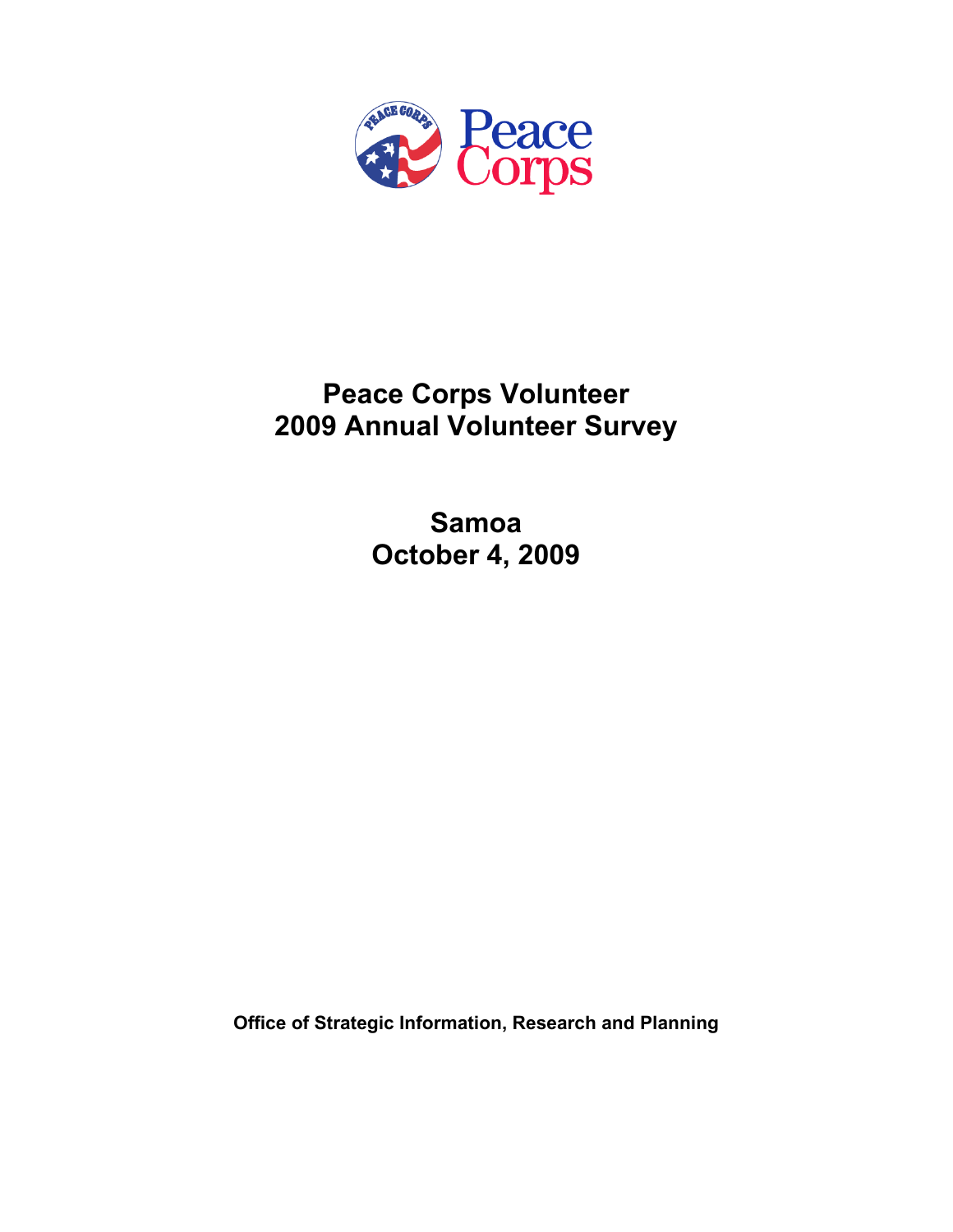# Peace Corps Volunteer
# 2009 Annual Volunteer Survey

## Samoa
## October 4, 2009

**Office of Strategic Information, Research and Planning**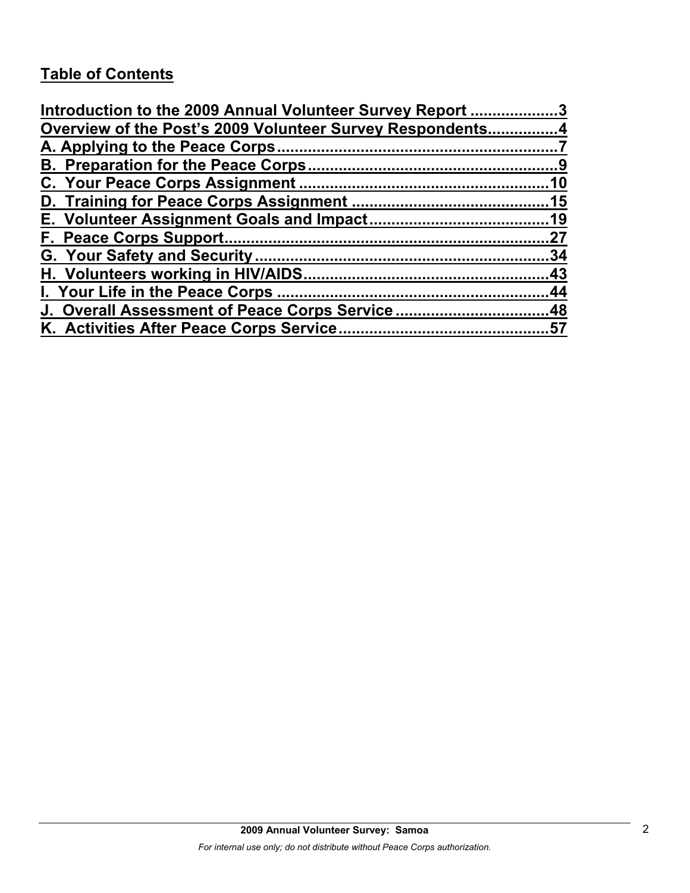## Table of Contents

Introduction to the 2009 Annual Volunteer Survey Report ....................3
Overview of the Post's 2009 Volunteer Survey Respondents................4
A. Applying to the Peace Corps................................................................7
B. Preparation for the Peace Corps.........................................................9
C. Your Peace Corps Assignment ........................................................10
D. Training for Peace Corps Assignment ............................................15
E. Volunteer Assignment Goals and Impact........................................19
F. Peace Corps Support..........................................................................27
G. Your Safety and Security...................................................................34
H. Volunteers working in HIV/AIDS........................................................43
I. Your Life in the Peace Corps .............................................................44
J. Overall Assessment of Peace Corps Service ..................................48
K. Activities After Peace Corps Service................................................57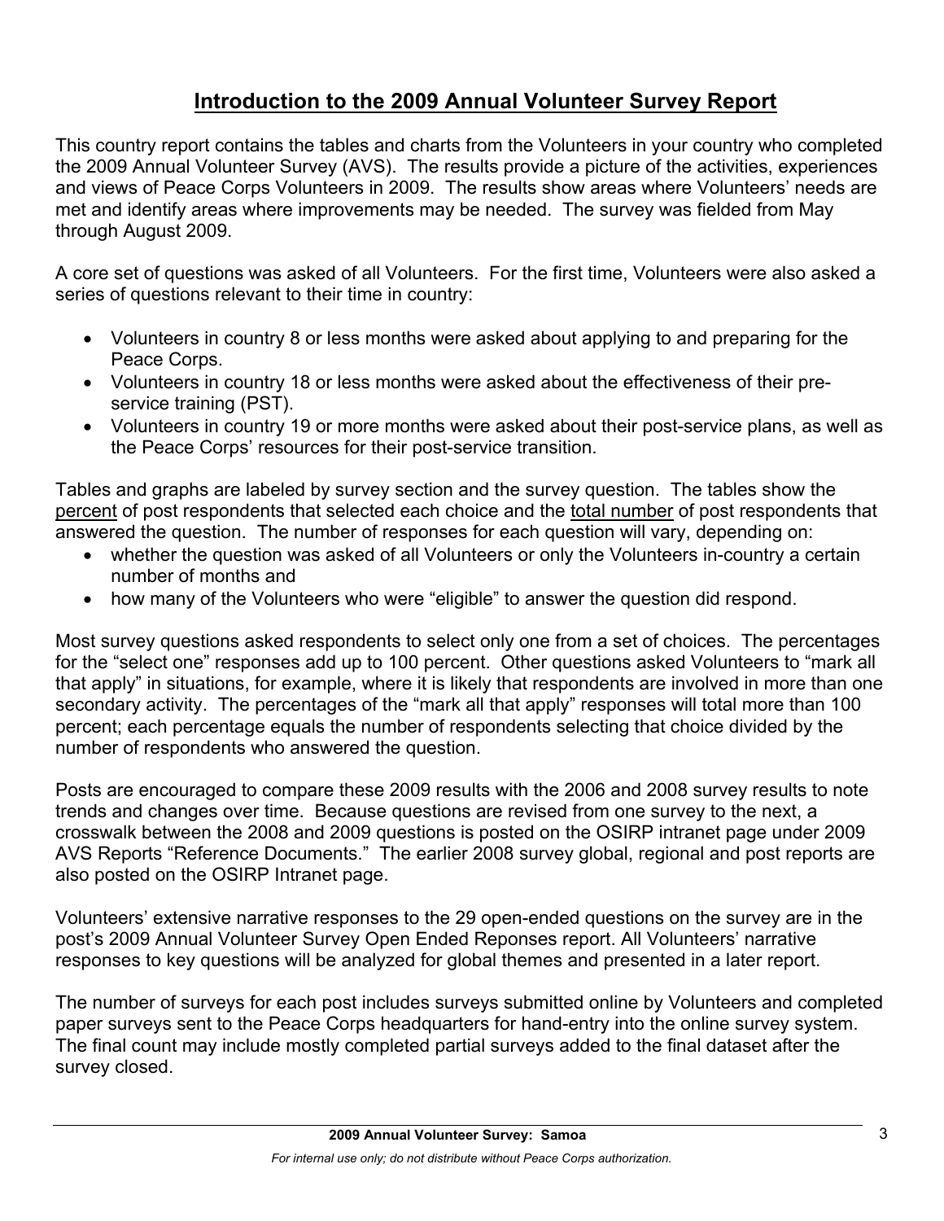# Introduction to the 2009 Annual Volunteer Survey Report

This country report contains the tables and charts from the Volunteers in your country who completed the 2009 Annual Volunteer Survey (AVS). The results provide a picture of the activities, experiences and views of Peace Corps Volunteers in 2009. The results show areas where Volunteers' needs are met and identify areas where improvements may be needed. The survey was fielded from May through August 2009.

A core set of questions was asked of all Volunteers. For the first time, Volunteers were also asked a series of questions relevant to their time in country:

- Volunteers in country 8 or less months were asked about applying to and preparing for the Peace Corps.
- Volunteers in country 18 or less months were asked about the effectiveness of their pre-service training (PST).
- Volunteers in country 19 or more months were asked about their post-service plans, as well as the Peace Corps' resources for their post-service transition.

Tables and graphs are labeled by survey section and the survey question. The tables show the percent of post respondents that selected each choice and the total number of post respondents that answered the question. The number of responses for each question will vary, depending on:

- whether the question was asked of all Volunteers or only the Volunteers in-country a certain number of months and
- how many of the Volunteers who were "eligible" to answer the question did respond.

Most survey questions asked respondents to select only one from a set of choices. The percentages for the "select one" responses add up to 100 percent. Other questions asked Volunteers to "mark all that apply" in situations, for example, where it is likely that respondents are involved in more than one secondary activity. The percentages of the "mark all that apply" responses will total more than 100 percent; each percentage equals the number of respondents selecting that choice divided by the number of respondents who answered the question.

Posts are encouraged to compare these 2009 results with the 2006 and 2008 survey results to note trends and changes over time. Because questions are revised from one survey to the next, a crosswalk between the 2008 and 2009 questions is posted on the OSIRP intranet page under 2009 AVS Reports "Reference Documents." The earlier 2008 survey global, regional and post reports are also posted on the OSIRP Intranet page.

Volunteers' extensive narrative responses to the 29 open-ended questions on the survey are in the post's 2009 Annual Volunteer Survey Open Ended Reponses report. All Volunteers' narrative responses to key questions will be analyzed for global themes and presented in a later report.

The number of surveys for each post includes surveys submitted online by Volunteers and completed paper surveys sent to the Peace Corps headquarters for hand-entry into the online survey system. The final count may include mostly completed partial surveys added to the final dataset after the survey closed.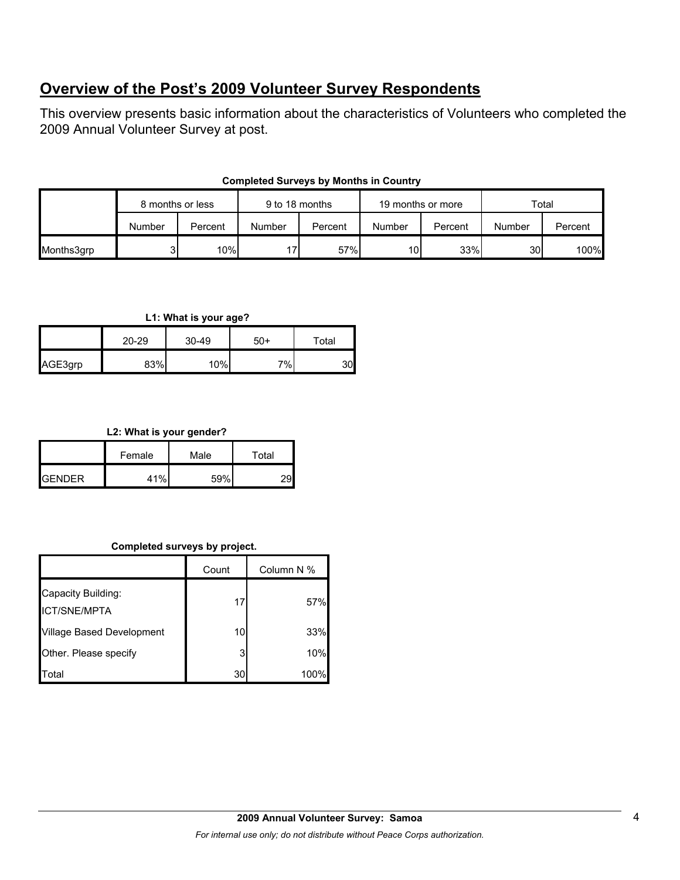## Overview of the Post's 2009 Volunteer Survey Respondents

This overview presents basic information about the characteristics of Volunteers who completed the 2009 Annual Volunteer Survey at post.

**Completed Surveys by Months in Country**

| | 8 months or less | | 9 to 18 months | | 19 months or more | | Total | |
|---|---|---|---|---|---|---|---|---|
| | Number | Percent | Number | Percent | Number | Percent | Number | Percent |
| Months3grp | 3 | 10% | 17 | 57% | 10 | 33% | 30 | 100% |

**L1: What is your age?**

| | 20-29 | 30-49 | 50+ | Total |
|---|---|---|---|---|
| AGE3grp | 83% | 10% | 7% | 30 |

**L2: What is your gender?**

| | Female | Male | Total |
|---|---|---|---|
| GENDER | 41% | 59% | 29 |

**Completed surveys by project.**

| | Count | Column N % |
|---|---|---|
| Capacity Building: ICT/SNE/MPTA | 17 | 57% |
| Village Based Development | 10 | 33% |
| Other. Please specify | 3 | 10% |
| Total | 30 | 100% |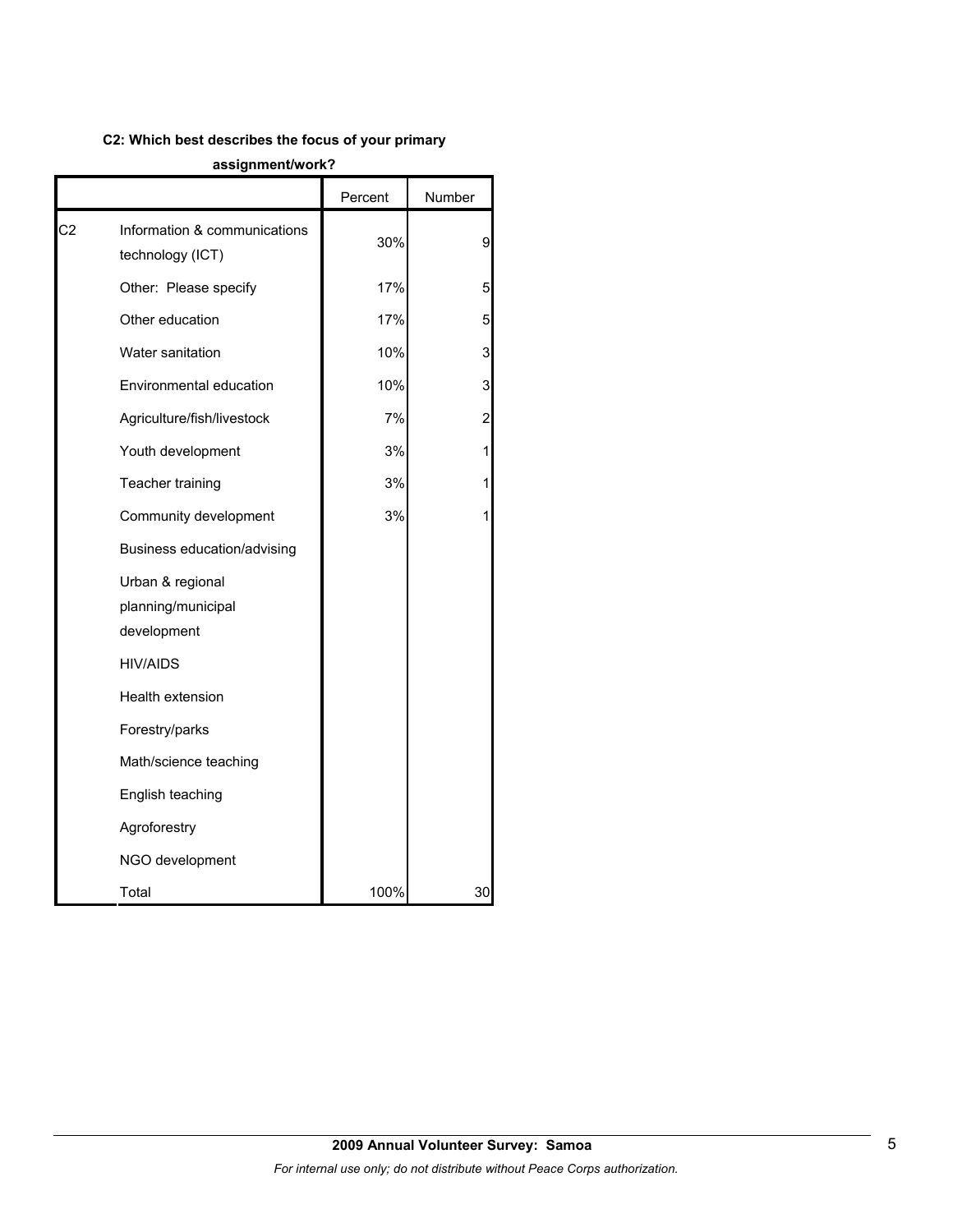**C2: Which best describes the focus of your primary assignment/work?**

| | | Percent | Number |
|---|---|---|---|
| C2 | Information & communications technology (ICT) | 30% | 9 |
| | Other: Please specify | 17% | 5 |
| | Other education | 17% | 5 |
| | Water sanitation | 10% | 3 |
| | Environmental education | 10% | 3 |
| | Agriculture/fish/livestock | 7% | 2 |
| | Youth development | 3% | 1 |
| | Teacher training | 3% | 1 |
| | Community development | 3% | 1 |
| | Business education/advising | | |
| | Urban & regional planning/municipal development | | |
| | HIV/AIDS | | |
| | Health extension | | |
| | Forestry/parks | | |
| | Math/science teaching | | |
| | English teaching | | |
| | Agroforestry | | |
| | NGO development | | |
| | Total | 100% | 30 |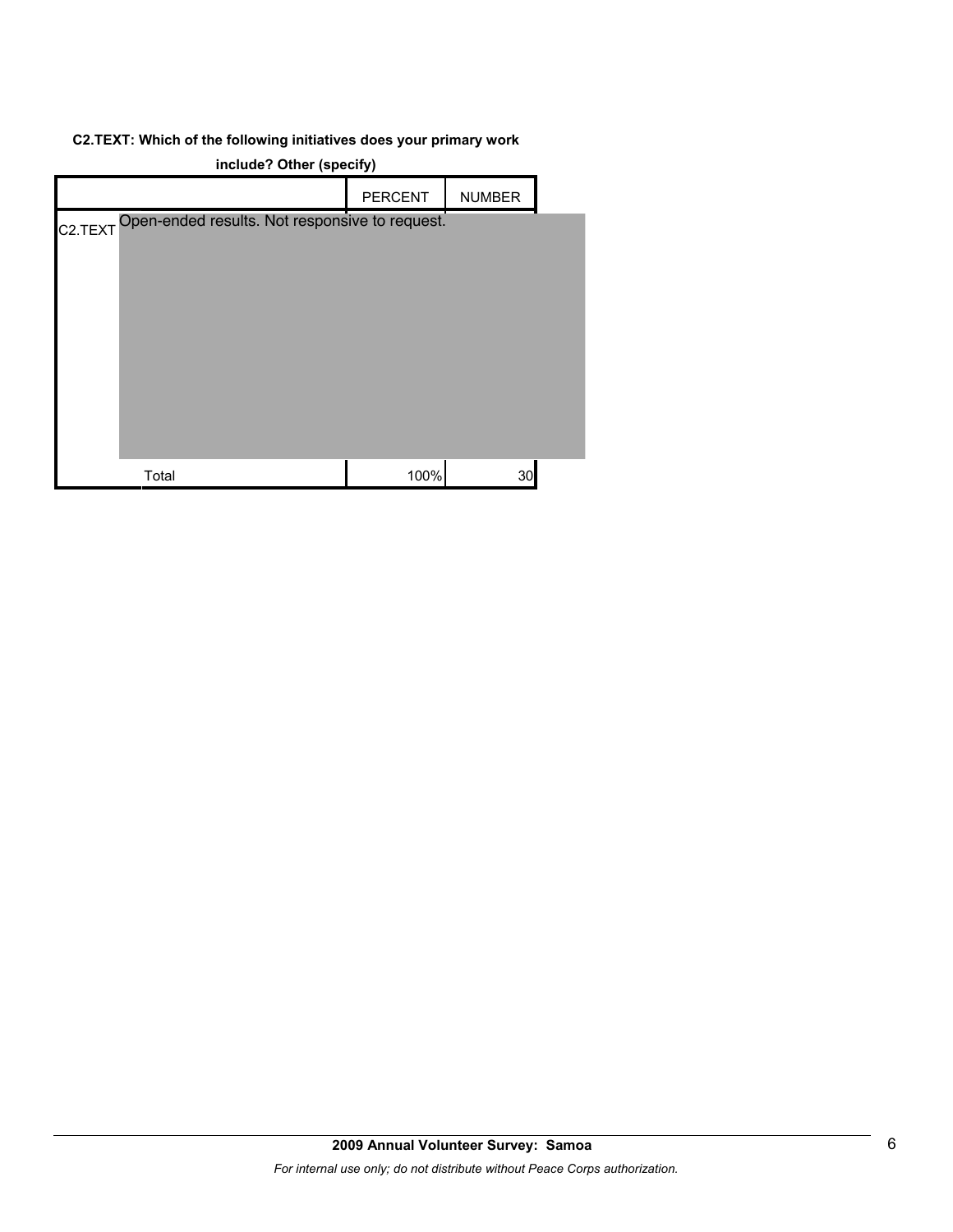**C2.TEXT: Which of the following initiatives does your primary work include? Other (specify)**

| | | PERCENT | NUMBER |
|---|---|---|---|
| C2.TEXT | Open-ended results. Not responsive to request. | | |
| | Total | 100% | 30 |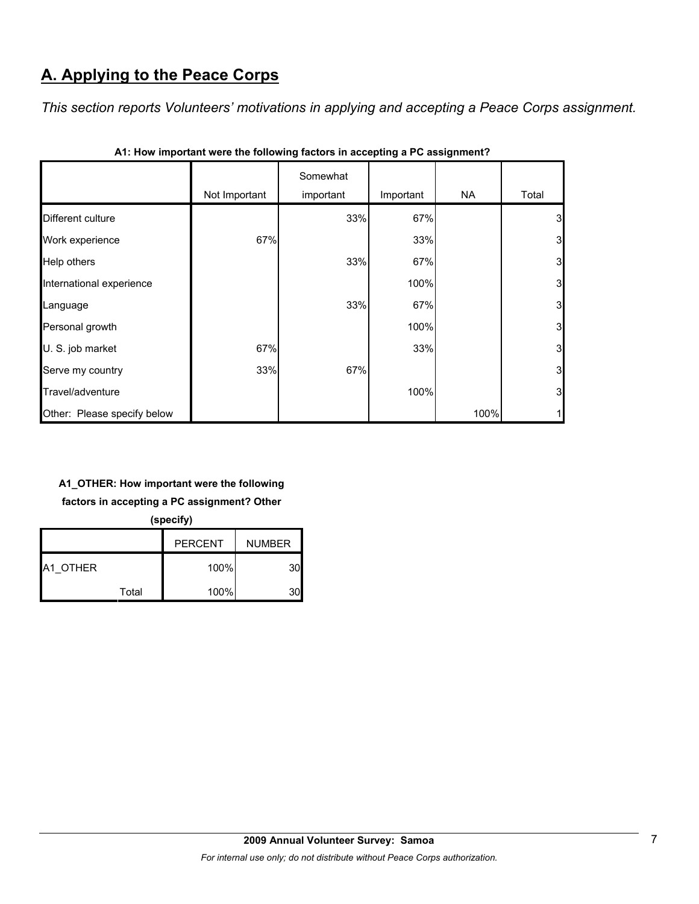## A. Applying to the Peace Corps

*This section reports Volunteers' motivations in applying and accepting a Peace Corps assignment.*

**A1: How important were the following factors in accepting a PC assignment?**

| | Not Important | Somewhat important | Important | NA | Total |
|---|---|---|---|---|---|
| Different culture | | 33% | 67% | | 3 |
| Work experience | 67% | | 33% | | 3 |
| Help others | | 33% | 67% | | 3 |
| International experience | | | 100% | | 3 |
| Language | | 33% | 67% | | 3 |
| Personal growth | | | 100% | | 3 |
| U. S. job market | 67% | | 33% | | 3 |
| Serve my country | 33% | 67% | | | 3 |
| Travel/adventure | | | 100% | | 3 |
| Other: Please specify below | | | | 100% | 1 |

**A1_OTHER: How important were the following factors in accepting a PC assignment? Other (specify)**

| | | PERCENT | NUMBER |
|---|---|---|---|
| A1_OTHER | | 100% | 30 |
| | Total | 100% | 30 |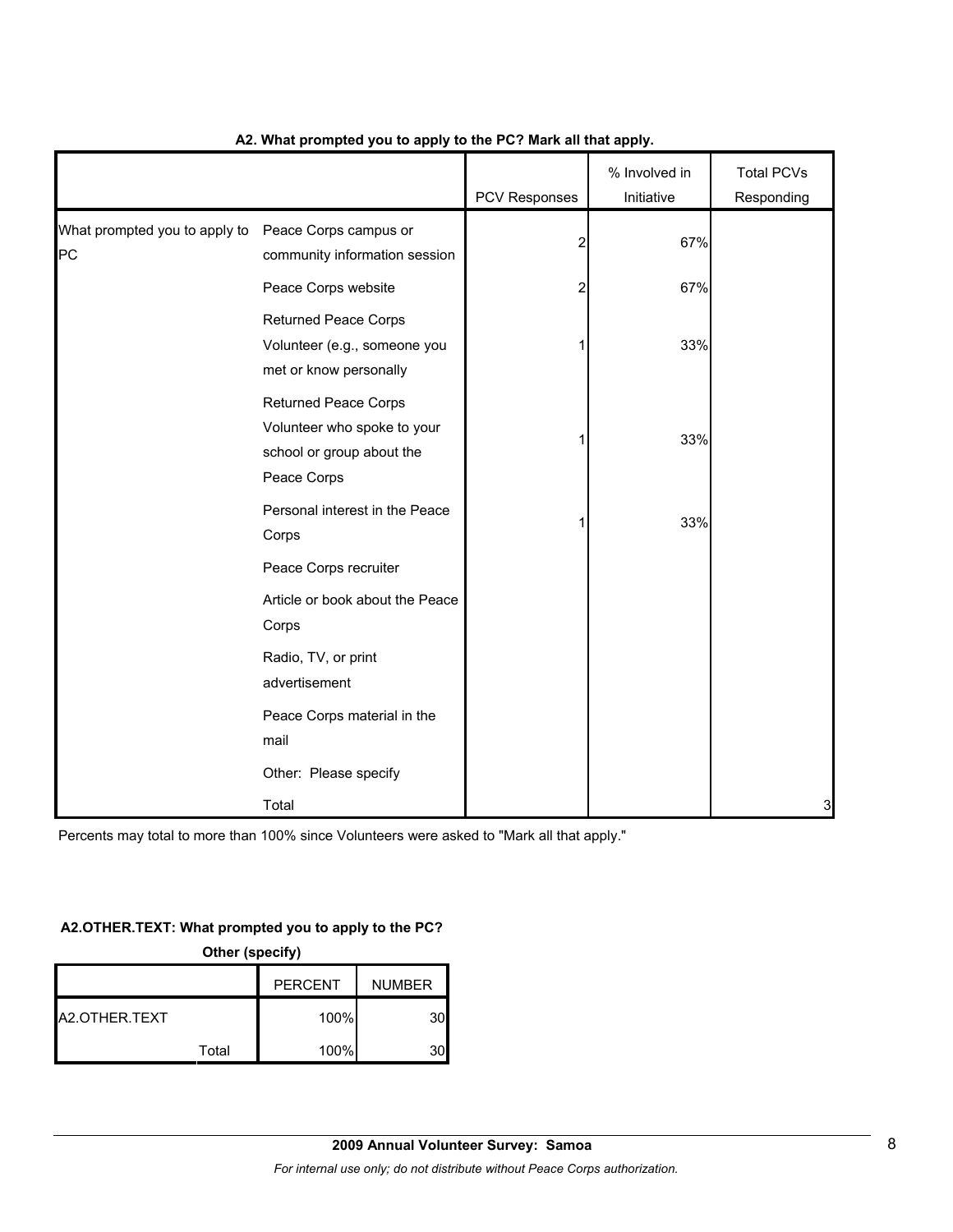**A2. What prompted you to apply to the PC? Mark all that apply.**

| | | PCV Responses | % Involved in Initiative | Total PCVs Responding |
|---|---|---|---|---|
| What prompted you to apply to PC | Peace Corps campus or community information session | 2 | 67% | |
| | Peace Corps website | 2 | 67% | |
| | Returned Peace Corps Volunteer (e.g., someone you met or know personally | 1 | 33% | |
| | Returned Peace Corps Volunteer who spoke to your school or group about the Peace Corps | 1 | 33% | |
| | Personal interest in the Peace Corps | 1 | 33% | |
| | Peace Corps recruiter | | | |
| | Article or book about the Peace Corps | | | |
| | Radio, TV, or print advertisement | | | |
| | Peace Corps material in the mail | | | |
| | Other: Please specify | | | |
| | Total | | | 3 |

Percents may total to more than 100% since Volunteers were asked to "Mark all that apply."

**A2.OTHER.TEXT: What prompted you to apply to the PC? Other (specify)**

| | | PERCENT | NUMBER |
|---|---|---|---|
| A2.OTHER.TEXT | | 100% | 30 |
| | Total | 100% | 30 |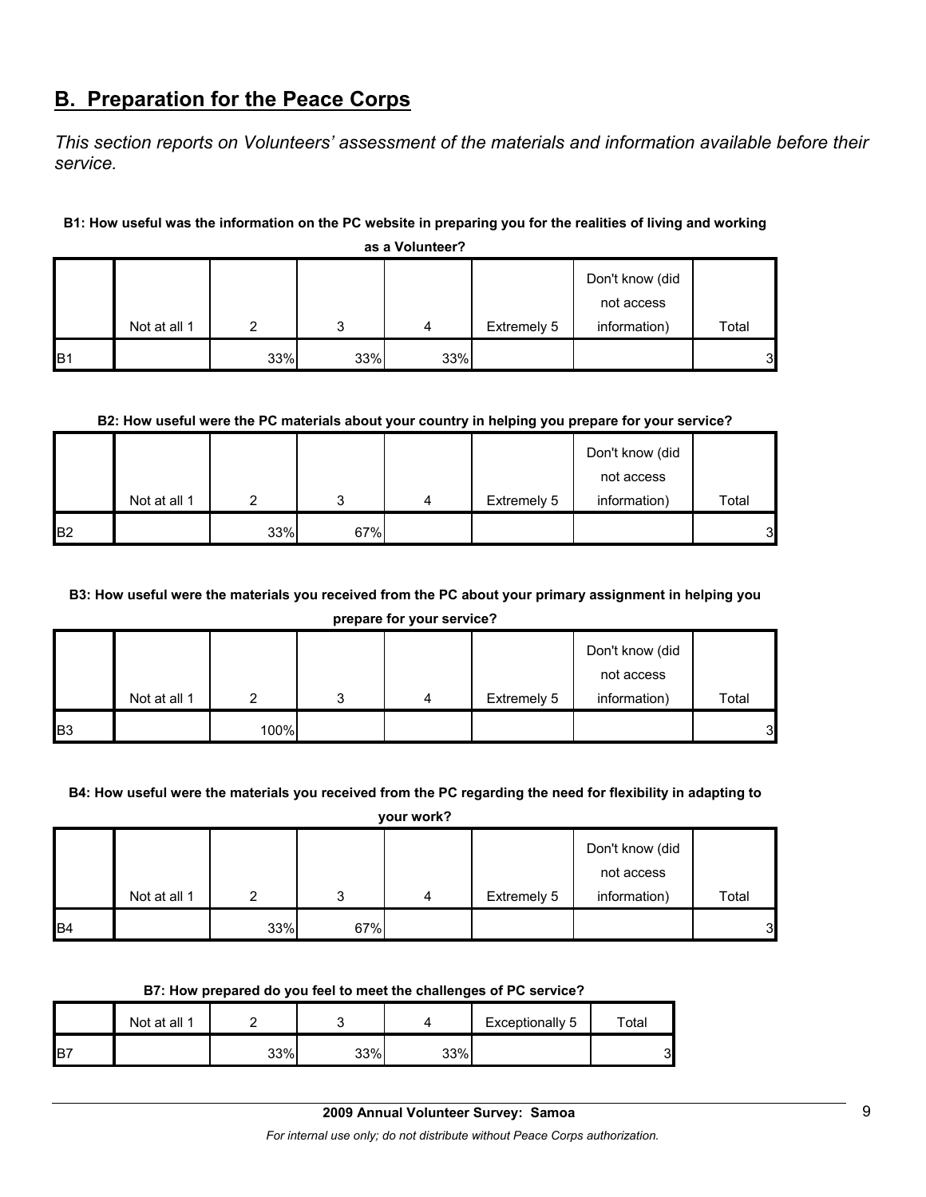## B. Preparation for the Peace Corps

*This section reports on Volunteers' assessment of the materials and information available before their service.*

**B1: How useful was the information on the PC website in preparing you for the realities of living and working as a Volunteer?**

| | Not at all 1 | 2 | 3 | 4 | Extremely 5 | Don't know (did not access information) | Total |
|---|---|---|---|---|---|---|---|
| B1 | | 33% | 33% | 33% | | | 3 |

**B2: How useful were the PC materials about your country in helping you prepare for your service?**

| | Not at all 1 | 2 | 3 | 4 | Extremely 5 | Don't know (did not access information) | Total |
|---|---|---|---|---|---|---|---|
| B2 | | 33% | 67% | | | | 3 |

**B3: How useful were the materials you received from the PC about your primary assignment in helping you prepare for your service?**

| | Not at all 1 | 2 | 3 | 4 | Extremely 5 | Don't know (did not access information) | Total |
|---|---|---|---|---|---|---|---|
| B3 | | 100% | | | | | 3 |

**B4: How useful were the materials you received from the PC regarding the need for flexibility in adapting to your work?**

| | Not at all 1 | 2 | 3 | 4 | Extremely 5 | Don't know (did not access information) | Total |
|---|---|---|---|---|---|---|---|
| B4 | | 33% | 67% | | | | 3 |

**B7: How prepared do you feel to meet the challenges of PC service?**

| | Not at all 1 | 2 | 3 | 4 | Exceptionally 5 | Total |
|---|---|---|---|---|---|---|
| B7 | | 33% | 33% | 33% | | 3 |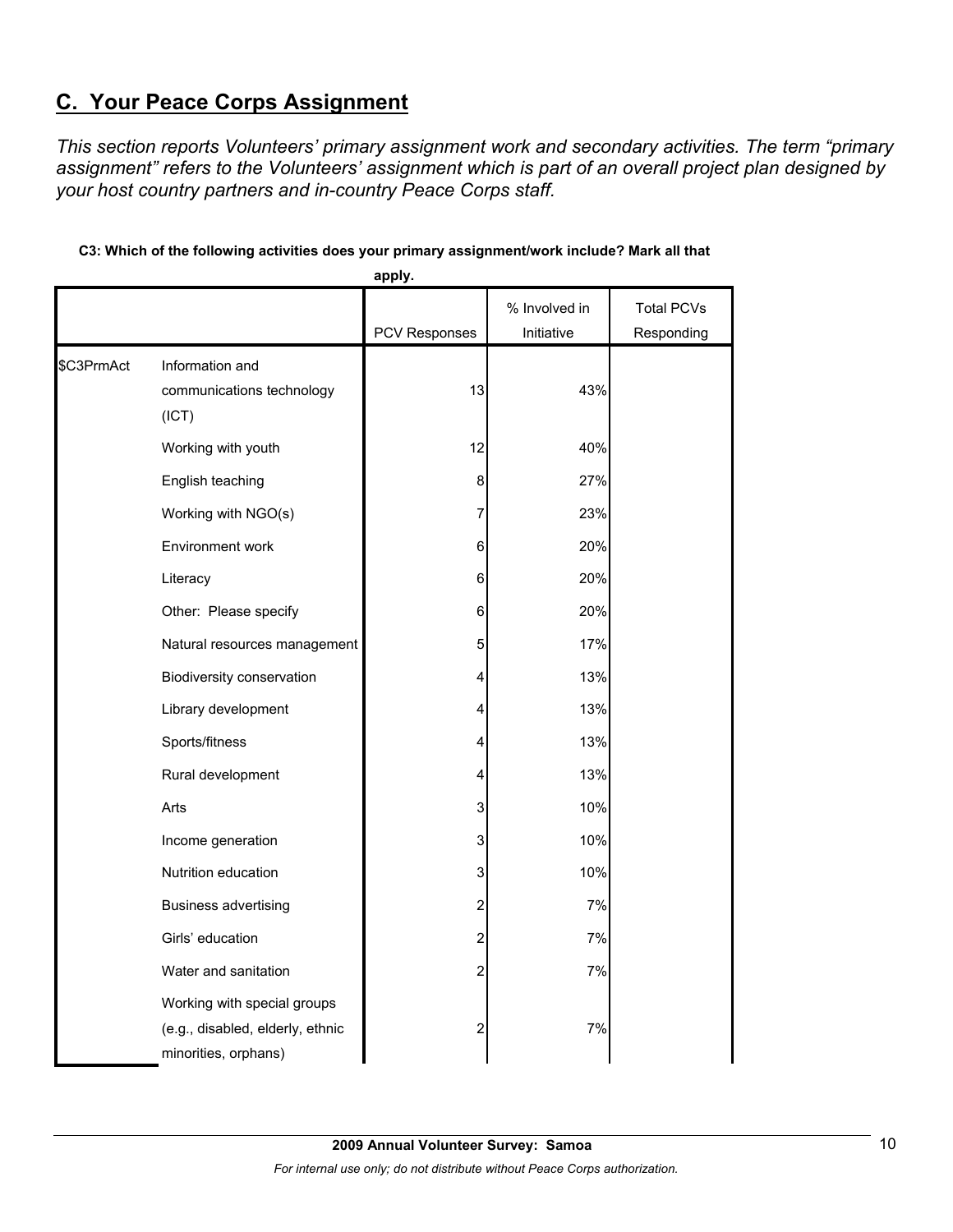## C. Your Peace Corps Assignment

*This section reports Volunteers' primary assignment work and secondary activities. The term "primary assignment" refers to the Volunteers' assignment which is part of an overall project plan designed by your host country partners and in-country Peace Corps staff.*

**C3: Which of the following activities does your primary assignment/work include? Mark all that apply.**

| | | PCV Responses | % Involved in Initiative | Total PCVs Responding |
|---|---|---|---|---|
| $C3PrmAct | Information and communications technology (ICT) | 13 | 43% | |
| | Working with youth | 12 | 40% | |
| | English teaching | 8 | 27% | |
| | Working with NGO(s) | 7 | 23% | |
| | Environment work | 6 | 20% | |
| | Literacy | 6 | 20% | |
| | Other: Please specify | 6 | 20% | |
| | Natural resources management | 5 | 17% | |
| | Biodiversity conservation | 4 | 13% | |
| | Library development | 4 | 13% | |
| | Sports/fitness | 4 | 13% | |
| | Rural development | 4 | 13% | |
| | Arts | 3 | 10% | |
| | Income generation | 3 | 10% | |
| | Nutrition education | 3 | 10% | |
| | Business advertising | 2 | 7% | |
| | Girls' education | 2 | 7% | |
| | Water and sanitation | 2 | 7% | |
| | Working with special groups (e.g., disabled, elderly, ethnic minorities, orphans) | 2 | 7% | |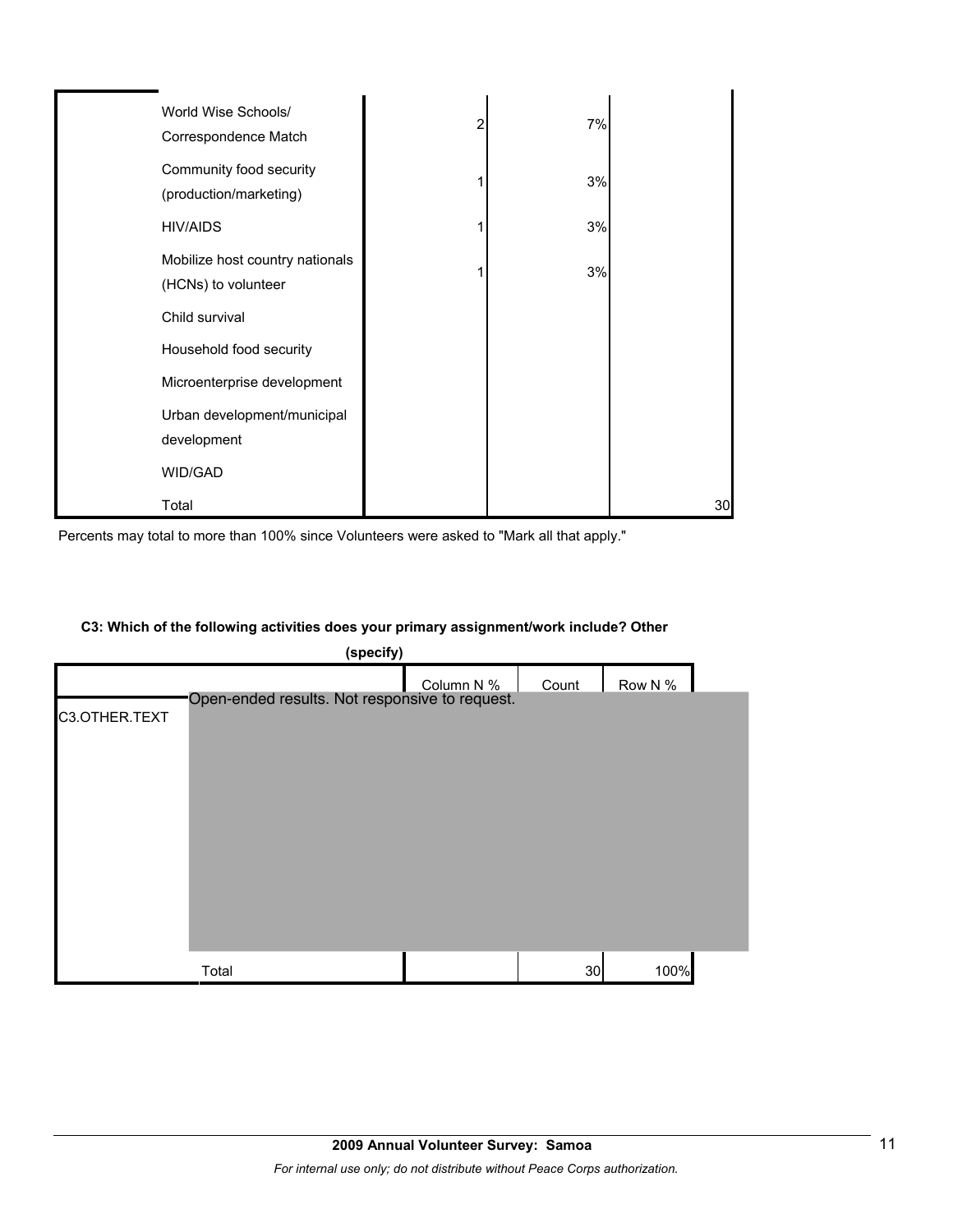| | Column N % | Count | Row N % |
|---|---|---|---|
| World Wise Schools/ Correspondence Match | 2 | 7% | |
| Community food security (production/marketing) | 1 | 3% | |
| HIV/AIDS | 1 | 3% | |
| Mobilize host country nationals (HCNs) to volunteer | 1 | 3% | |
| Child survival | | | |
| Household food security | | | |
| Microenterprise development | | | |
| Urban development/municipal development | | | |
| WID/GAD | | | |
| Total | | | 30 |

Percents may total to more than 100% since Volunteers were asked to "Mark all that apply."

**C3: Which of the following activities does your primary assignment/work include? Other (specify)**

| | | Column N % | Count | Row N % |
|---|---|---|---|---|
| C3.OTHER.TEXT | Open-ended results. Not responsive to request. | | | |
| | Total | | 30 | 100% |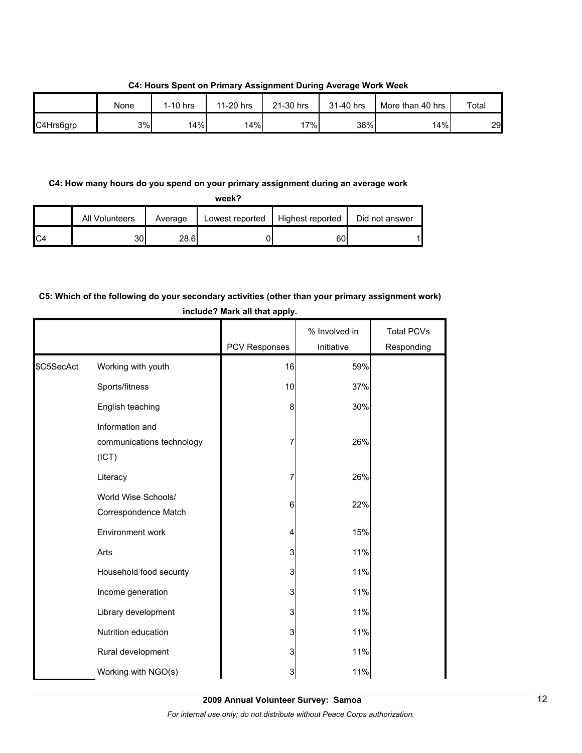**C4: Hours Spent on Primary Assignment During Average Work Week**

| | None | 1-10 hrs | 11-20 hrs | 21-30 hrs | 31-40 hrs | More than 40 hrs | Total |
|---|---|---|---|---|---|---|---|
| C4Hrs6grp | 3% | 14% | 14% | 17% | 38% | 14% | 29 |

**C4: How many hours do you spend on your primary assignment during an average work week?**

| | All Volunteers | Average | Lowest reported | Highest reported | Did not answer |
|---|---|---|---|---|---|
| C4 | 30 | 28.6 | 0 | 60 | 1 |

**C5: Which of the following do your secondary activities (other than your primary assignment work) include? Mark all that apply.**

| | | PCV Responses | % Involved in Initiative | Total PCVs Responding |
|---|---|---|---|---|
| $C5SecAct | Working with youth | 16 | 59% | |
| | Sports/fitness | 10 | 37% | |
| | English teaching | 8 | 30% | |
| | Information and communications technology (ICT) | 7 | 26% | |
| | Literacy | 7 | 26% | |
| | World Wise Schools/ Correspondence Match | 6 | 22% | |
| | Environment work | 4 | 15% | |
| | Arts | 3 | 11% | |
| | Household food security | 3 | 11% | |
| | Income generation | 3 | 11% | |
| | Library development | 3 | 11% | |
| | Nutrition education | 3 | 11% | |
| | Rural development | 3 | 11% | |
| | Working with NGO(s) | 3 | 11% | |

**2009 Annual Volunteer Survey: Samoa**

*For internal use only; do not distribute without Peace Corps authorization.*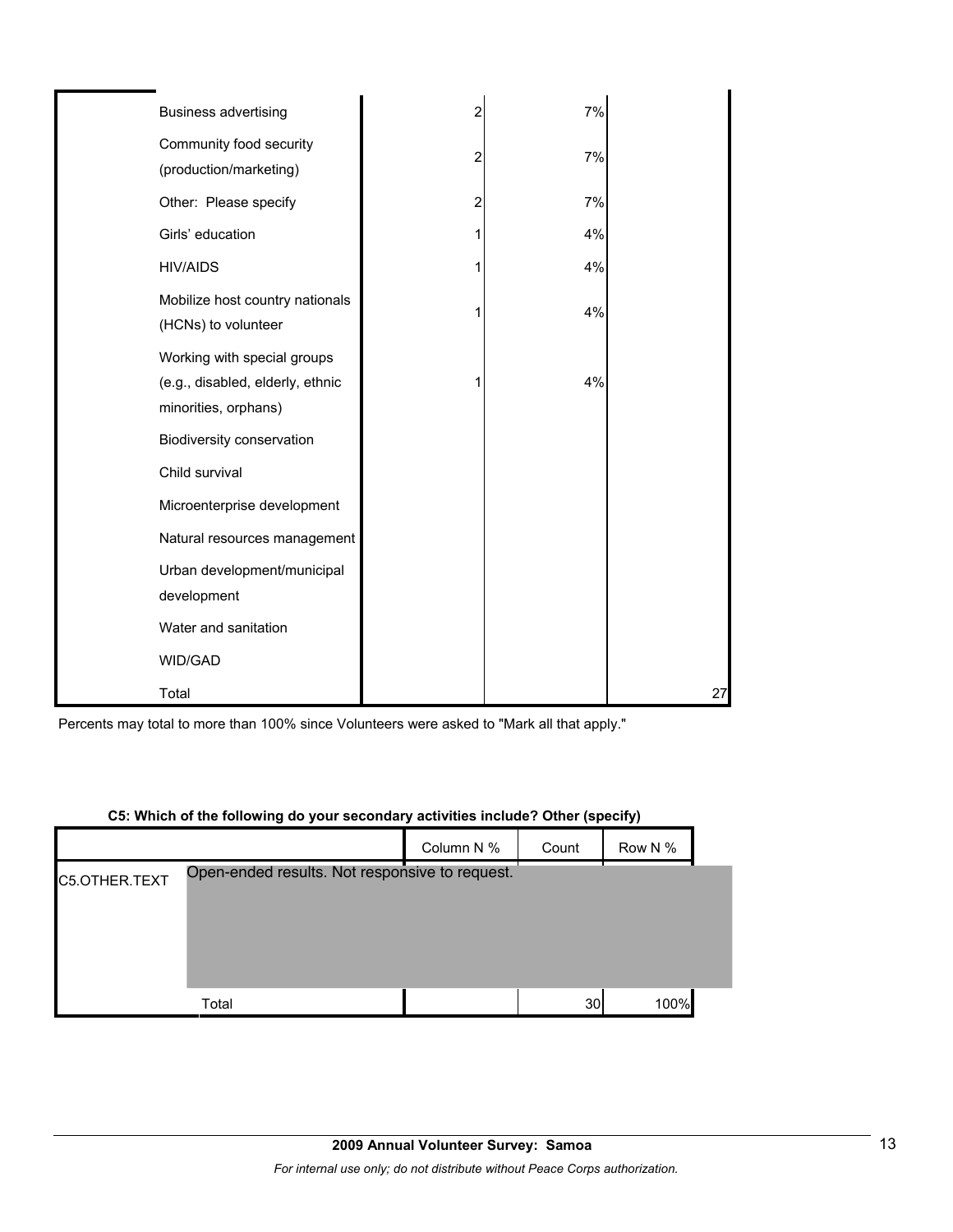| | | | |
|---|---|---|---|
| Business advertising | 2 | 7% | |
| Community food security (production/marketing) | 2 | 7% | |
| Other: Please specify | 2 | 7% | |
| Girls' education | 1 | 4% | |
| HIV/AIDS | 1 | 4% | |
| Mobilize host country nationals (HCNs) to volunteer | 1 | 4% | |
| Working with special groups (e.g., disabled, elderly, ethnic minorities, orphans) | 1 | 4% | |
| Biodiversity conservation | | | |
| Child survival | | | |
| Microenterprise development | | | |
| Natural resources management | | | |
| Urban development/municipal development | | | |
| Water and sanitation | | | |
| WID/GAD | | | |
| Total | | | 27 |

Percents may total to more than 100% since Volunteers were asked to "Mark all that apply."

**C5: Which of the following do your secondary activities include? Other (specify)**

| | | Column N % | Count | Row N % |
|---|---|---|---|---|
| C5.OTHER.TEXT | Open-ended results. Not responsive to request. | | | |
| | Total | | 30 | 100% |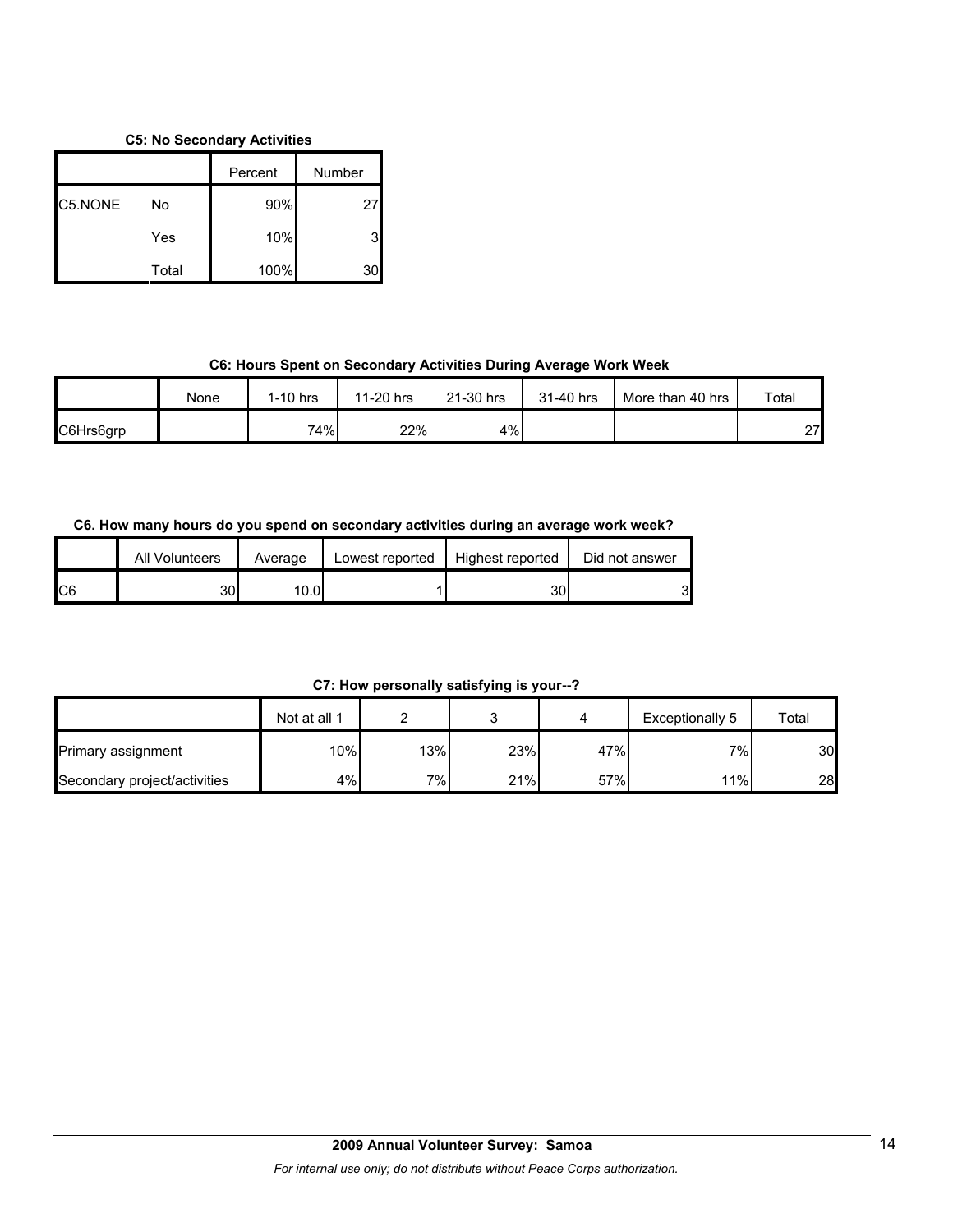**C5: No Secondary Activities**

| | | Percent | Number |
|---|---|---|---|
| C5.NONE | No | 90% | 27 |
| | Yes | 10% | 3 |
| | Total | 100% | 30 |

**C6: Hours Spent on Secondary Activities During Average Work Week**

| | None | 1-10 hrs | 11-20 hrs | 21-30 hrs | 31-40 hrs | More than 40 hrs | Total |
|---|---|---|---|---|---|---|---|
| C6Hrs6grp | | 74% | 22% | 4% | | | 27 |

**C6. How many hours do you spend on secondary activities during an average work week?**

| | All Volunteers | Average | Lowest reported | Highest reported | Did not answer |
|---|---|---|---|---|---|
| C6 | 30 | 10.0 | 1 | 30 | 3 |

**C7: How personally satisfying is your--?**

| | Not at all 1 | 2 | 3 | 4 | Exceptionally 5 | Total |
|---|---|---|---|---|---|---|
| Primary assignment | 10% | 13% | 23% | 47% | 7% | 30 |
| Secondary project/activities | 4% | 7% | 21% | 57% | 11% | 28 |

**2009 Annual Volunteer Survey: Samoa**

*For internal use only; do not distribute without Peace Corps authorization.*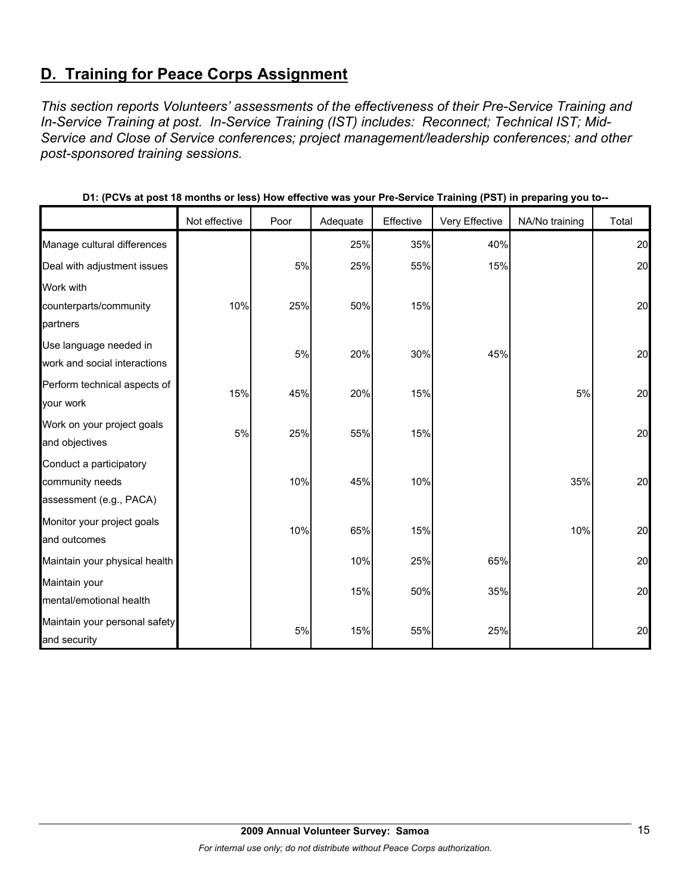## D. Training for Peace Corps Assignment

*This section reports Volunteers' assessments of the effectiveness of their Pre-Service Training and In-Service Training at post. In-Service Training (IST) includes: Reconnect; Technical IST; Mid-Service and Close of Service conferences; project management/leadership conferences; and other post-sponsored training sessions.*

**D1: (PCVs at post 18 months or less) How effective was your Pre-Service Training (PST) in preparing you to--**

| | Not effective | Poor | Adequate | Effective | Very Effective | NA/No training | Total |
|---|---|---|---|---|---|---|---|
| Manage cultural differences | | | 25% | 35% | 40% | | 20 |
| Deal with adjustment issues | | 5% | 25% | 55% | 15% | | 20 |
| Work with counterparts/community partners | 10% | 25% | 50% | 15% | | | 20 |
| Use language needed in work and social interactions | | 5% | 20% | 30% | 45% | | 20 |
| Perform technical aspects of your work | 15% | 45% | 20% | 15% | | 5% | 20 |
| Work on your project goals and objectives | 5% | 25% | 55% | 15% | | | 20 |
| Conduct a participatory community needs assessment (e.g., PACA) | | 10% | 45% | 10% | | 35% | 20 |
| Monitor your project goals and outcomes | | 10% | 65% | 15% | | 10% | 20 |
| Maintain your physical health | | | 10% | 25% | 65% | | 20 |
| Maintain your mental/emotional health | | | 15% | 50% | 35% | | 20 |
| Maintain your personal safety and security | | 5% | 15% | 55% | 25% | | 20 |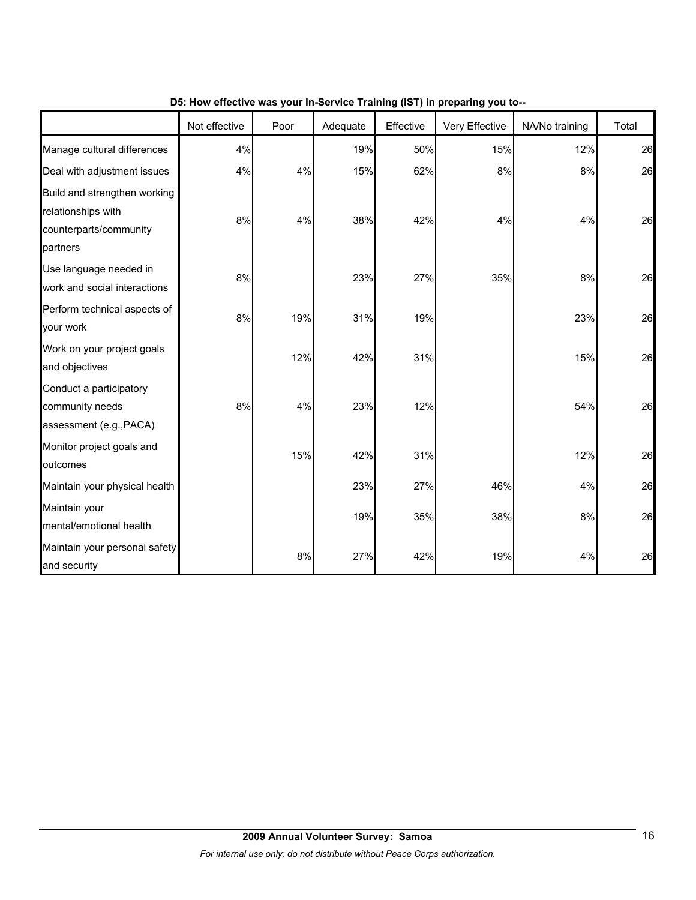**D5: How effective was your In-Service Training (IST) in preparing you to--**

| | Not effective | Poor | Adequate | Effective | Very Effective | NA/No training | Total |
|---|---|---|---|---|---|---|---|
| Manage cultural differences | 4% | | 19% | 50% | 15% | 12% | 26 |
| Deal with adjustment issues | 4% | 4% | 15% | 62% | 8% | 8% | 26 |
| Build and strengthen working relationships with counterparts/community partners | 8% | 4% | 38% | 42% | 4% | 4% | 26 |
| Use language needed in work and social interactions | 8% | | 23% | 27% | 35% | 8% | 26 |
| Perform technical aspects of your work | 8% | 19% | 31% | 19% | | 23% | 26 |
| Work on your project goals and objectives | | 12% | 42% | 31% | | 15% | 26 |
| Conduct a participatory community needs assessment (e.g.,PACA) | 8% | 4% | 23% | 12% | | 54% | 26 |
| Monitor project goals and outcomes | | 15% | 42% | 31% | | 12% | 26 |
| Maintain your physical health | | | 23% | 27% | 46% | 4% | 26 |
| Maintain your mental/emotional health | | | 19% | 35% | 38% | 8% | 26 |
| Maintain your personal safety and security | | 8% | 27% | 42% | 19% | 4% | 26 |

**2009 Annual Volunteer Survey: Samoa**

*For internal use only; do not distribute without Peace Corps authorization.*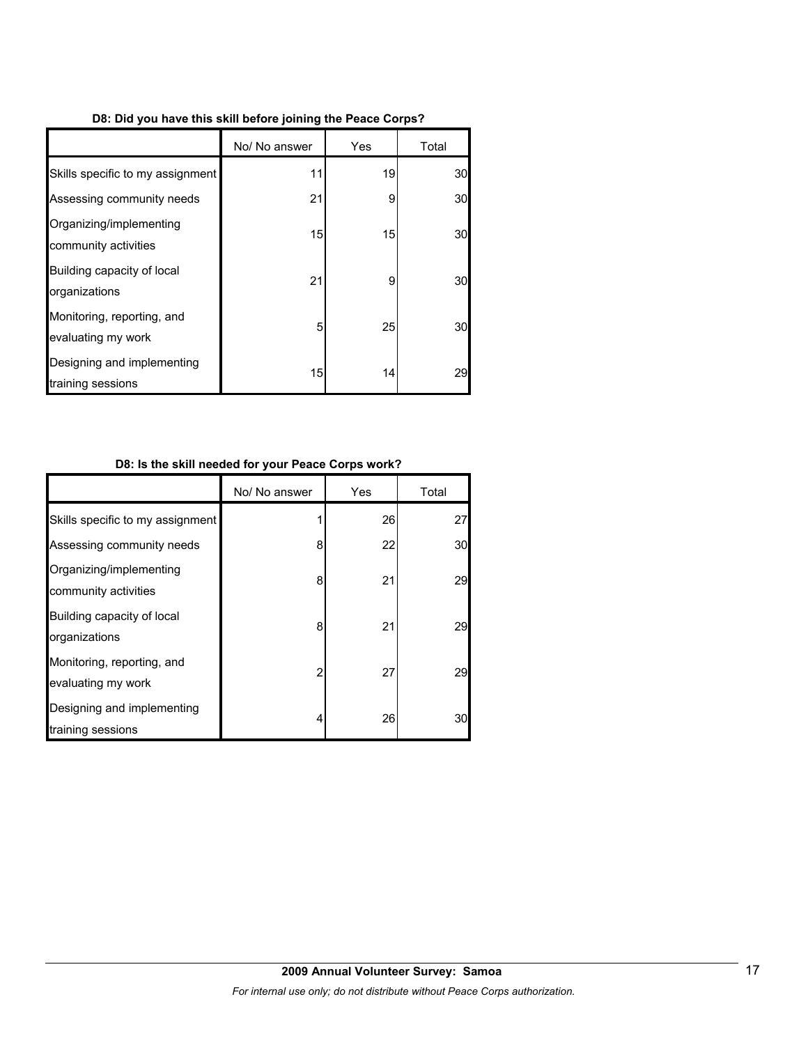**D8: Did you have this skill before joining the Peace Corps?**

| | No/ No answer | Yes | Total |
|---|---|---|---|
| Skills specific to my assignment | 11 | 19 | 30 |
| Assessing community needs | 21 | 9 | 30 |
| Organizing/implementing community activities | 15 | 15 | 30 |
| Building capacity of local organizations | 21 | 9 | 30 |
| Monitoring, reporting, and evaluating my work | 5 | 25 | 30 |
| Designing and implementing training sessions | 15 | 14 | 29 |

**D8: Is the skill needed for your Peace Corps work?**

| | No/ No answer | Yes | Total |
|---|---|---|---|
| Skills specific to my assignment | 1 | 26 | 27 |
| Assessing community needs | 8 | 22 | 30 |
| Organizing/implementing community activities | 8 | 21 | 29 |
| Building capacity of local organizations | 8 | 21 | 29 |
| Monitoring, reporting, and evaluating my work | 2 | 27 | 29 |
| Designing and implementing training sessions | 4 | 26 | 30 |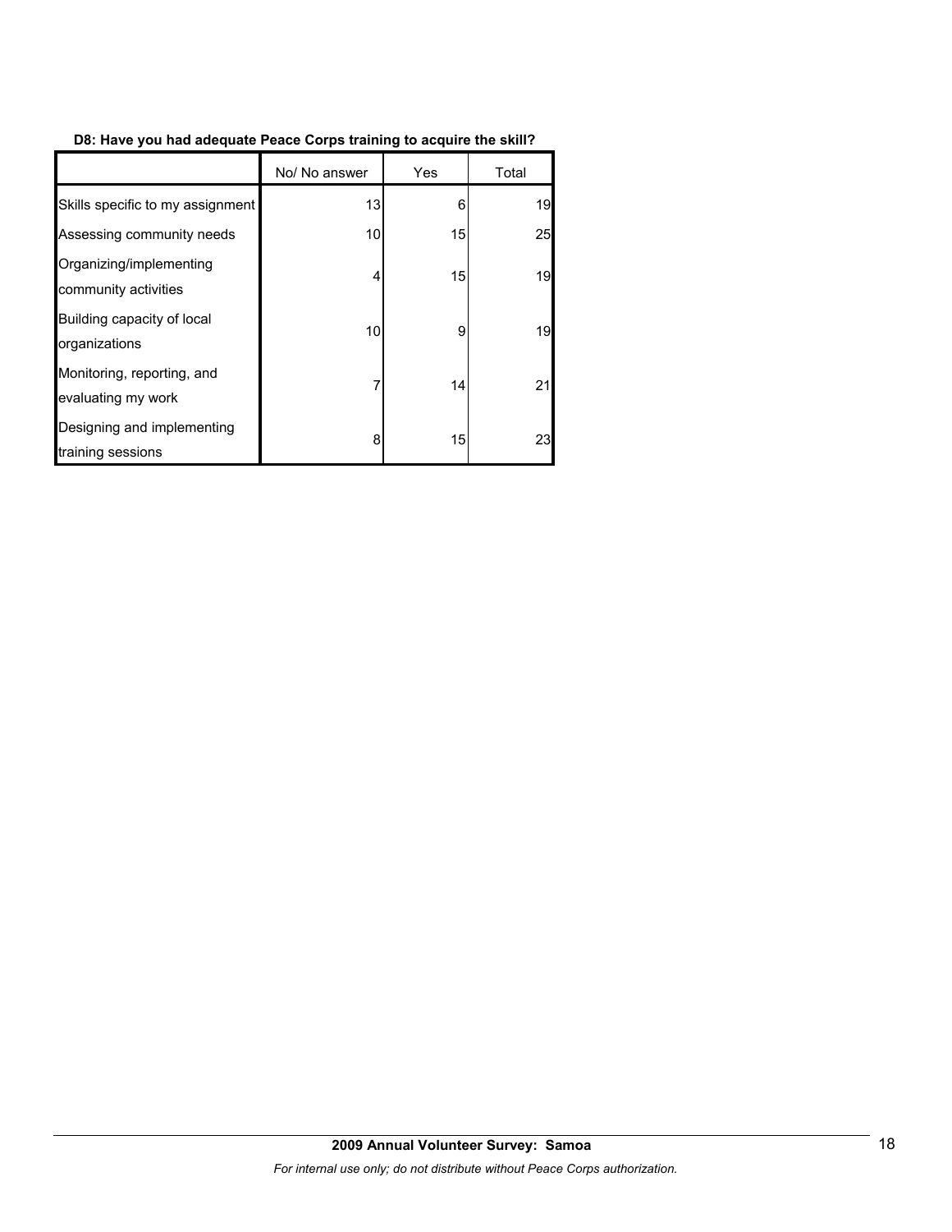**D8: Have you had adequate Peace Corps training to acquire the skill?**

| | No/ No answer | Yes | Total |
|---|---|---|---|
| Skills specific to my assignment | 13 | 6 | 19 |
| Assessing community needs | 10 | 15 | 25 |
| Organizing/implementing community activities | 4 | 15 | 19 |
| Building capacity of local organizations | 10 | 9 | 19 |
| Monitoring, reporting, and evaluating my work | 7 | 14 | 21 |
| Designing and implementing training sessions | 8 | 15 | 23 |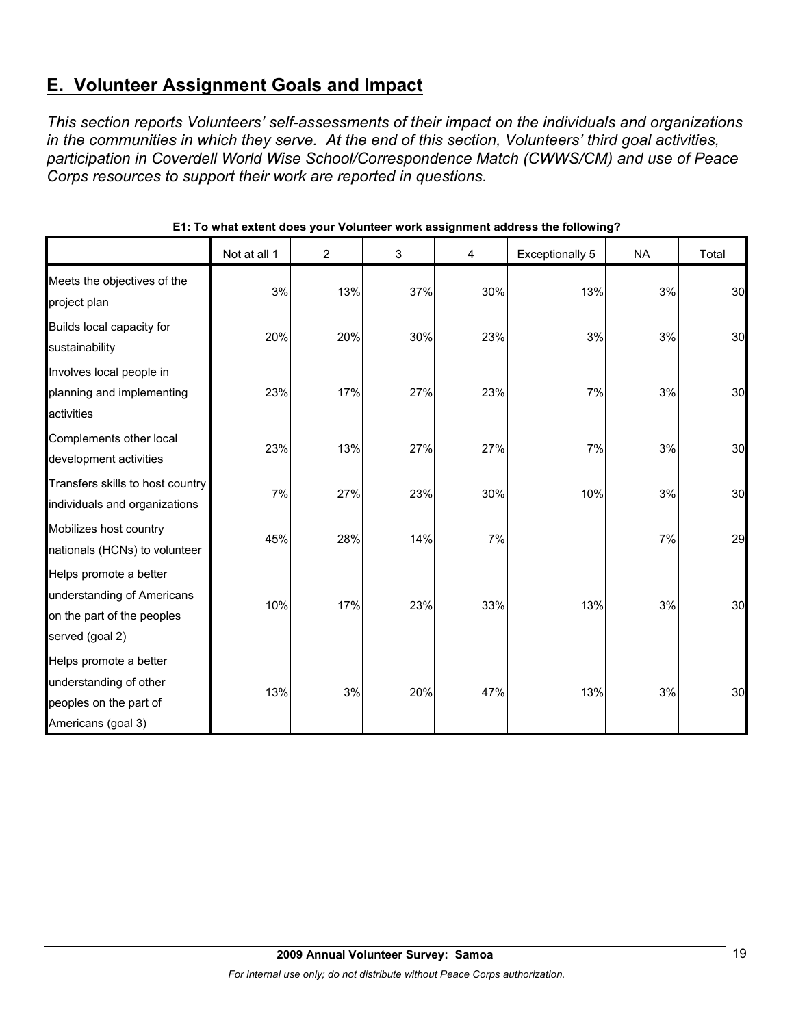## E. Volunteer Assignment Goals and Impact

*This section reports Volunteers' self-assessments of their impact on the individuals and organizations in the communities in which they serve. At the end of this section, Volunteers' third goal activities, participation in Coverdell World Wise School/Correspondence Match (CWWS/CM) and use of Peace Corps resources to support their work are reported in questions.*

**E1: To what extent does your Volunteer work assignment address the following?**

| | Not at all 1 | 2 | 3 | 4 | Exceptionally 5 | NA | Total |
|---|---|---|---|---|---|---|---|
| Meets the objectives of the project plan | 3% | 13% | 37% | 30% | 13% | 3% | 30 |
| Builds local capacity for sustainability | 20% | 20% | 30% | 23% | 3% | 3% | 30 |
| Involves local people in planning and implementing activities | 23% | 17% | 27% | 23% | 7% | 3% | 30 |
| Complements other local development activities | 23% | 13% | 27% | 27% | 7% | 3% | 30 |
| Transfers skills to host country individuals and organizations | 7% | 27% | 23% | 30% | 10% | 3% | 30 |
| Mobilizes host country nationals (HCNs) to volunteer | 45% | 28% | 14% | 7% | | 7% | 29 |
| Helps promote a better understanding of Americans on the part of the peoples served (goal 2) | 10% | 17% | 23% | 33% | 13% | 3% | 30 |
| Helps promote a better understanding of other peoples on the part of Americans (goal 3) | 13% | 3% | 20% | 47% | 13% | 3% | 30 |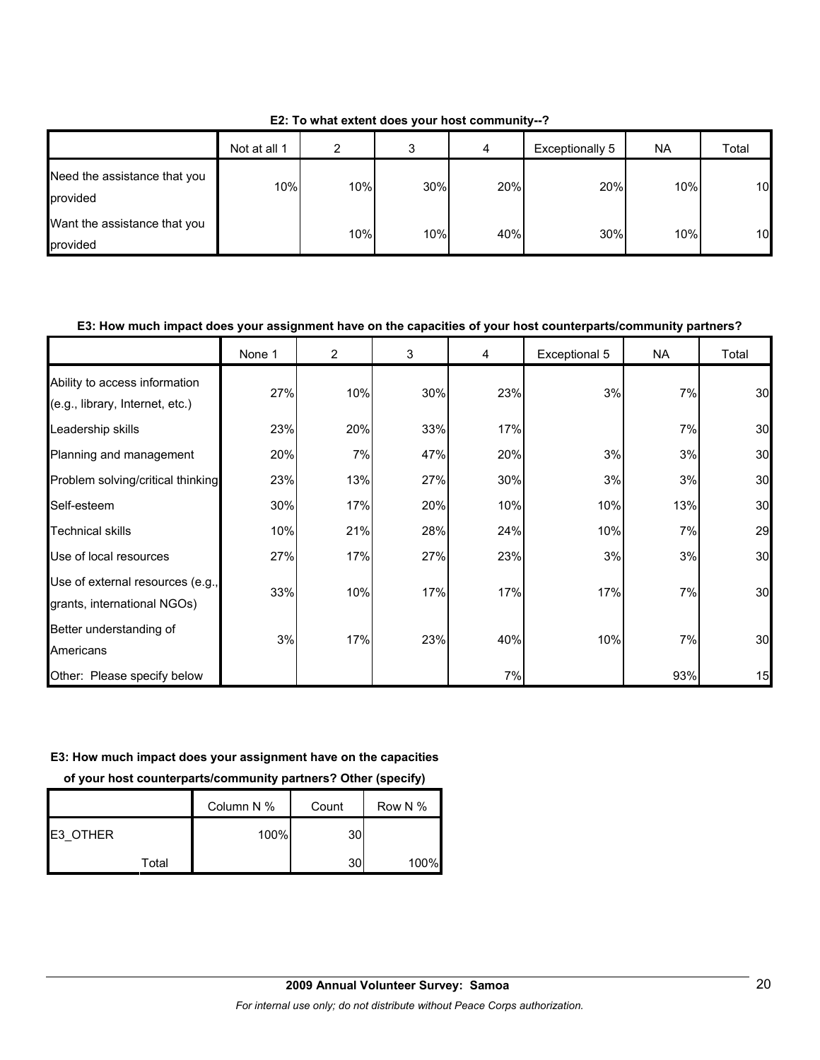**E2: To what extent does your host community--?**

| | Not at all 1 | 2 | 3 | 4 | Exceptionally 5 | NA | Total |
|---|---|---|---|---|---|---|---|
| Need the assistance that you provided | 10% | 10% | 30% | 20% | 20% | 10% | 10 |
| Want the assistance that you provided | | 10% | 10% | 40% | 30% | 10% | 10 |

**E3: How much impact does your assignment have on the capacities of your host counterparts/community partners?**

| | None 1 | 2 | 3 | 4 | Exceptional 5 | NA | Total |
|---|---|---|---|---|---|---|---|
| Ability to access information (e.g., library, Internet, etc.) | 27% | 10% | 30% | 23% | 3% | 7% | 30 |
| Leadership skills | 23% | 20% | 33% | 17% | | 7% | 30 |
| Planning and management | 20% | 7% | 47% | 20% | 3% | 3% | 30 |
| Problem solving/critical thinking | 23% | 13% | 27% | 30% | 3% | 3% | 30 |
| Self-esteem | 30% | 17% | 20% | 10% | 10% | 13% | 30 |
| Technical skills | 10% | 21% | 28% | 24% | 10% | 7% | 29 |
| Use of local resources | 27% | 17% | 27% | 23% | 3% | 3% | 30 |
| Use of external resources (e.g., grants, international NGOs) | 33% | 10% | 17% | 17% | 17% | 7% | 30 |
| Better understanding of Americans | 3% | 17% | 23% | 40% | 10% | 7% | 30 |
| Other: Please specify below | | | | 7% | | 93% | 15 |

**E3: How much impact does your assignment have on the capacities of your host counterparts/community partners? Other (specify)**

| | | Column N % | Count | Row N % |
|---|---|---|---|---|
| E3_OTHER | | 100% | 30 | |
| | Total | | 30 | 100% |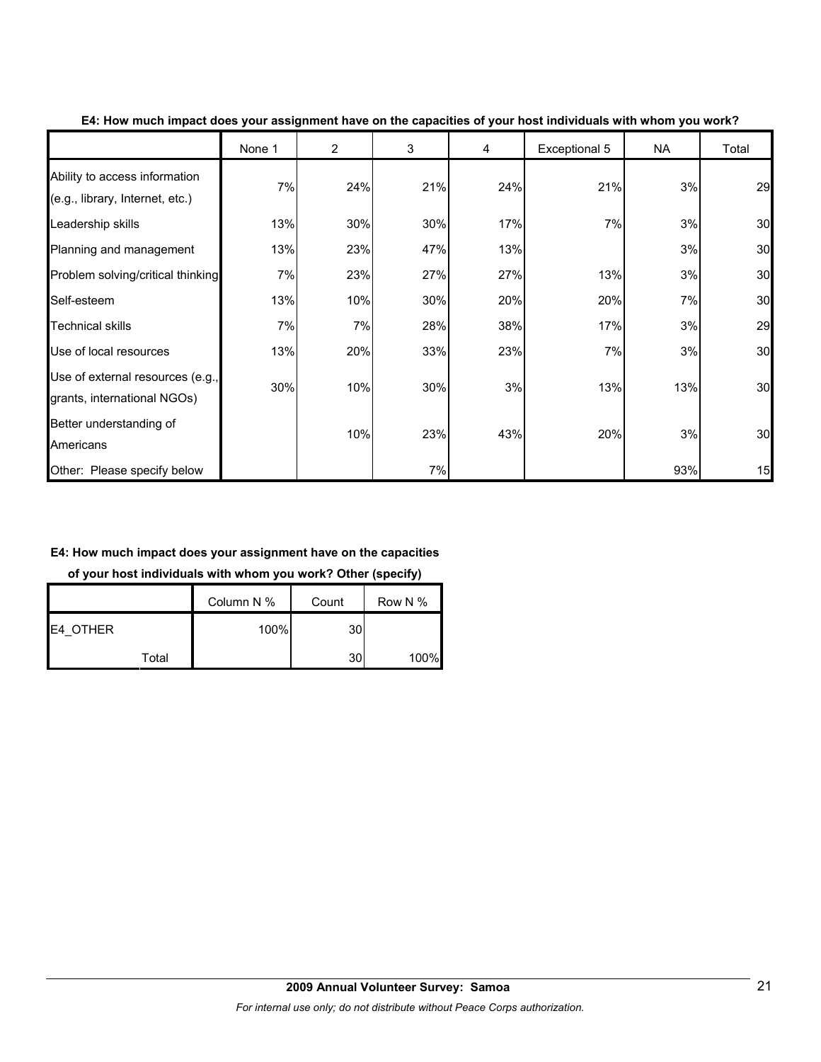**E4: How much impact does your assignment have on the capacities of your host individuals with whom you work?**

| | None 1 | 2 | 3 | 4 | Exceptional 5 | NA | Total |
|---|---|---|---|---|---|---|---|
| Ability to access information (e.g., library, Internet, etc.) | 7% | 24% | 21% | 24% | 21% | 3% | 29 |
| Leadership skills | 13% | 30% | 30% | 17% | 7% | 3% | 30 |
| Planning and management | 13% | 23% | 47% | 13% | | 3% | 30 |
| Problem solving/critical thinking | 7% | 23% | 27% | 27% | 13% | 3% | 30 |
| Self-esteem | 13% | 10% | 30% | 20% | 20% | 7% | 30 |
| Technical skills | 7% | 7% | 28% | 38% | 17% | 3% | 29 |
| Use of local resources | 13% | 20% | 33% | 23% | 7% | 3% | 30 |
| Use of external resources (e.g., grants, international NGOs) | 30% | 10% | 30% | 3% | 13% | 13% | 30 |
| Better understanding of Americans | | 10% | 23% | 43% | 20% | 3% | 30 |
| Other: Please specify below | | | 7% | | | 93% | 15 |

**E4: How much impact does your assignment have on the capacities of your host individuals with whom you work? Other (specify)**

| | | Column N % | Count | Row N % |
|---|---|---|---|---|
| E4_OTHER | | 100% | 30 | |
| | Total | | 30 | 100% |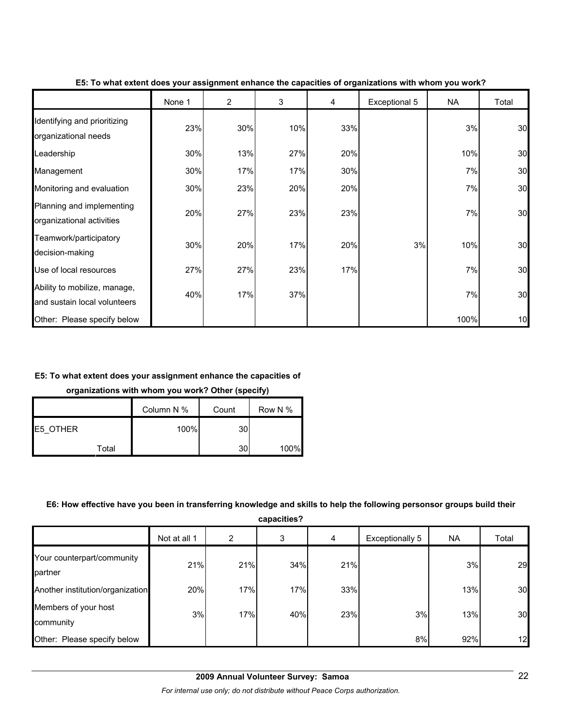**E5: To what extent does your assignment enhance the capacities of organizations with whom you work?**

| | None 1 | 2 | 3 | 4 | Exceptional 5 | NA | Total |
|---|---|---|---|---|---|---|---|
| Identifying and prioritizing organizational needs | 23% | 30% | 10% | 33% | | 3% | 30 |
| Leadership | 30% | 13% | 27% | 20% | | 10% | 30 |
| Management | 30% | 17% | 17% | 30% | | 7% | 30 |
| Monitoring and evaluation | 30% | 23% | 20% | 20% | | 7% | 30 |
| Planning and implementing organizational activities | 20% | 27% | 23% | 23% | | 7% | 30 |
| Teamwork/participatory decision-making | 30% | 20% | 17% | 20% | 3% | 10% | 30 |
| Use of local resources | 27% | 27% | 23% | 17% | | 7% | 30 |
| Ability to mobilize, manage, and sustain local volunteers | 40% | 17% | 37% | | | 7% | 30 |
| Other: Please specify below | | | | | | 100% | 10 |

**E5: To what extent does your assignment enhance the capacities of organizations with whom you work? Other (specify)**

| | | Column N % | Count | Row N % |
|---|---|---|---|---|
| E5_OTHER | | 100% | 30 | |
| | Total | | 30 | 100% |

**E6: How effective have you been in transferring knowledge and skills to help the following personsor groups build their capacities?**

| | Not at all 1 | 2 | 3 | 4 | Exceptionally 5 | NA | Total |
|---|---|---|---|---|---|---|---|
| Your counterpart/community partner | 21% | 21% | 34% | 21% | | 3% | 29 |
| Another institution/organization | 20% | 17% | 17% | 33% | | 13% | 30 |
| Members of your host community | 3% | 17% | 40% | 23% | 3% | 13% | 30 |
| Other: Please specify below | | | | | 8% | 92% | 12 |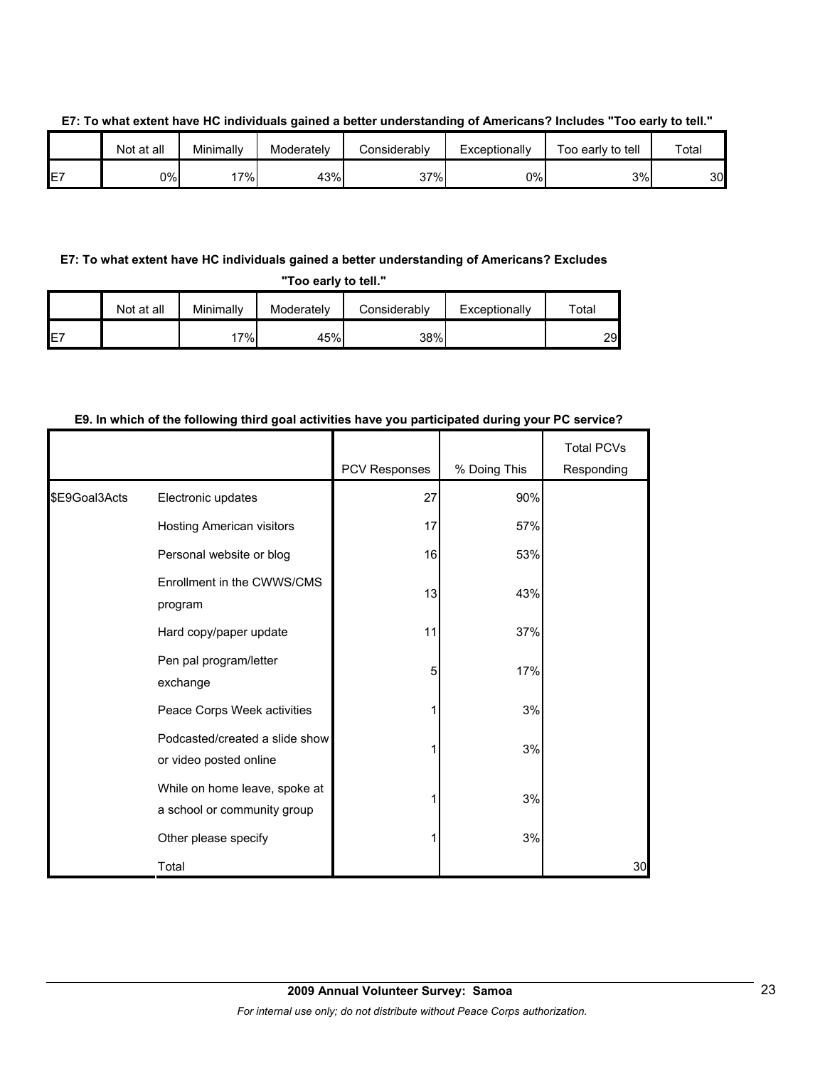**E7: To what extent have HC individuals gained a better understanding of Americans? Includes "Too early to tell."**

| | Not at all | Minimally | Moderately | Considerably | Exceptionally | Too early to tell | Total |
|---|---|---|---|---|---|---|---|
| E7 | 0% | 17% | 43% | 37% | 0% | 3% | 30 |

**E7: To what extent have HC individuals gained a better understanding of Americans? Excludes "Too early to tell."**

| | Not at all | Minimally | Moderately | Considerably | Exceptionally | Total |
|---|---|---|---|---|---|---|
| E7 | | 17% | 45% | 38% | | 29 |

**E9. In which of the following third goal activities have you participated during your PC service?**

| | | PCV Responses | % Doing This | Total PCVs Responding |
|---|---|---|---|---|
| $E9Goal3Acts | Electronic updates | 27 | 90% | |
| | Hosting American visitors | 17 | 57% | |
| | Personal website or blog | 16 | 53% | |
| | Enrollment in the CWWS/CMS program | 13 | 43% | |
| | Hard copy/paper update | 11 | 37% | |
| | Pen pal program/letter exchange | 5 | 17% | |
| | Peace Corps Week activities | 1 | 3% | |
| | Podcasted/created a slide show or video posted online | 1 | 3% | |
| | While on home leave, spoke at a school or community group | 1 | 3% | |
| | Other please specify | 1 | 3% | |
| | Total | | | 30 |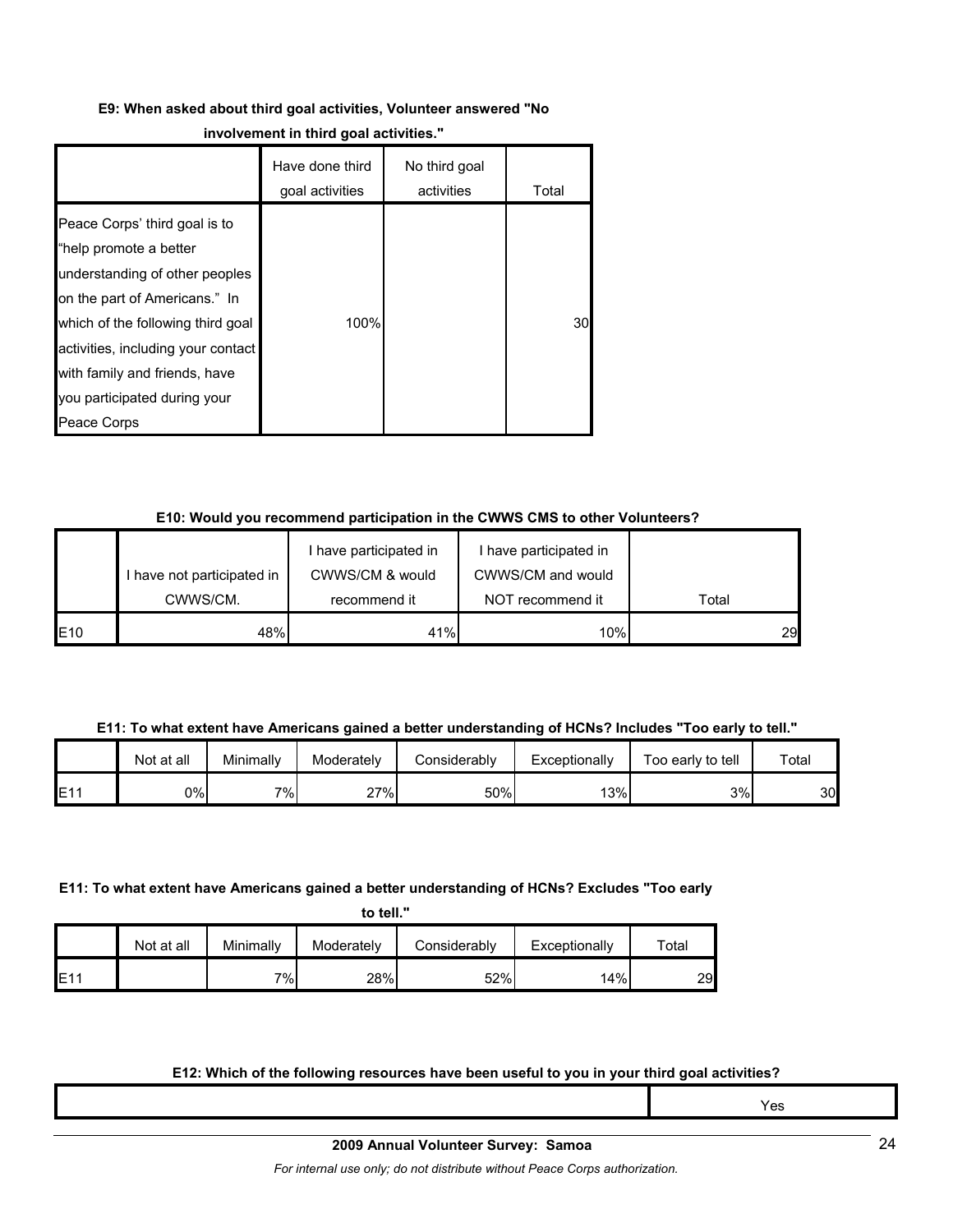**E9: When asked about third goal activities, Volunteer answered "No involvement in third goal activities."**

| | Have done third goal activities | No third goal activities | Total |
|---|---|---|---|
| Peace Corps' third goal is to "help promote a better understanding of other peoples on the part of Americans." In which of the following third goal activities, including your contact with family and friends, have you participated during your Peace Corps | 100% | | 30 |

**E10: Would you recommend participation in the CWWS CMS to other Volunteers?**

| | I have not participated in CWWS/CM. | I have participated in CWWS/CM & would recommend it | I have participated in CWWS/CM and would NOT recommend it | Total |
|---|---|---|---|---|
| E10 | 48% | 41% | 10% | 29 |

**E11: To what extent have Americans gained a better understanding of HCNs? Includes "Too early to tell."**

| | Not at all | Minimally | Moderately | Considerably | Exceptionally | Too early to tell | Total |
|---|---|---|---|---|---|---|---|
| E11 | 0% | 7% | 27% | 50% | 13% | 3% | 30 |

**E11: To what extent have Americans gained a better understanding of HCNs? Excludes "Too early to tell."**

| | Not at all | Minimally | Moderately | Considerably | Exceptionally | Total |
|---|---|---|---|---|---|---|
| E11 | | 7% | 28% | 52% | 14% | 29 |

**E12: Which of the following resources have been useful to you in your third goal activities?**

| | Yes |
|---|---|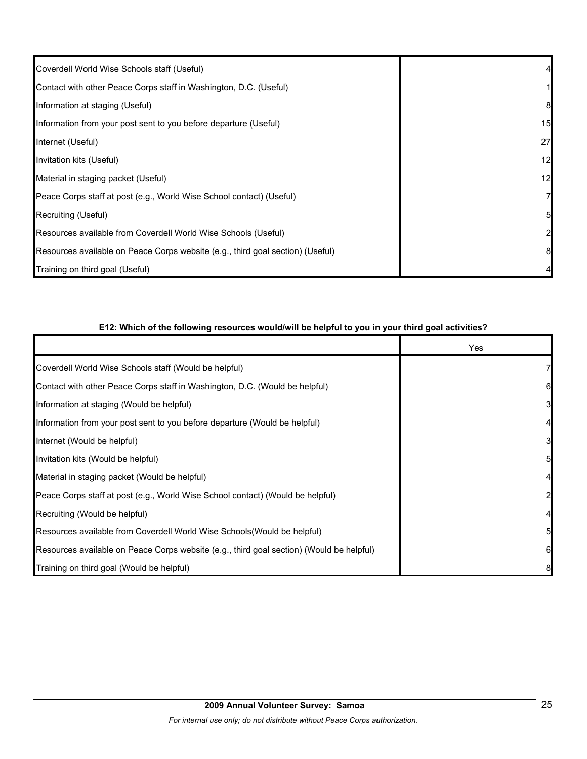| | |
|---|---|
| Coverdell World Wise Schools staff (Useful) | 4 |
| Contact with other Peace Corps staff in Washington, D.C. (Useful) | 1 |
| Information at staging (Useful) | 8 |
| Information from your post sent to you before departure (Useful) | 15 |
| Internet (Useful) | 27 |
| Invitation kits (Useful) | 12 |
| Material in staging packet (Useful) | 12 |
| Peace Corps staff at post (e.g., World Wise School contact) (Useful) | 7 |
| Recruiting (Useful) | 5 |
| Resources available from Coverdell World Wise Schools (Useful) | 2 |
| Resources available on Peace Corps website (e.g., third goal section) (Useful) | 8 |
| Training on third goal (Useful) | 4 |

**E12: Which of the following resources would/will be helpful to you in your third goal activities?**

| | Yes |
|---|---|
| Coverdell World Wise Schools staff (Would be helpful) | 7 |
| Contact with other Peace Corps staff in Washington, D.C. (Would be helpful) | 6 |
| Information at staging (Would be helpful) | 3 |
| Information from your post sent to you before departure (Would be helpful) | 4 |
| Internet (Would be helpful) | 3 |
| Invitation kits (Would be helpful) | 5 |
| Material in staging packet (Would be helpful) | 4 |
| Peace Corps staff at post (e.g., World Wise School contact) (Would be helpful) | 2 |
| Recruiting (Would be helpful) | 4 |
| Resources available from Coverdell World Wise Schools(Would be helpful) | 5 |
| Resources available on Peace Corps website (e.g., third goal section) (Would be helpful) | 6 |
| Training on third goal (Would be helpful) | 8 |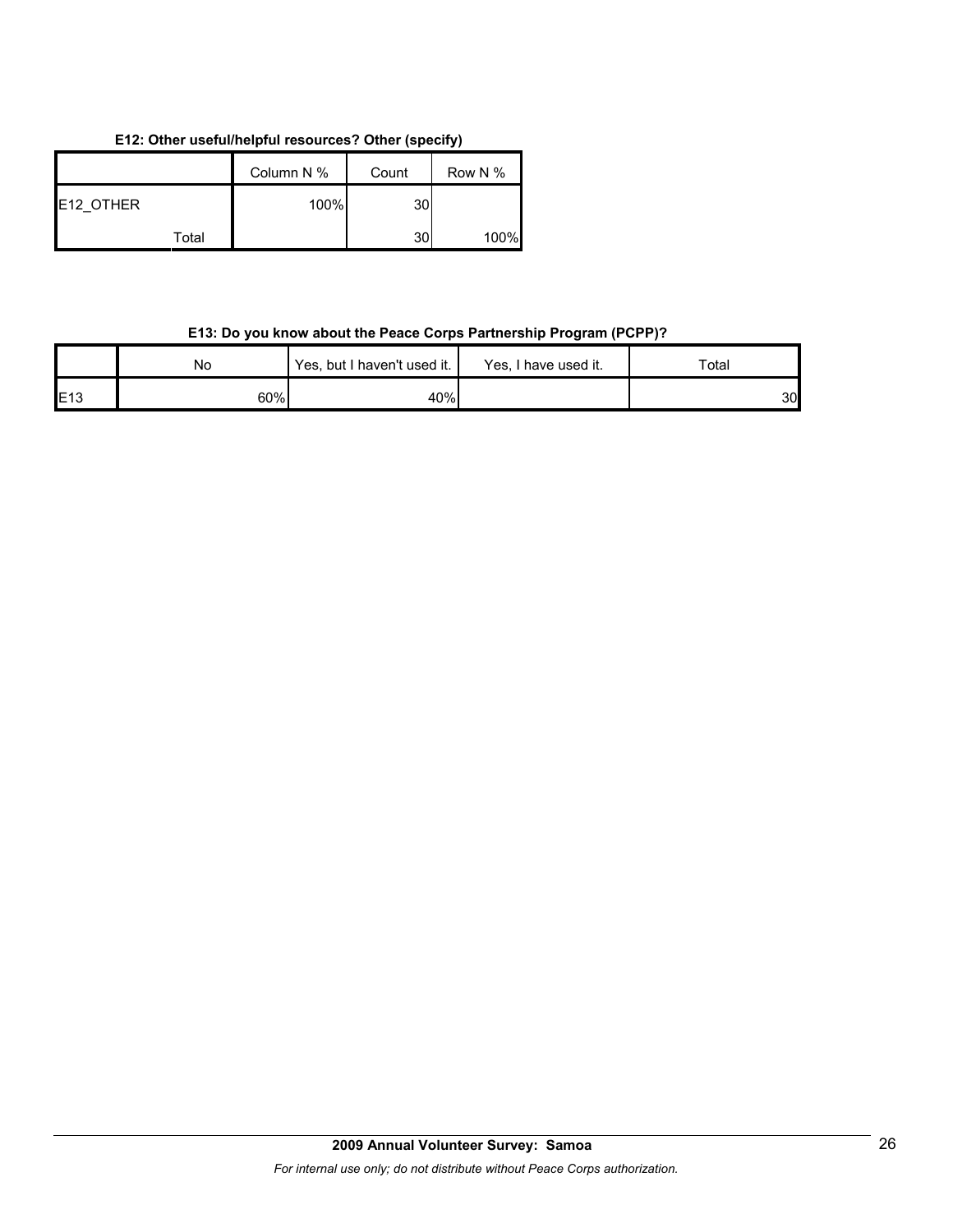**E12: Other useful/helpful resources? Other (specify)**

| | Column N % | Count | Row N % |
|---|---|---|---|
| E12_OTHER | 100% | 30 | |
| Total | | 30 | 100% |

**E13: Do you know about the Peace Corps Partnership Program (PCPP)?**

| | No | Yes, but I haven't used it. | Yes, I have used it. | Total |
|---|---|---|---|---|
| E13 | 60% | 40% | | 30 |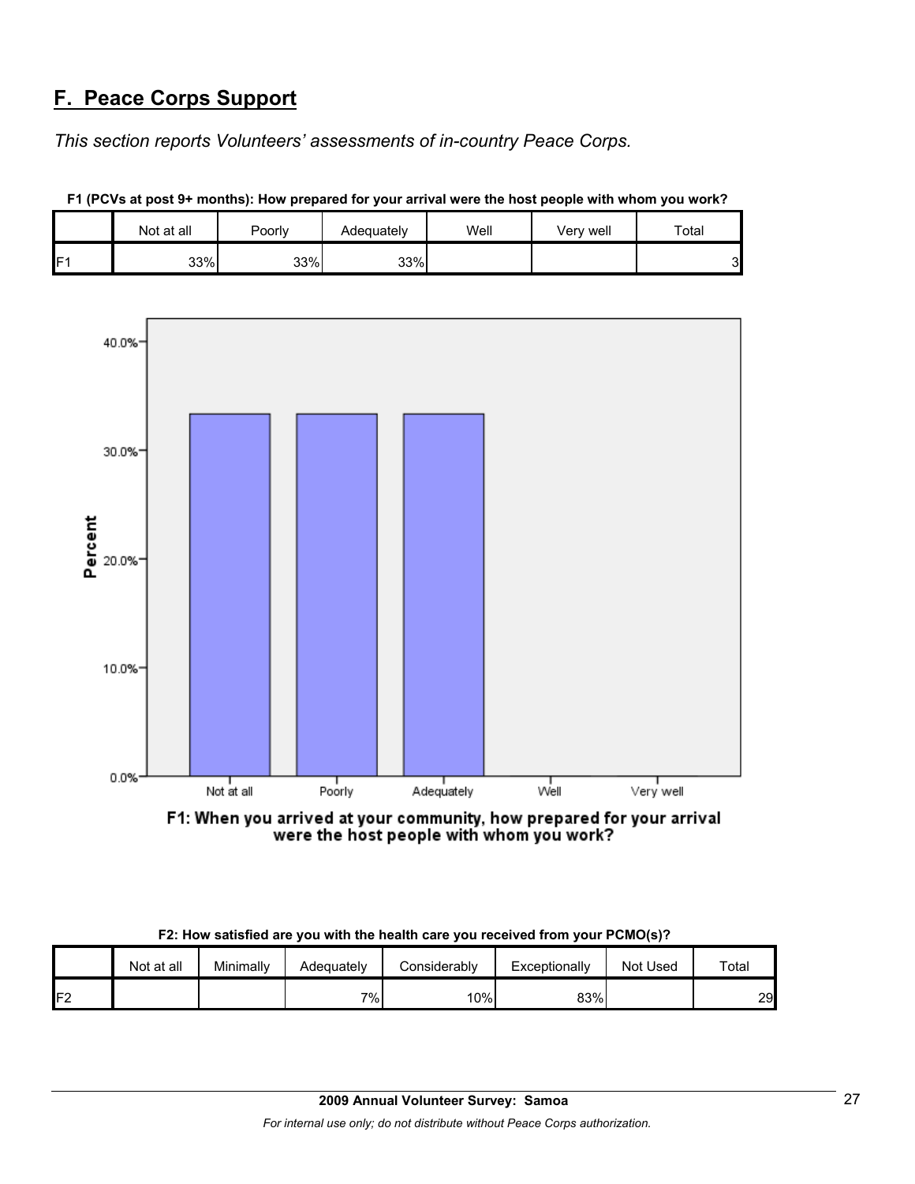## F. Peace Corps Support

*This section reports Volunteers' assessments of in-country Peace Corps.*

**F1 (PCVs at post 9+ months): How prepared for your arrival were the host people with whom you work?**

| | Not at all | Poorly | Adequately | Well | Very well | Total |
|---|---|---|---|---|---|---|
| F1 | 33% | 33% | 33% | | | 3 |

**F2: How satisfied are you with the health care you received from your PCMO(s)?**

| | Not at all | Minimally | Adequately | Considerably | Exceptionally | Not Used | Total |
|---|---|---|---|---|---|---|---|
| F2 | | | 7% | 10% | 83% | | 29 |

2009 Annual Volunteer Survey: Samoa

*For internal use only; do not distribute without Peace Corps authorization.*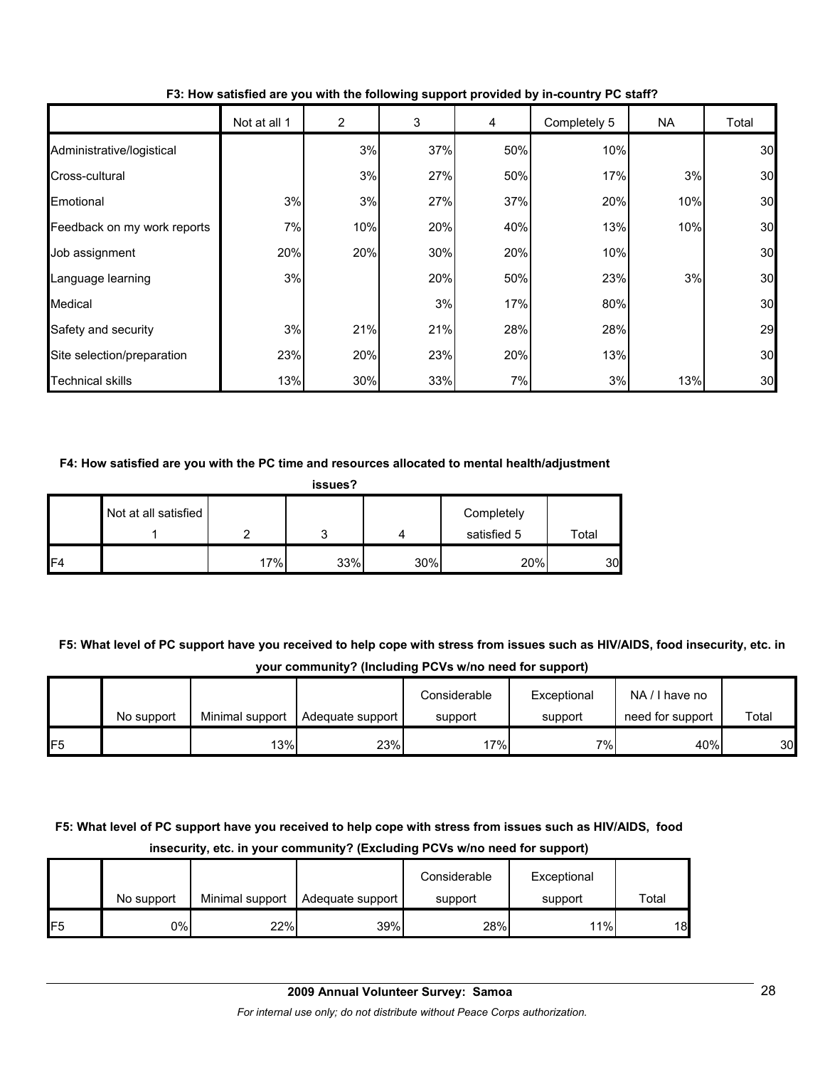**F3: How satisfied are you with the following support provided by in-country PC staff?**

| | Not at all 1 | 2 | 3 | 4 | Completely 5 | NA | Total |
|---|---|---|---|---|---|---|---|
| Administrative/logistical | | 3% | 37% | 50% | 10% | | 30 |
| Cross-cultural | | 3% | 27% | 50% | 17% | 3% | 30 |
| Emotional | 3% | 3% | 27% | 37% | 20% | 10% | 30 |
| Feedback on my work reports | 7% | 10% | 20% | 40% | 13% | 10% | 30 |
| Job assignment | 20% | 20% | 30% | 20% | 10% | | 30 |
| Language learning | 3% | | 20% | 50% | 23% | 3% | 30 |
| Medical | | | 3% | 17% | 80% | | 30 |
| Safety and security | 3% | 21% | 21% | 28% | 28% | | 29 |
| Site selection/preparation | 23% | 20% | 23% | 20% | 13% | | 30 |
| Technical skills | 13% | 30% | 33% | 7% | 3% | 13% | 30 |

**F4: How satisfied are you with the PC time and resources allocated to mental health/adjustment issues?**

| | Not at all satisfied 1 | 2 | 3 | 4 | Completely satisfied 5 | Total |
|---|---|---|---|---|---|---|
| F4 | | 17% | 33% | 30% | 20% | 30 |

**F5: What level of PC support have you received to help cope with stress from issues such as HIV/AIDS, food insecurity, etc. in your community? (Including PCVs w/no need for support)**

| | No support | Minimal support | Adequate support | Considerable support | Exceptional support | NA / I have no need for support | Total |
|---|---|---|---|---|---|---|---|
| F5 | | 13% | 23% | 17% | 7% | 40% | 30 |

**F5: What level of PC support have you received to help cope with stress from issues such as HIV/AIDS, food insecurity, etc. in your community? (Excluding PCVs w/no need for support)**

| | No support | Minimal support | Adequate support | Considerable support | Exceptional support | Total |
|---|---|---|---|---|---|---|
| F5 | 0% | 22% | 39% | 28% | 11% | 18 |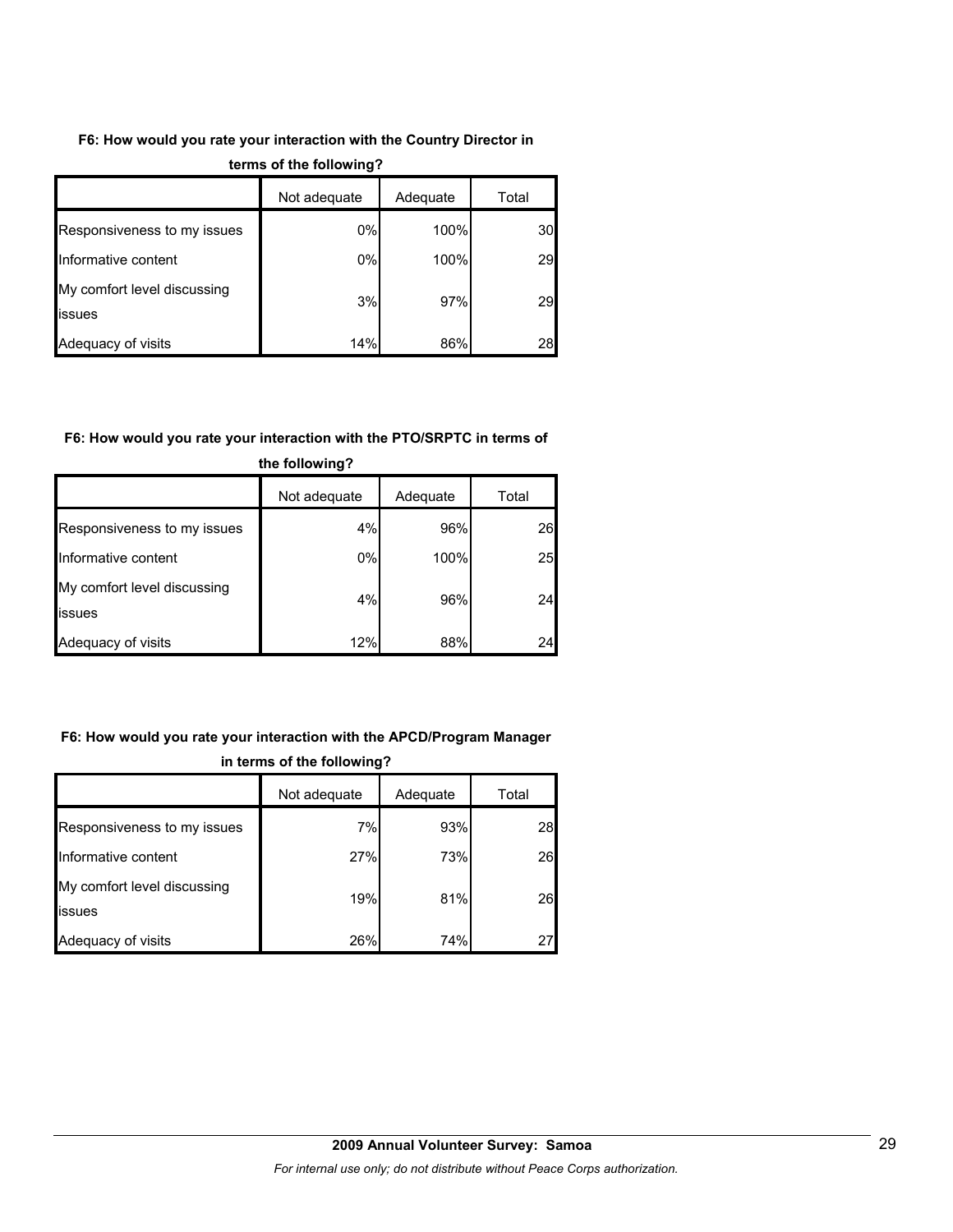**F6: How would you rate your interaction with the Country Director in terms of the following?**

| | Not adequate | Adequate | Total |
|---|---|---|---|
| Responsiveness to my issues | 0% | 100% | 30 |
| Informative content | 0% | 100% | 29 |
| My comfort level discussing issues | 3% | 97% | 29 |
| Adequacy of visits | 14% | 86% | 28 |

**F6: How would you rate your interaction with the PTO/SRPTC in terms of the following?**

| | Not adequate | Adequate | Total |
|---|---|---|---|
| Responsiveness to my issues | 4% | 96% | 26 |
| Informative content | 0% | 100% | 25 |
| My comfort level discussing issues | 4% | 96% | 24 |
| Adequacy of visits | 12% | 88% | 24 |

**F6: How would you rate your interaction with the APCD/Program Manager in terms of the following?**

| | Not adequate | Adequate | Total |
|---|---|---|---|
| Responsiveness to my issues | 7% | 93% | 28 |
| Informative content | 27% | 73% | 26 |
| My comfort level discussing issues | 19% | 81% | 26 |
| Adequacy of visits | 26% | 74% | 27 |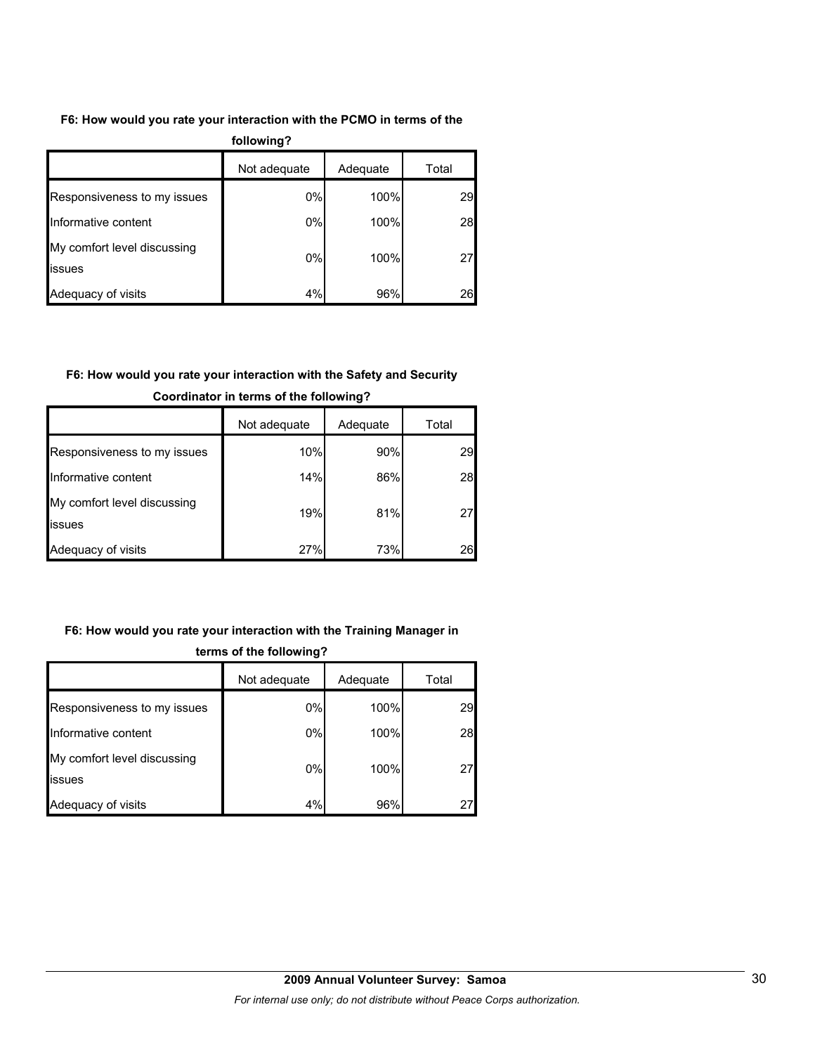**F6: How would you rate your interaction with the PCMO in terms of the following?**

| | Not adequate | Adequate | Total |
|---|---|---|---|
| Responsiveness to my issues | 0% | 100% | 29 |
| Informative content | 0% | 100% | 28 |
| My comfort level discussing issues | 0% | 100% | 27 |
| Adequacy of visits | 4% | 96% | 26 |

**F6: How would you rate your interaction with the Safety and Security Coordinator in terms of the following?**

| | Not adequate | Adequate | Total |
|---|---|---|---|
| Responsiveness to my issues | 10% | 90% | 29 |
| Informative content | 14% | 86% | 28 |
| My comfort level discussing issues | 19% | 81% | 27 |
| Adequacy of visits | 27% | 73% | 26 |

**F6: How would you rate your interaction with the Training Manager in terms of the following?**

| | Not adequate | Adequate | Total |
|---|---|---|---|
| Responsiveness to my issues | 0% | 100% | 29 |
| Informative content | 0% | 100% | 28 |
| My comfort level discussing issues | 0% | 100% | 27 |
| Adequacy of visits | 4% | 96% | 27 |

**2009 Annual Volunteer Survey: Samoa**

*For internal use only; do not distribute without Peace Corps authorization.*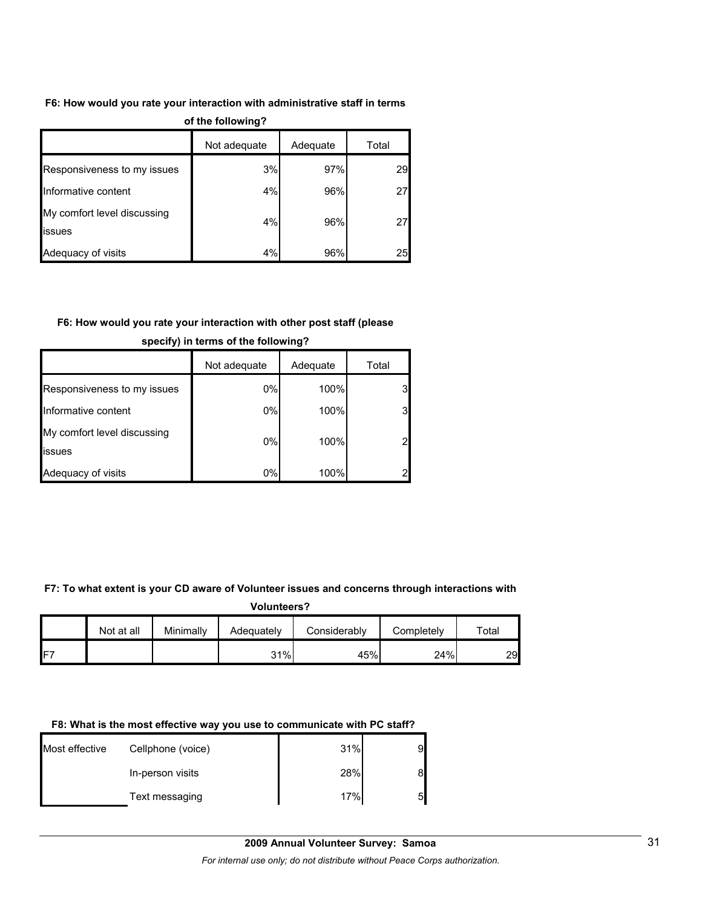**F6: How would you rate your interaction with administrative staff in terms of the following?**

| | Not adequate | Adequate | Total |
|---|---|---|---|
| Responsiveness to my issues | 3% | 97% | 29 |
| Informative content | 4% | 96% | 27 |
| My comfort level discussing issues | 4% | 96% | 27 |
| Adequacy of visits | 4% | 96% | 25 |

**F6: How would you rate your interaction with other post staff (please specify) in terms of the following?**

| | Not adequate | Adequate | Total |
|---|---|---|---|
| Responsiveness to my issues | 0% | 100% | 3 |
| Informative content | 0% | 100% | 3 |
| My comfort level discussing issues | 0% | 100% | 2 |
| Adequacy of visits | 0% | 100% | 2 |

**F7: To what extent is your CD aware of Volunteer issues and concerns through interactions with Volunteers?**

| | Not at all | Minimally | Adequately | Considerably | Completely | Total |
|---|---|---|---|---|---|---|
| F7 | | | 31% | 45% | 24% | 29 |

**F8: What is the most effective way you use to communicate with PC staff?**

| | | | |
|---|---|---|---|
| Most effective | Cellphone (voice) | 31% | 9 |
| | In-person visits | 28% | 8 |
| | Text messaging | 17% | 5 |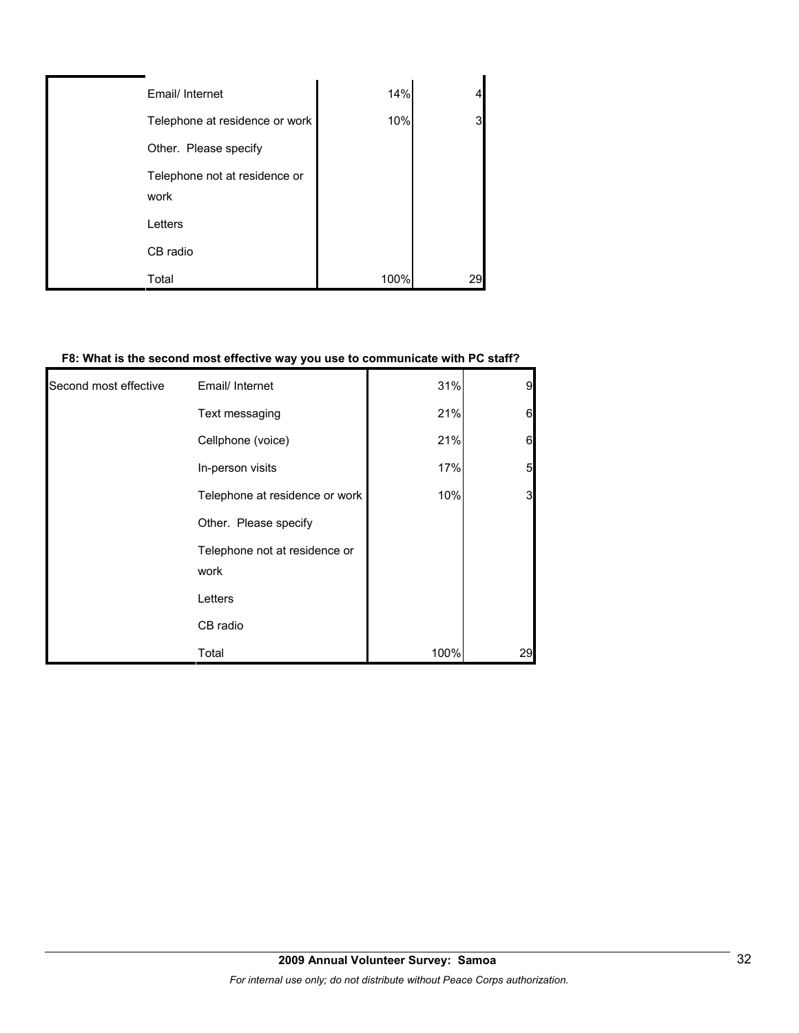| | | | |
|---|---|---|---|
| | Email/ Internet | 14% | 4 |
| | Telephone at residence or work | 10% | 3 |
| | Other. Please specify | | |
| | Telephone not at residence or work | | |
| | Letters | | |
| | CB radio | | |
| | Total | 100% | 29 |

**F8: What is the second most effective way you use to communicate with PC staff?**

| | | | |
|---|---|---|---|
| Second most effective | Email/ Internet | 31% | 9 |
| | Text messaging | 21% | 6 |
| | Cellphone (voice) | 21% | 6 |
| | In-person visits | 17% | 5 |
| | Telephone at residence or work | 10% | 3 |
| | Other. Please specify | | |
| | Telephone not at residence or work | | |
| | Letters | | |
| | CB radio | | |
| | Total | 100% | 29 |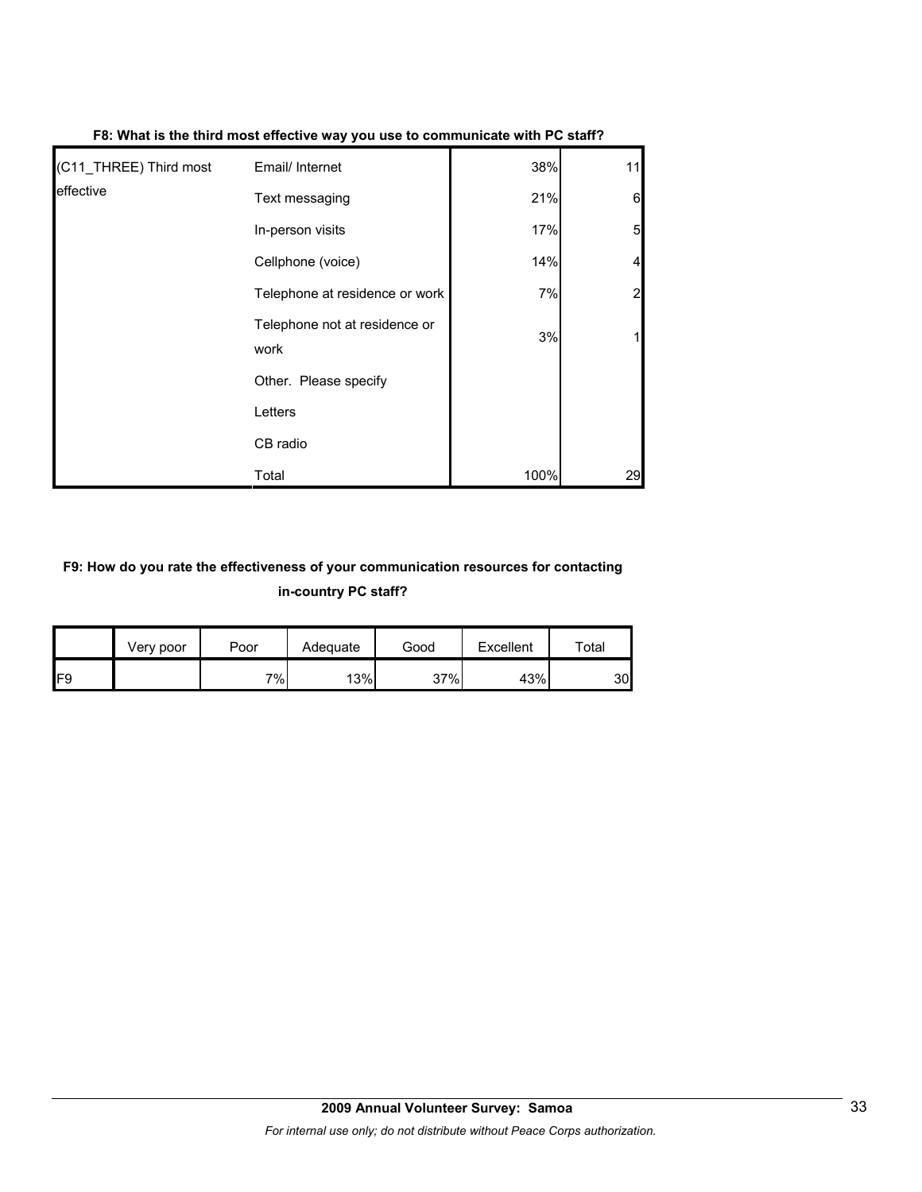**F8: What is the third most effective way you use to communicate with PC staff?**

| | | | |
|---|---|---|---|
| (C11_THREE) Third most effective | Email/ Internet | 38% | 11 |
| | Text messaging | 21% | 6 |
| | In-person visits | 17% | 5 |
| | Cellphone (voice) | 14% | 4 |
| | Telephone at residence or work | 7% | 2 |
| | Telephone not at residence or work | 3% | 1 |
| | Other. Please specify | | |
| | Letters | | |
| | CB radio | | |
| | Total | 100% | 29 |

**F9: How do you rate the effectiveness of your communication resources for contacting in-country PC staff?**

| | Very poor | Poor | Adequate | Good | Excellent | Total |
|---|---|---|---|---|---|---|
| F9 | | 7% | 13% | 37% | 43% | 30 |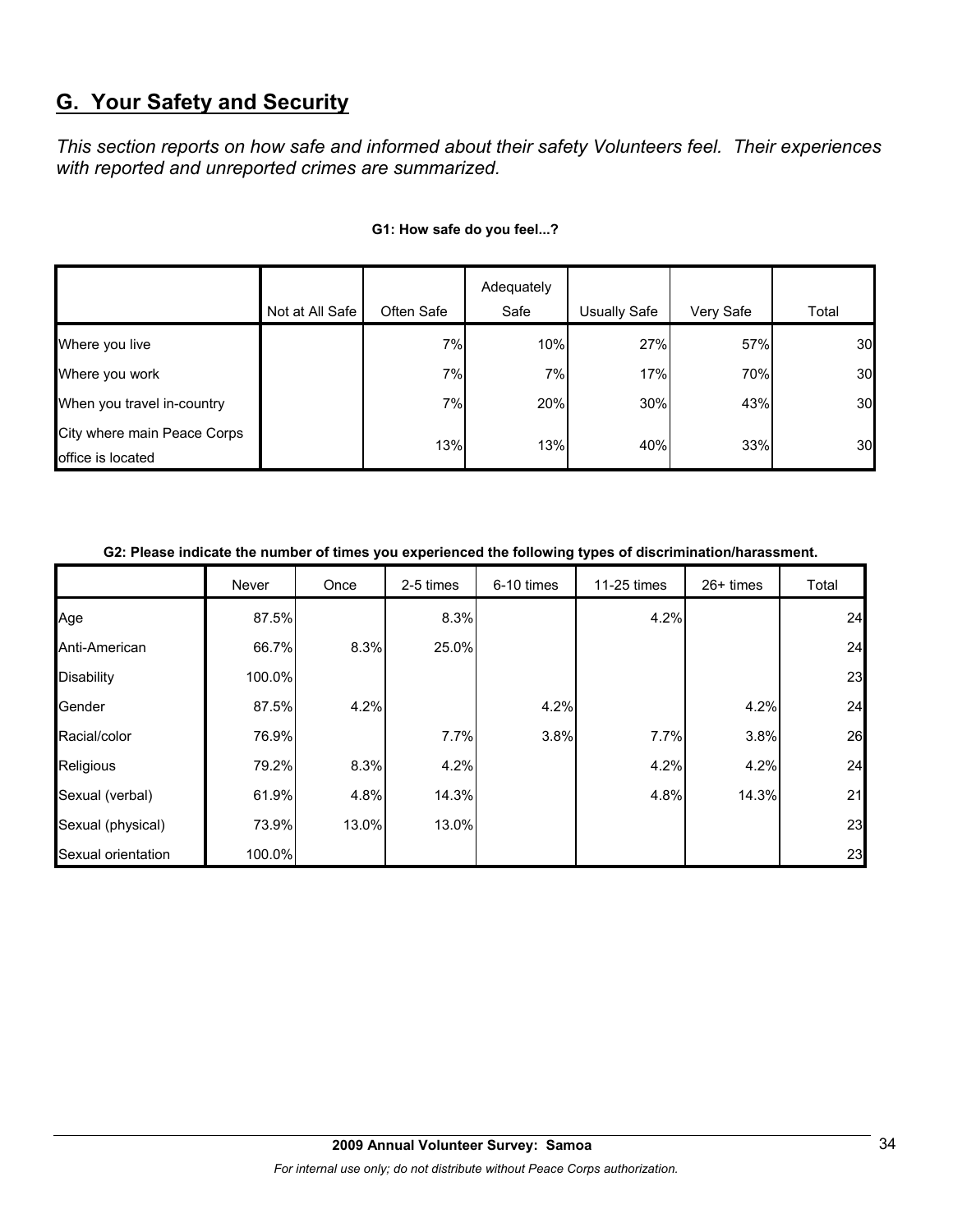## G. Your Safety and Security

*This section reports on how safe and informed about their safety Volunteers feel. Their experiences with reported and unreported crimes are summarized.*

**G1: How safe do you feel...?**

| | Not at All Safe | Often Safe | Adequately Safe | Usually Safe | Very Safe | Total |
|---|---|---|---|---|---|---|
| Where you live | | 7% | 10% | 27% | 57% | 30 |
| Where you work | | 7% | 7% | 17% | 70% | 30 |
| When you travel in-country | | 7% | 20% | 30% | 43% | 30 |
| City where main Peace Corps office is located | | 13% | 13% | 40% | 33% | 30 |

**G2: Please indicate the number of times you experienced the following types of discrimination/harassment.**

| | Never | Once | 2-5 times | 6-10 times | 11-25 times | 26+ times | Total |
|---|---|---|---|---|---|---|---|
| Age | 87.5% | | 8.3% | | 4.2% | | 24 |
| Anti-American | 66.7% | 8.3% | 25.0% | | | | 24 |
| Disability | 100.0% | | | | | | 23 |
| Gender | 87.5% | 4.2% | | 4.2% | | 4.2% | 24 |
| Racial/color | 76.9% | | 7.7% | 3.8% | 7.7% | 3.8% | 26 |
| Religious | 79.2% | 8.3% | 4.2% | | 4.2% | 4.2% | 24 |
| Sexual (verbal) | 61.9% | 4.8% | 14.3% | | 4.8% | 14.3% | 21 |
| Sexual (physical) | 73.9% | 13.0% | 13.0% | | | | 23 |
| Sexual orientation | 100.0% | | | | | | 23 |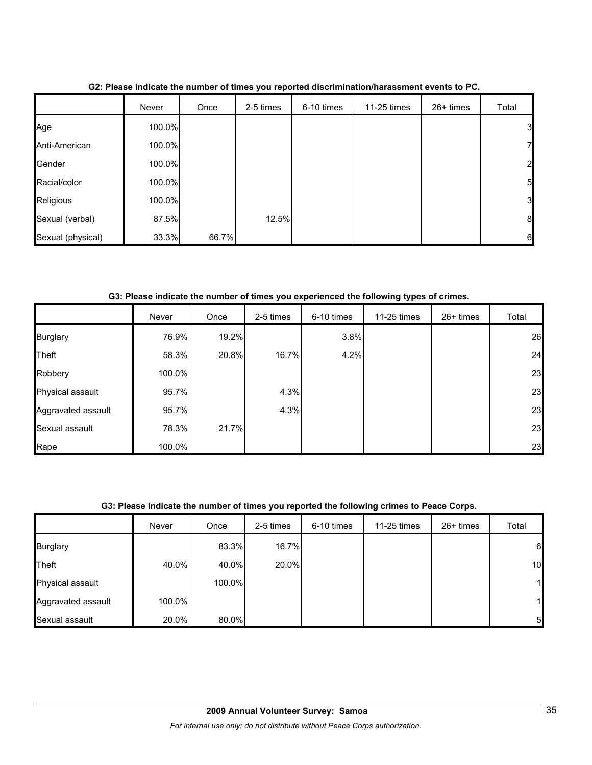**G2: Please indicate the number of times you reported discrimination/harassment events to PC.**

| | Never | Once | 2-5 times | 6-10 times | 11-25 times | 26+ times | Total |
|---|---|---|---|---|---|---|---|
| Age | 100.0% | | | | | | 3 |
| Anti-American | 100.0% | | | | | | 7 |
| Gender | 100.0% | | | | | | 2 |
| Racial/color | 100.0% | | | | | | 5 |
| Religious | 100.0% | | | | | | 3 |
| Sexual (verbal) | 87.5% | | 12.5% | | | | 8 |
| Sexual (physical) | 33.3% | 66.7% | | | | | 6 |

**G3: Please indicate the number of times you experienced the following types of crimes.**

| | Never | Once | 2-5 times | 6-10 times | 11-25 times | 26+ times | Total |
|---|---|---|---|---|---|---|---|
| Burglary | 76.9% | 19.2% | | 3.8% | | | 26 |
| Theft | 58.3% | 20.8% | 16.7% | 4.2% | | | 24 |
| Robbery | 100.0% | | | | | | 23 |
| Physical assault | 95.7% | | 4.3% | | | | 23 |
| Aggravated assault | 95.7% | | 4.3% | | | | 23 |
| Sexual assault | 78.3% | 21.7% | | | | | 23 |
| Rape | 100.0% | | | | | | 23 |

**G3: Please indicate the number of times you reported the following crimes to Peace Corps.**

| | Never | Once | 2-5 times | 6-10 times | 11-25 times | 26+ times | Total |
|---|---|---|---|---|---|---|---|
| Burglary | | 83.3% | 16.7% | | | | 6 |
| Theft | 40.0% | 40.0% | 20.0% | | | | 10 |
| Physical assault | | 100.0% | | | | | 1 |
| Aggravated assault | 100.0% | | | | | | 1 |
| Sexual assault | 20.0% | 80.0% | | | | | 5 |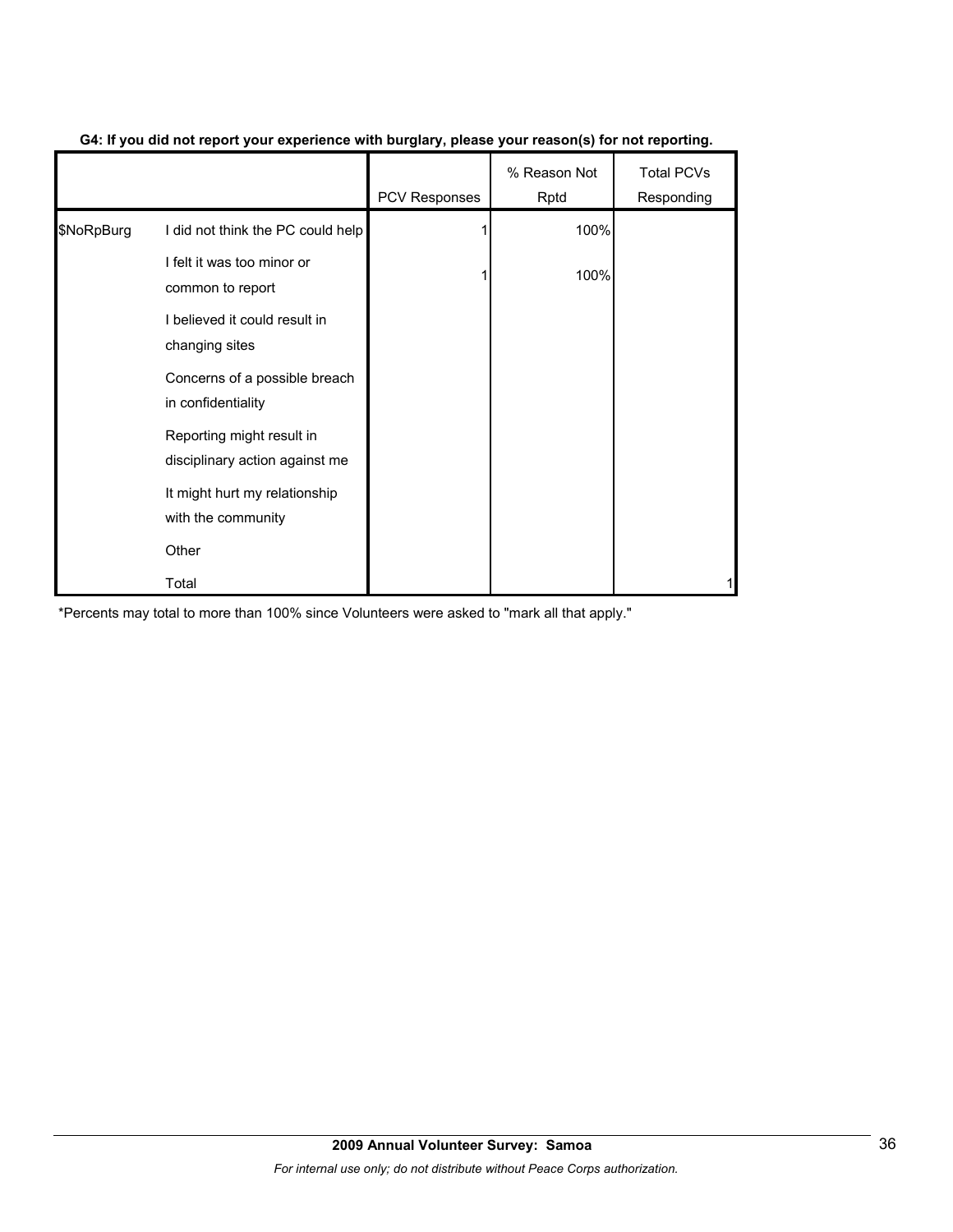**G4: If you did not report your experience with burglary, please your reason(s) for not reporting.**

| | | PCV Responses | % Reason Not Rptd | Total PCVs Responding |
|---|---|---|---|---|
| $NoRpBurg | I did not think the PC could help | 1 | 100% | |
| | I felt it was too minor or common to report | 1 | 100% | |
| | I believed it could result in changing sites | | | |
| | Concerns of a possible breach in confidentiality | | | |
| | Reporting might result in disciplinary action against me | | | |
| | It might hurt my relationship with the community | | | |
| | Other | | | |
| | Total | | | 1 |

*Percents may total to more than 100% since Volunteers were asked to "mark all that apply."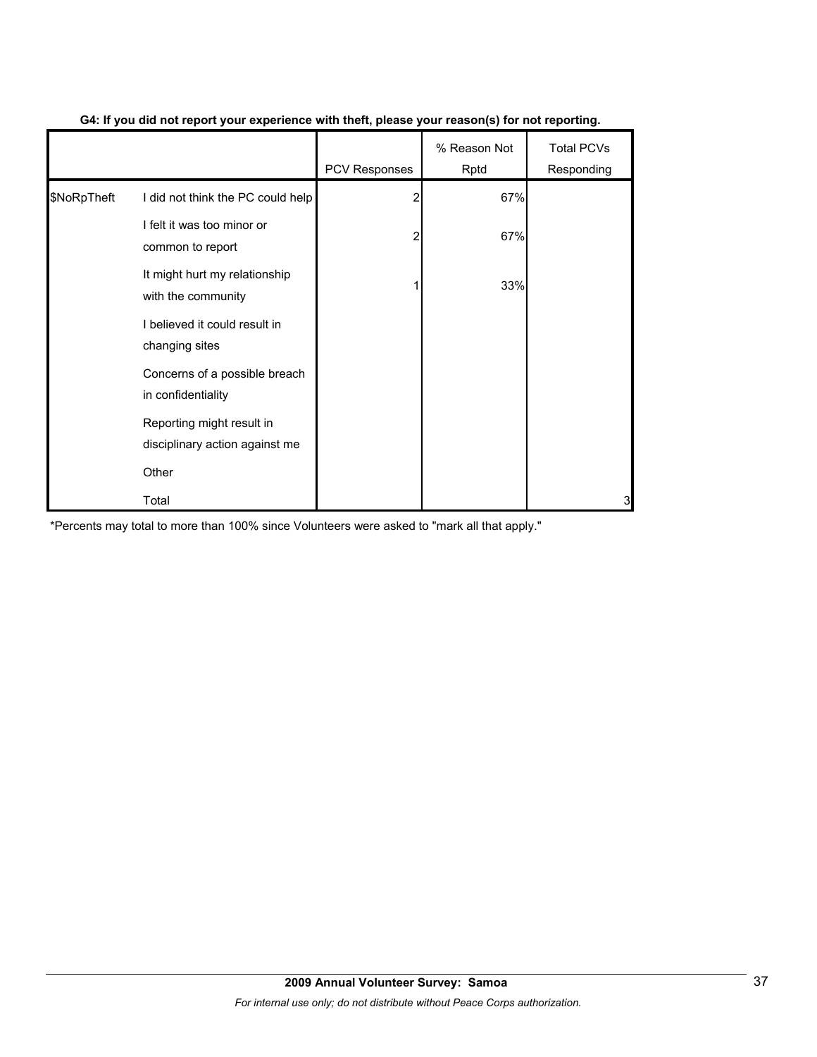**G4: If you did not report your experience with theft, please your reason(s) for not reporting.**

| | | PCV Responses | % Reason Not Rptd | Total PCVs Responding |
|---|---|---|---|---|
| $NoRpTheft | I did not think the PC could help | 2 | 67% | |
| | I felt it was too minor or common to report | 2 | 67% | |
| | It might hurt my relationship with the community | 1 | 33% | |
| | I believed it could result in changing sites | | | |
| | Concerns of a possible breach in confidentiality | | | |
| | Reporting might result in disciplinary action against me | | | |
| | Other | | | |
| | Total | | | 3 |

*Percents may total to more than 100% since Volunteers were asked to "mark all that apply."

**2009 Annual Volunteer Survey: Samoa**

*For internal use only; do not distribute without Peace Corps authorization.*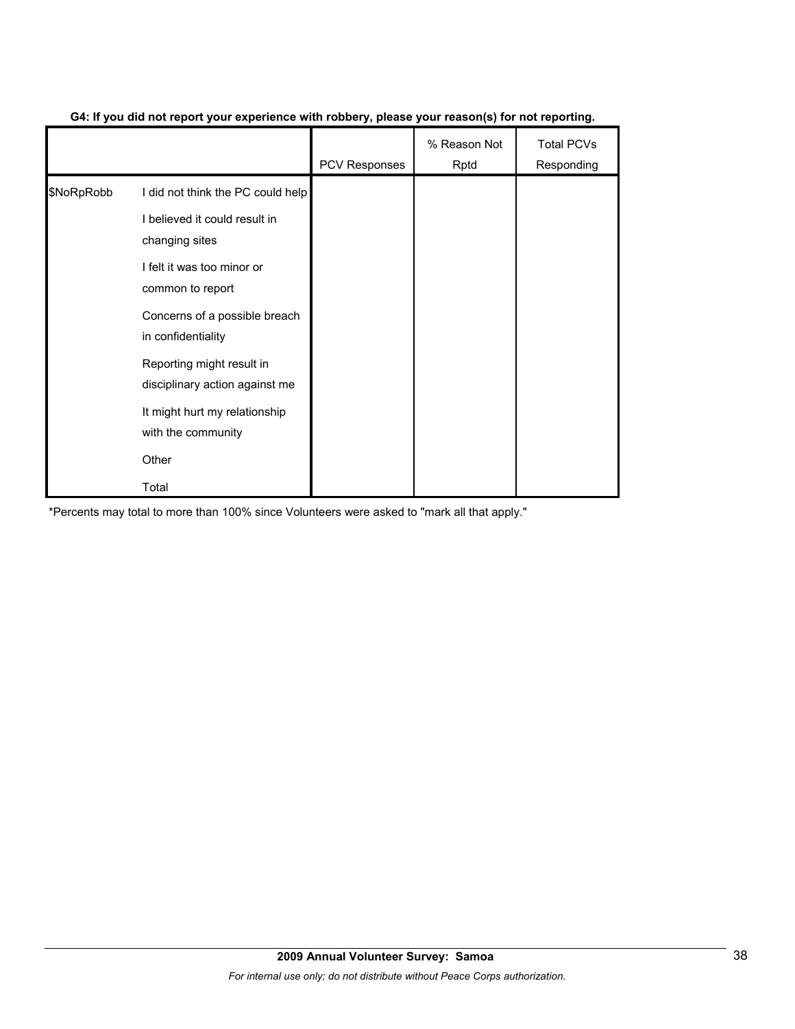**G4: If you did not report your experience with robbery, please your reason(s) for not reporting.**

| | | PCV Responses | % Reason Not Rptd | Total PCVs Responding |
|---|---|---|---|---|
| $NoRpRobb | I did not think the PC could help | | | |
| | I believed it could result in changing sites | | | |
| | I felt it was too minor or common to report | | | |
| | Concerns of a possible breach in confidentiality | | | |
| | Reporting might result in disciplinary action against me | | | |
| | It might hurt my relationship with the community | | | |
| | Other | | | |
| | Total | | | |

*Percents may total to more than 100% since Volunteers were asked to "mark all that apply."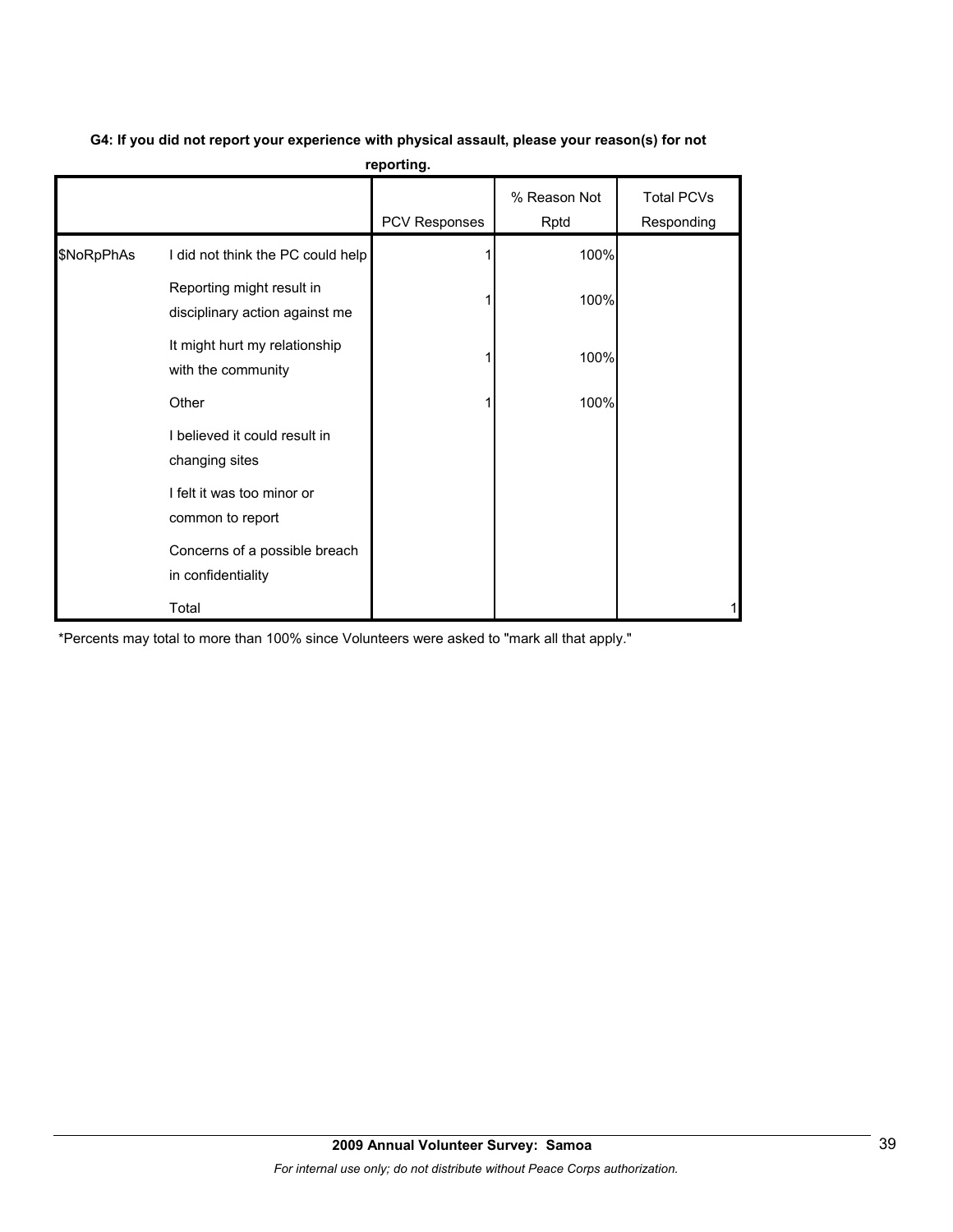**G4: If you did not report your experience with physical assault, please your reason(s) for not reporting.**

| | | PCV Responses | % Reason Not Rptd | Total PCVs Responding |
|---|---|---|---|---|
| $NoRpPhAs | I did not think the PC could help | 1 | 100% | |
| | Reporting might result in disciplinary action against me | 1 | 100% | |
| | It might hurt my relationship with the community | 1 | 100% | |
| | Other | 1 | 100% | |
| | I believed it could result in changing sites | | | |
| | I felt it was too minor or common to report | | | |
| | Concerns of a possible breach in confidentiality | | | |
| | Total | | | 1 |

*Percents may total to more than 100% since Volunteers were asked to "mark all that apply."

**2009 Annual Volunteer Survey: Samoa**

*For internal use only; do not distribute without Peace Corps authorization.*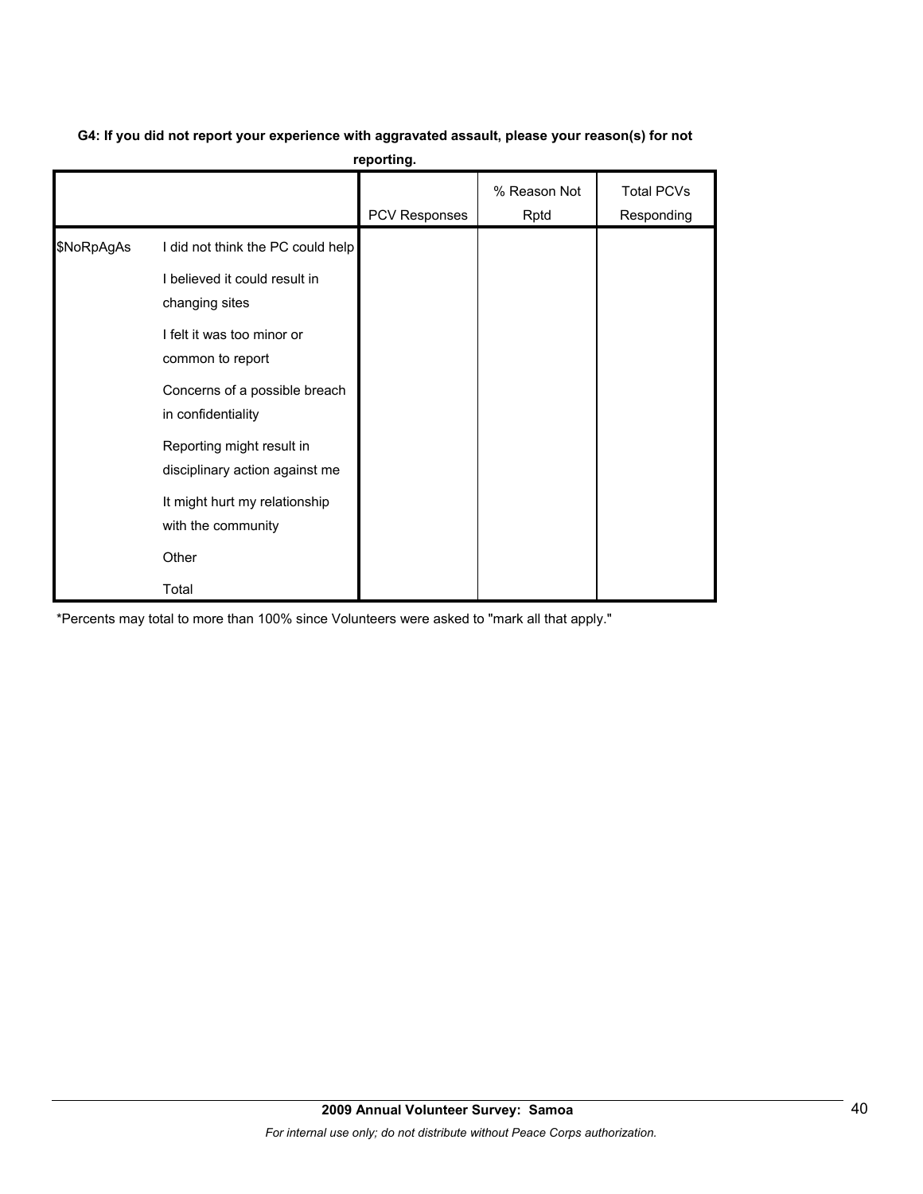**G4: If you did not report your experience with aggravated assault, please your reason(s) for not reporting.**

| | | PCV Responses | % Reason Not Rptd | Total PCVs Responding |
|---|---|---|---|---|
| $NoRpAgAs | I did not think the PC could help | | | |
| | I believed it could result in changing sites | | | |
| | I felt it was too minor or common to report | | | |
| | Concerns of a possible breach in confidentiality | | | |
| | Reporting might result in disciplinary action against me | | | |
| | It might hurt my relationship with the community | | | |
| | Other | | | |
| | Total | | | |

*Percents may total to more than 100% since Volunteers were asked to "mark all that apply."

**2009 Annual Volunteer Survey: Samoa**

*For internal use only; do not distribute without Peace Corps authorization.*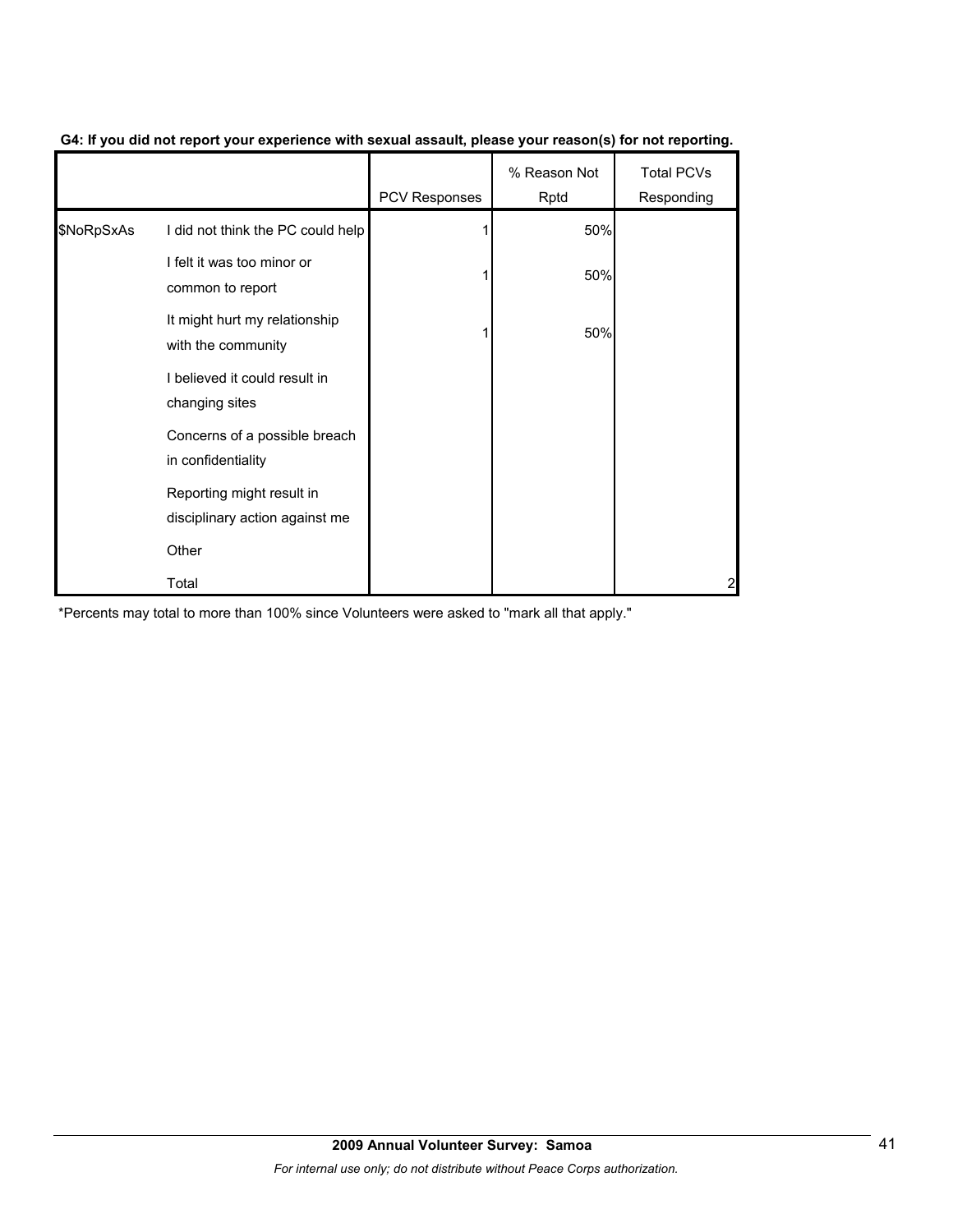**G4: If you did not report your experience with sexual assault, please your reason(s) for not reporting.**

| | | PCV Responses | % Reason Not Rptd | Total PCVs Responding |
|---|---|---|---|---|
| $NoRpSxAs | I did not think the PC could help | 1 | 50% | |
| | I felt it was too minor or common to report | 1 | 50% | |
| | It might hurt my relationship with the community | 1 | 50% | |
| | I believed it could result in changing sites | | | |
| | Concerns of a possible breach in confidentiality | | | |
| | Reporting might result in disciplinary action against me | | | |
| | Other | | | |
| | Total | | | 2 |

*Percents may total to more than 100% since Volunteers were asked to "mark all that apply."

**2009 Annual Volunteer Survey: Samoa**

*For internal use only; do not distribute without Peace Corps authorization.*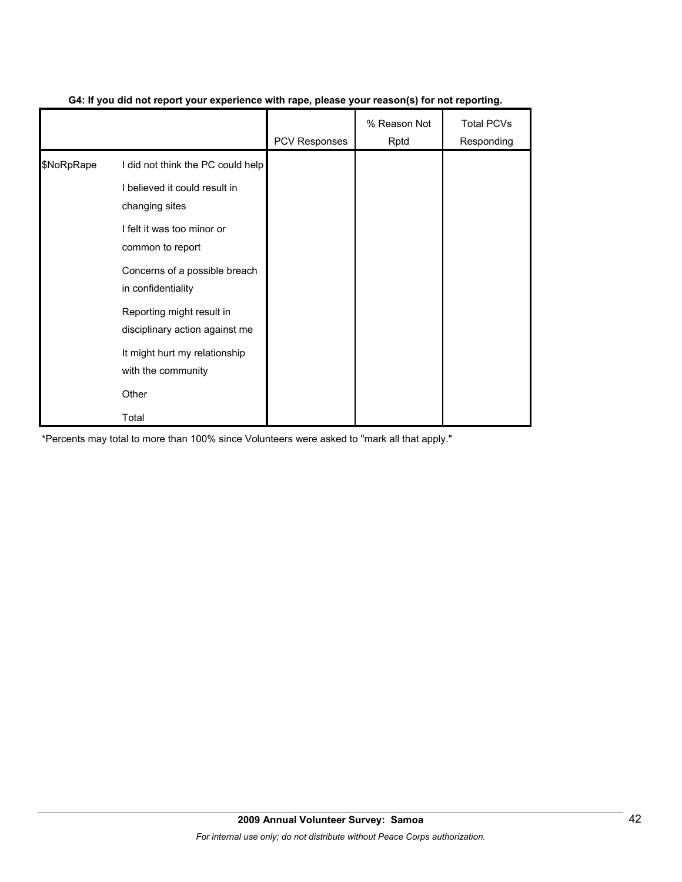**G4: If you did not report your experience with rape, please your reason(s) for not reporting.**

| | | PCV Responses | % Reason Not Rptd | Total PCVs Responding |
|---|---|---|---|---|
| $NoRpRape | I did not think the PC could help | | | |
| | I believed it could result in changing sites | | | |
| | I felt it was too minor or common to report | | | |
| | Concerns of a possible breach in confidentiality | | | |
| | Reporting might result in disciplinary action against me | | | |
| | It might hurt my relationship with the community | | | |
| | Other | | | |
| | Total | | | |

*Percents may total to more than 100% since Volunteers were asked to "mark all that apply."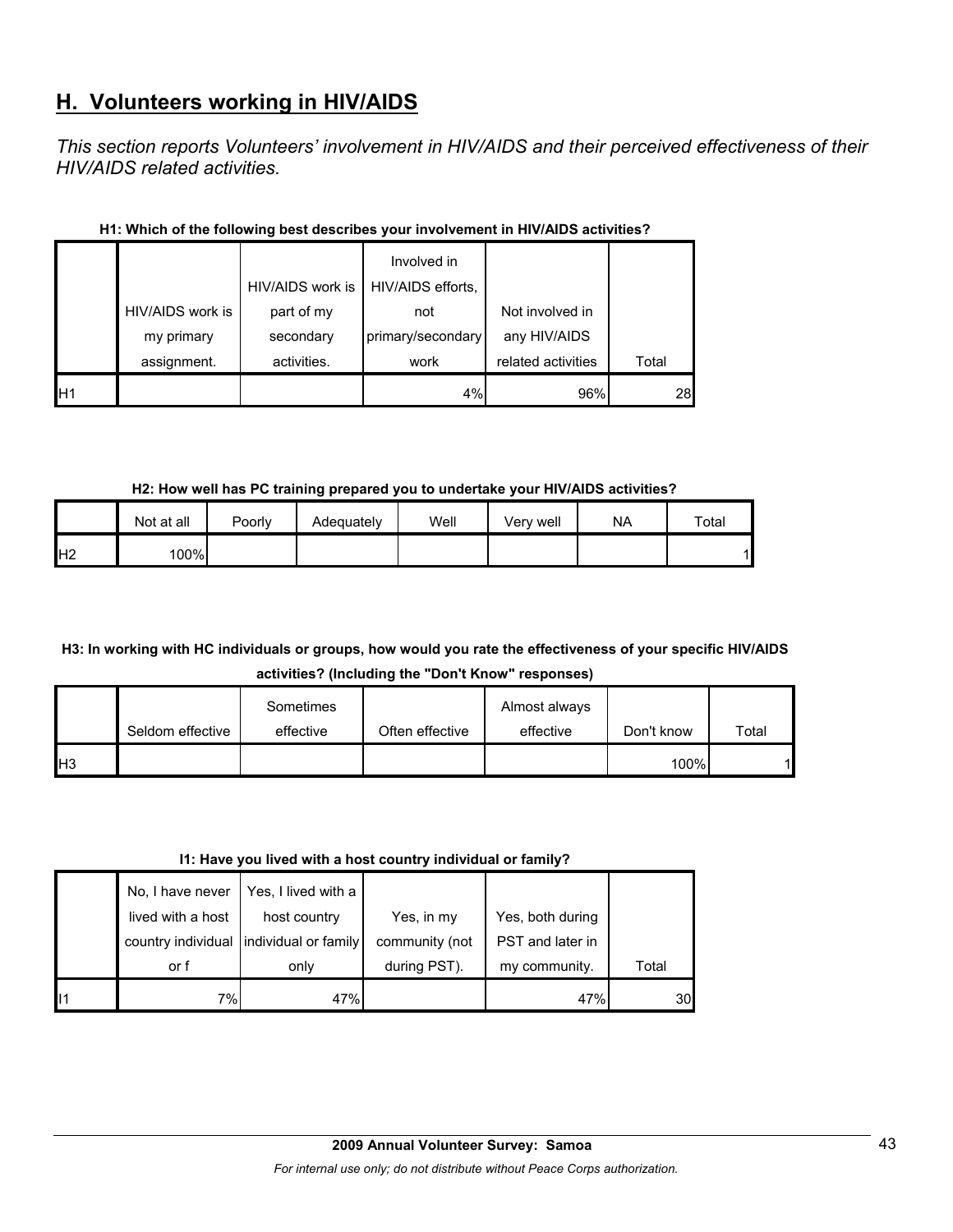## H. Volunteers working in HIV/AIDS

*This section reports Volunteers' involvement in HIV/AIDS and their perceived effectiveness of their HIV/AIDS related activities.*

**H1: Which of the following best describes your involvement in HIV/AIDS activities?**

| | HIV/AIDS work is my primary assignment. | HIV/AIDS work is part of my secondary activities. | Involved in HIV/AIDS efforts, not primary/secondary work | Not involved in any HIV/AIDS related activities | Total |
|---|---|---|---|---|---|
| H1 | | | 4% | 96% | 28 |

**H2: How well has PC training prepared you to undertake your HIV/AIDS activities?**

| | Not at all | Poorly | Adequately | Well | Very well | NA | Total |
|---|---|---|---|---|---|---|---|
| H2 | 100% | | | | | | 1 |

**H3: In working with HC individuals or groups, how would you rate the effectiveness of your specific HIV/AIDS activities? (Including the "Don't Know" responses)**

| | Seldom effective | Sometimes effective | Often effective | Almost always effective | Don't know | Total |
|---|---|---|---|---|---|---|
| H3 | | | | | 100% | 1 |

**I1: Have you lived with a host country individual or family?**

| | No, I have never lived with a host country individual or f | Yes, I lived with a host country individual or family only | Yes, in my community (not during PST). | Yes, both during PST and later in my community. | Total |
|---|---|---|---|---|---|
| I1 | 7% | 47% | | 47% | 30 |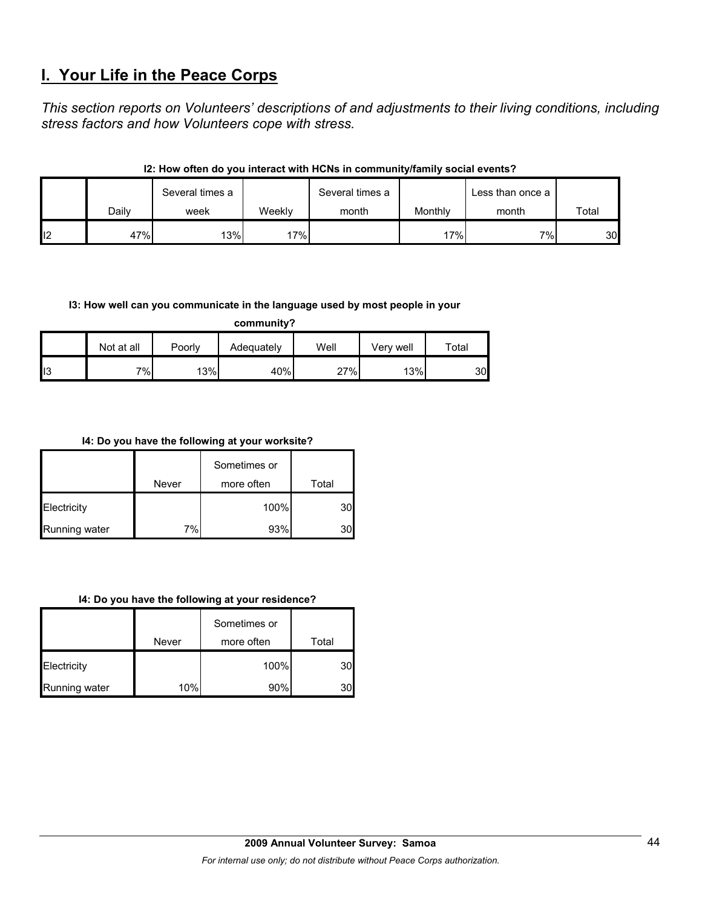# I. Your Life in the Peace Corps

*This section reports on Volunteers' descriptions of and adjustments to their living conditions, including stress factors and how Volunteers cope with stress.*

**I2: How often do you interact with HCNs in community/family social events?**

| | Daily | Several times a week | Weekly | Several times a month | Monthly | Less than once a month | Total |
|---|---|---|---|---|---|---|---|
| I2 | 47% | 13% | 17% | | 17% | 7% | 30 |

**I3: How well can you communicate in the language used by most people in your community?**

| | Not at all | Poorly | Adequately | Well | Very well | Total |
|---|---|---|---|---|---|---|
| I3 | 7% | 13% | 40% | 27% | 13% | 30 |

**I4: Do you have the following at your worksite?**

| | Never | Sometimes or more often | Total |
|---|---|---|---|
| Electricity | | 100% | 30 |
| Running water | 7% | 93% | 30 |

**I4: Do you have the following at your residence?**

| | Never | Sometimes or more often | Total |
|---|---|---|---|
| Electricity | | 100% | 30 |
| Running water | 10% | 90% | 30 |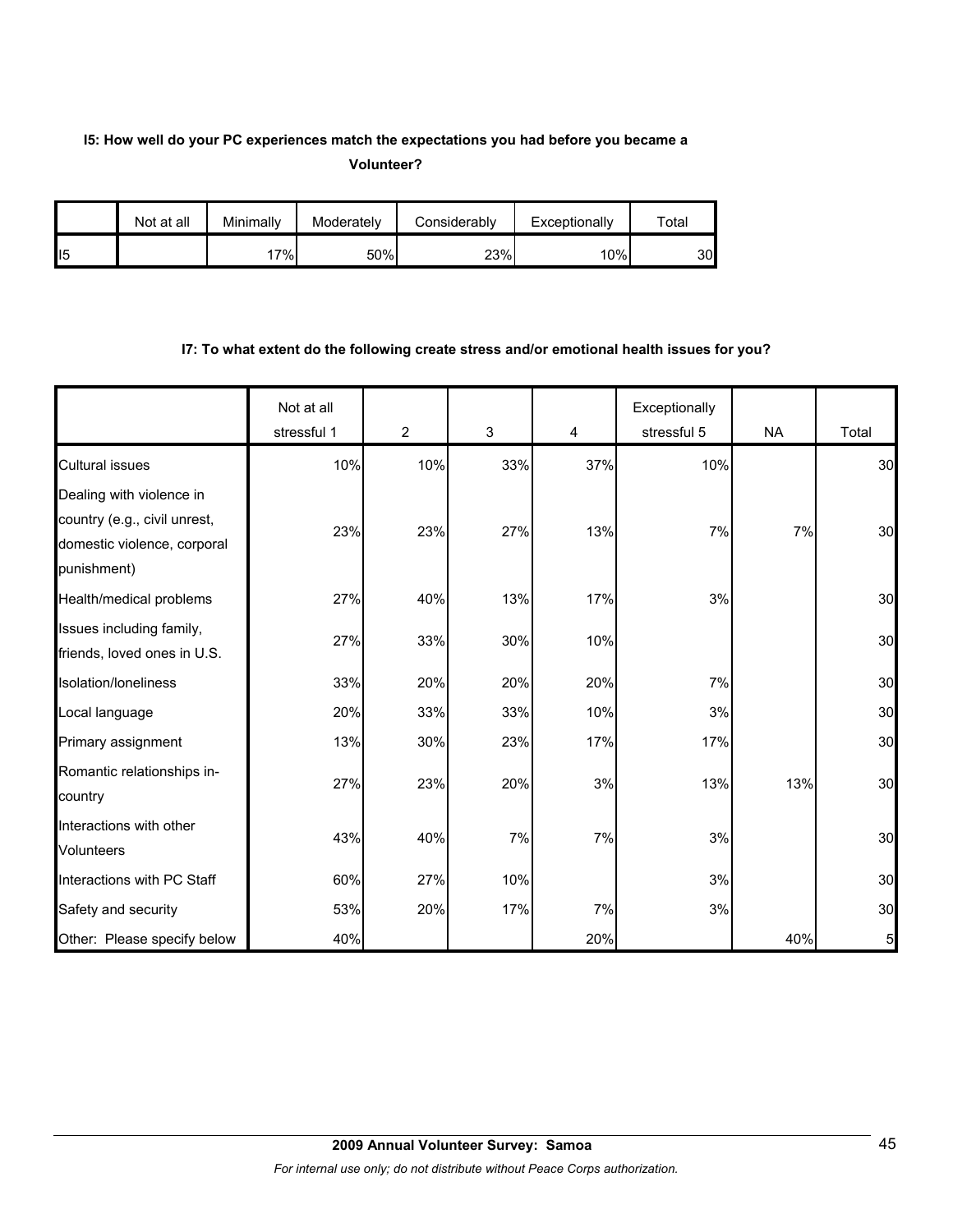**I5: How well do your PC experiences match the expectations you had before you became a Volunteer?**

| | Not at all | Minimally | Moderately | Considerably | Exceptionally | Total |
|---|---|---|---|---|---|---|
| I5 | | 17% | 50% | 23% | 10% | 30 |

**I7: To what extent do the following create stress and/or emotional health issues for you?**

| | Not at all stressful 1 | 2 | 3 | 4 | Exceptionally stressful 5 | NA | Total |
|---|---|---|---|---|---|---|---|
| Cultural issues | 10% | 10% | 33% | 37% | 10% | | 30 |
| Dealing with violence in country (e.g., civil unrest, domestic violence, corporal punishment) | 23% | 23% | 27% | 13% | 7% | 7% | 30 |
| Health/medical problems | 27% | 40% | 13% | 17% | 3% | | 30 |
| Issues including family, friends, loved ones in U.S. | 27% | 33% | 30% | 10% | | | 30 |
| Isolation/loneliness | 33% | 20% | 20% | 20% | 7% | | 30 |
| Local language | 20% | 33% | 33% | 10% | 3% | | 30 |
| Primary assignment | 13% | 30% | 23% | 17% | 17% | | 30 |
| Romantic relationships in-country | 27% | 23% | 20% | 3% | 13% | 13% | 30 |
| Interactions with other Volunteers | 43% | 40% | 7% | 7% | 3% | | 30 |
| Interactions with PC Staff | 60% | 27% | 10% | | 3% | | 30 |
| Safety and security | 53% | 20% | 17% | 7% | 3% | | 30 |
| Other: Please specify below | 40% | | | 20% | | 40% | 5 |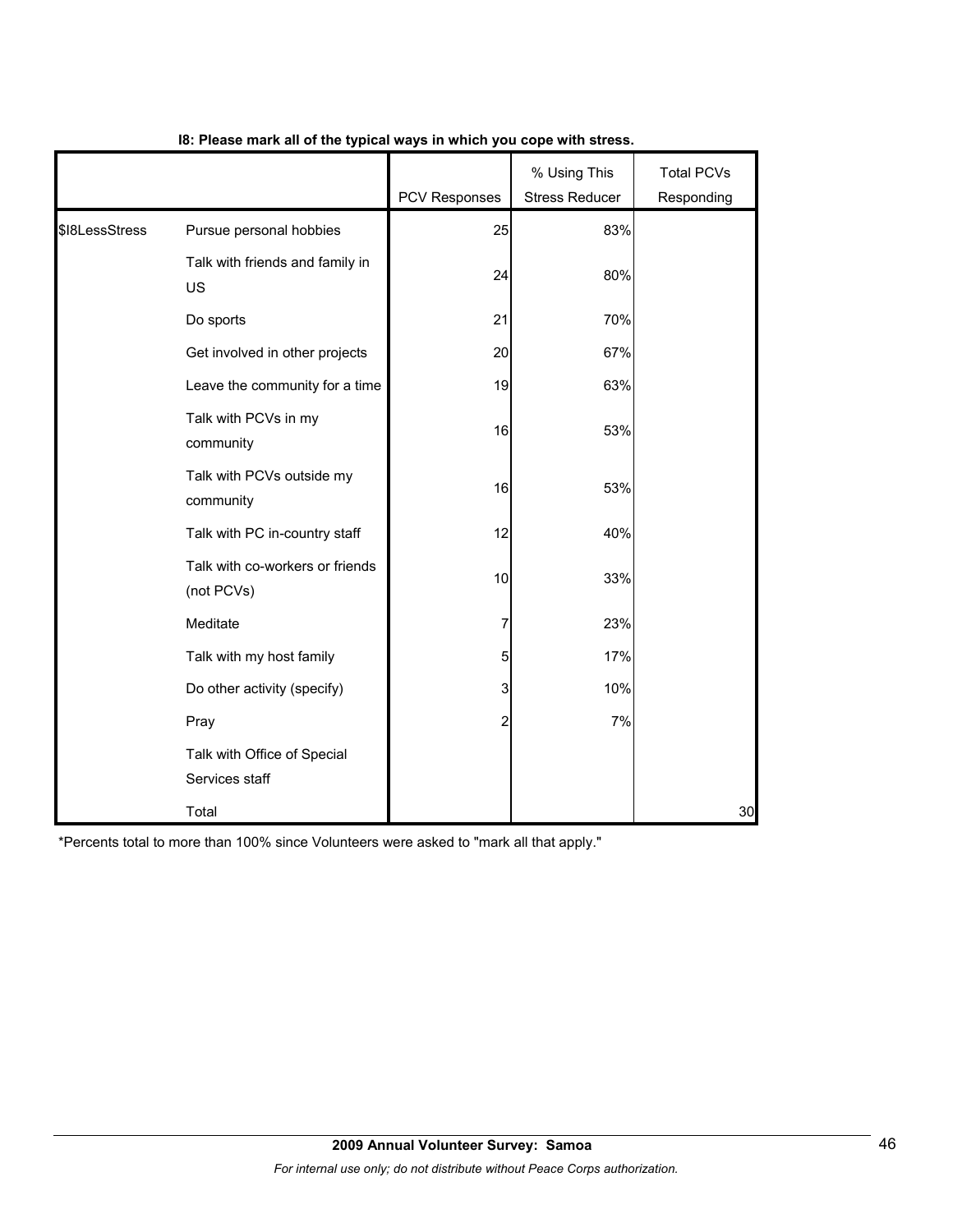**I8: Please mark all of the typical ways in which you cope with stress.**

| | | PCV Responses | % Using This Stress Reducer | Total PCVs Responding |
|---|---|---|---|---|
| $I8LessStress | Pursue personal hobbies | 25 | 83% | |
| | Talk with friends and family in US | 24 | 80% | |
| | Do sports | 21 | 70% | |
| | Get involved in other projects | 20 | 67% | |
| | Leave the community for a time | 19 | 63% | |
| | Talk with PCVs in my community | 16 | 53% | |
| | Talk with PCVs outside my community | 16 | 53% | |
| | Talk with PC in-country staff | 12 | 40% | |
| | Talk with co-workers or friends (not PCVs) | 10 | 33% | |
| | Meditate | 7 | 23% | |
| | Talk with my host family | 5 | 17% | |
| | Do other activity (specify) | 3 | 10% | |
| | Pray | 2 | 7% | |
| | Talk with Office of Special Services staff | | | |
| | Total | | | 30 |

*Percents total to more than 100% since Volunteers were asked to "mark all that apply."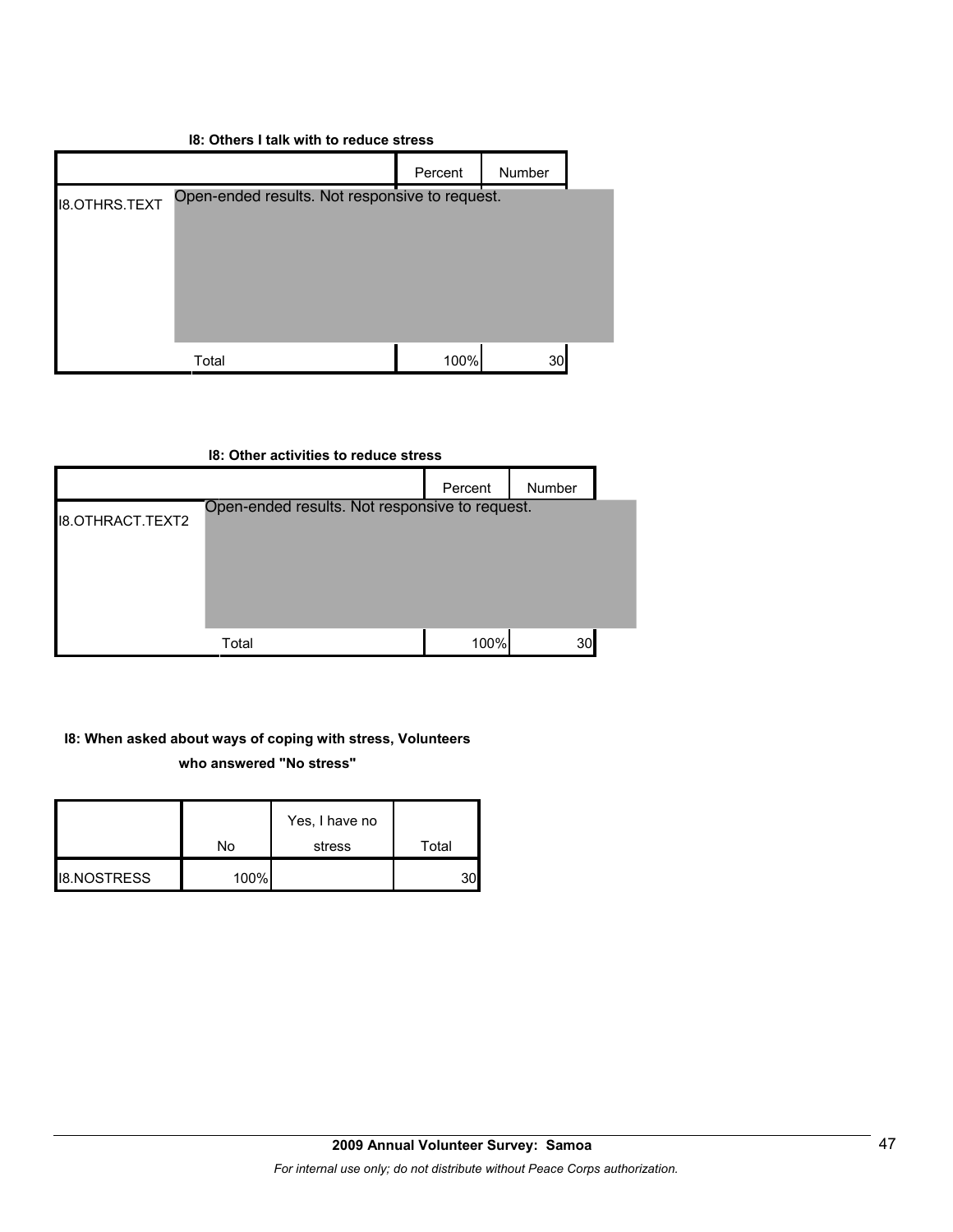**I8: Others I talk with to reduce stress**

| | | Percent | Number |
|---|---|---|---|
| I8.OTHRS.TEXT | Open-ended results. Not responsive to request. | | |
| | Total | 100% | 30 |

**I8: Other activities to reduce stress**

| | | Percent | Number |
|---|---|---|---|
| I8.OTHRACT.TEXT2 | Open-ended results. Not responsive to request. | | |
| | Total | 100% | 30 |

**I8: When asked about ways of coping with stress, Volunteers who answered "No stress"**

| | No | Yes, I have no stress | Total |
|---|---|---|---|
| I8.NOSTRESS | 100% | | 30 |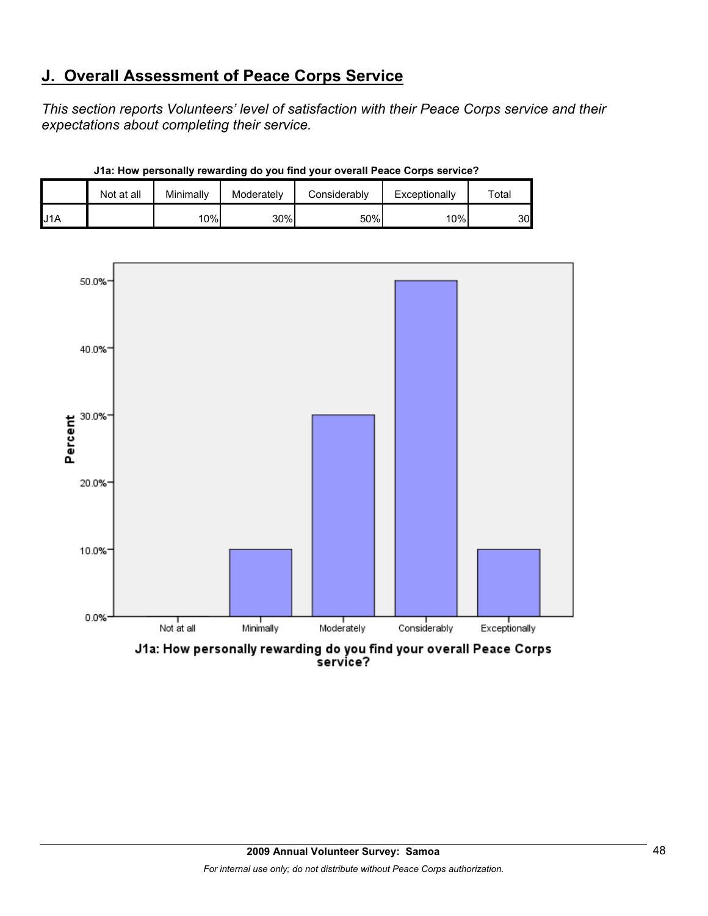## J. Overall Assessment of Peace Corps Service

*This section reports Volunteers' level of satisfaction with their Peace Corps service and their expectations about completing their service.*

**J1a: How personally rewarding do you find your overall Peace Corps service?**

| | Not at all | Minimally | Moderately | Considerably | Exceptionally | Total |
|---|---|---|---|---|---|---|
| J1A | | 10% | 30% | 50% | 10% | 30 |

J1a: How personally rewarding do you find your overall Peace Corps service?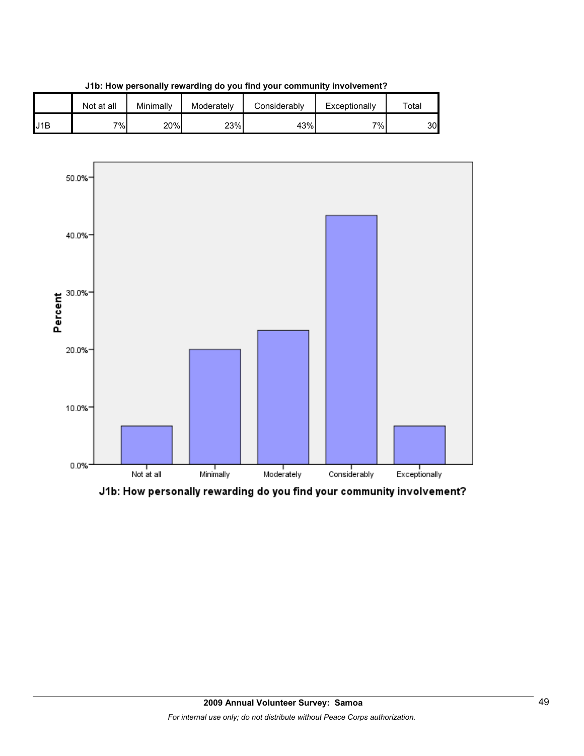**J1b: How personally rewarding do you find your community involvement?**

| | Not at all | Minimally | Moderately | Considerably | Exceptionally | Total |
|---|---|---|---|---|---|---|
| J1B | 7% | 20% | 23% | 43% | 7% | 30 |

J1b: How personally rewarding do you find your community involvement?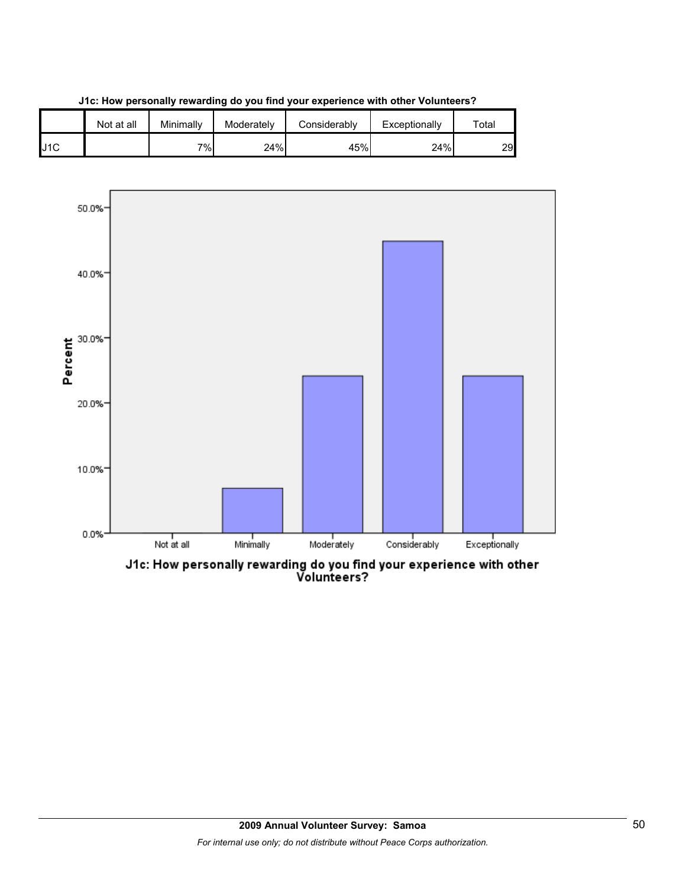**J1c: How personally rewarding do you find your experience with other Volunteers?**

| | Not at all | Minimally | Moderately | Considerably | Exceptionally | Total |
|---|---|---|---|---|---|---|
| J1C | | 7% | 24% | 45% | 24% | 29 |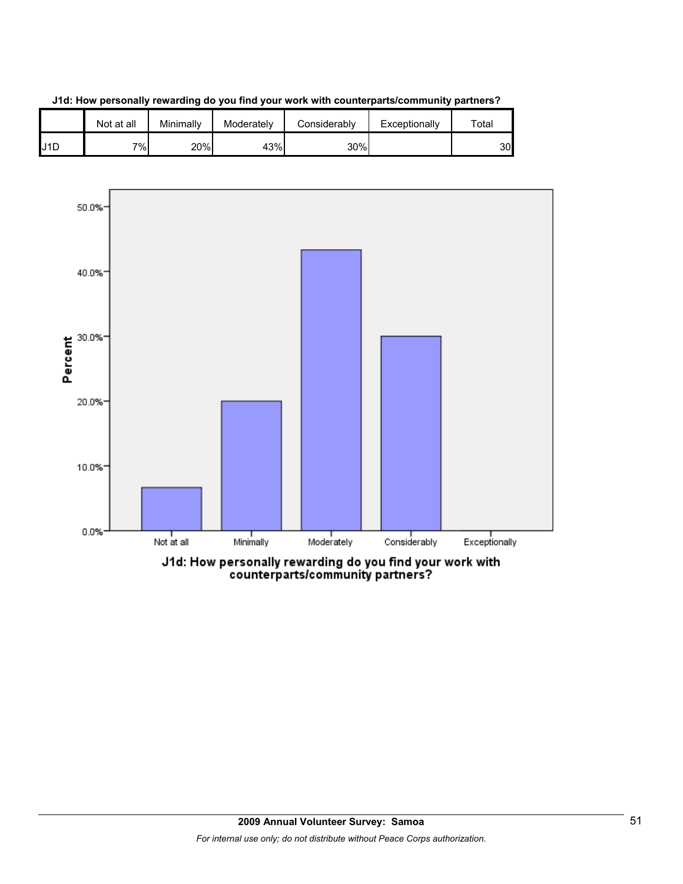**J1d: How personally rewarding do you find your work with counterparts/community partners?**

| | Not at all | Minimally | Moderately | Considerably | Exceptionally | Total |
|---|---|---|---|---|---|---|
| J1D | 7% | 20% | 43% | 30% | | 30 |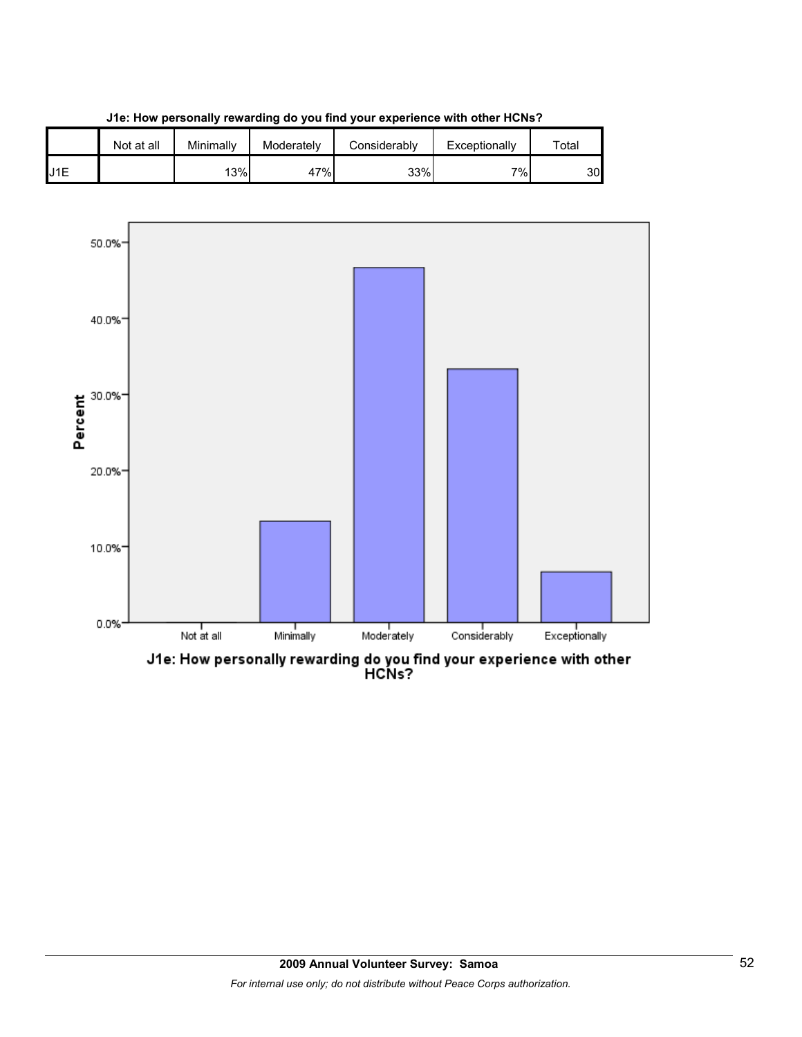**J1e: How personally rewarding do you find your experience with other HCNs?**

| | Not at all | Minimally | Moderately | Considerably | Exceptionally | Total |
|---|---|---|---|---|---|---|
| J1E | | 13% | 47% | 33% | 7% | 30 |

J1e: How personally rewarding do you find your experience with other HCNs?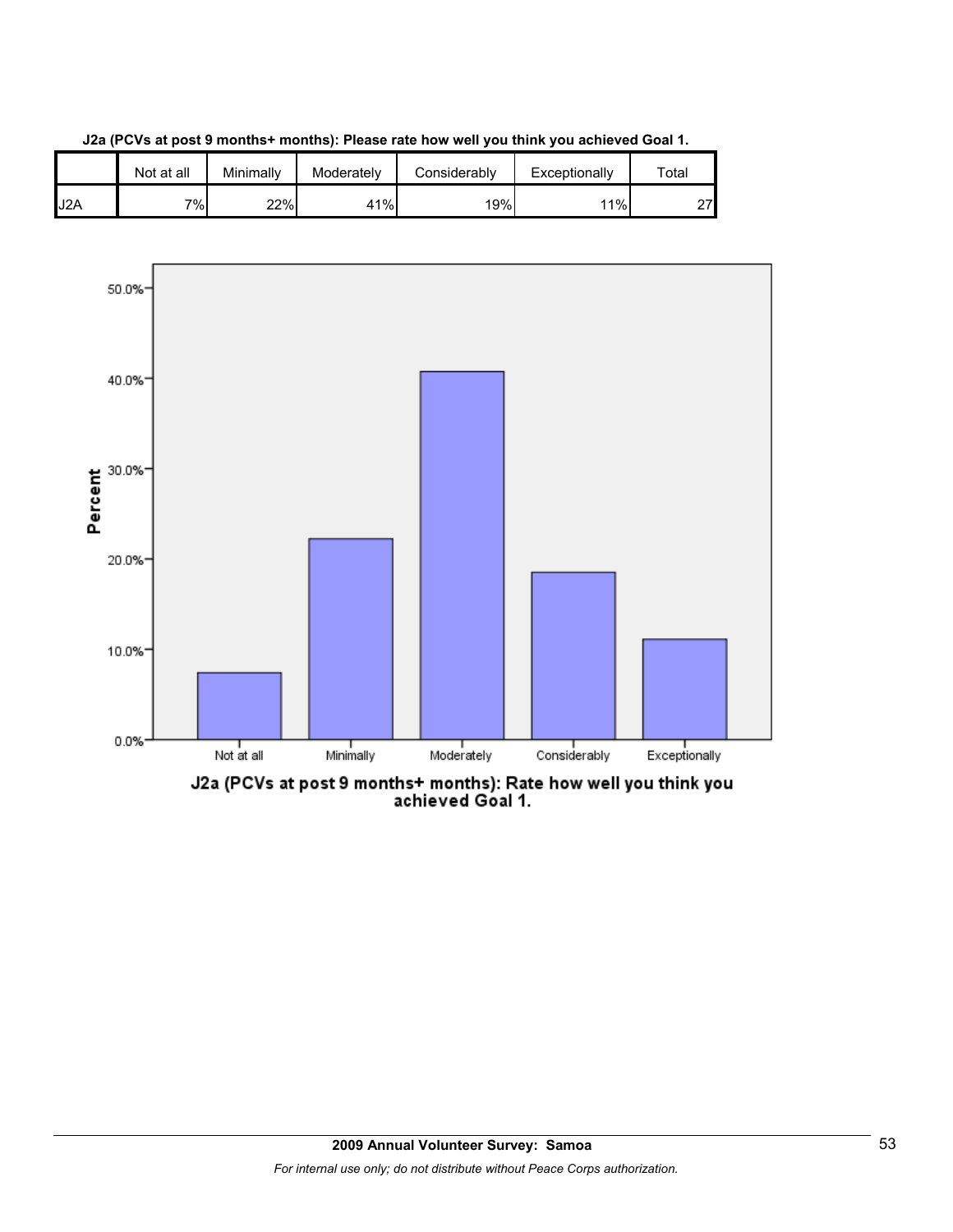**J2a (PCVs at post 9 months+ months): Please rate how well you think you achieved Goal 1.**

| | Not at all | Minimally | Moderately | Considerably | Exceptionally | Total |
|---|---|---|---|---|---|---|
| J2A | 7% | 22% | 41% | 19% | 11% | 27 |

J2a (PCVs at post 9 months+ months): Rate how well you think you achieved Goal 1.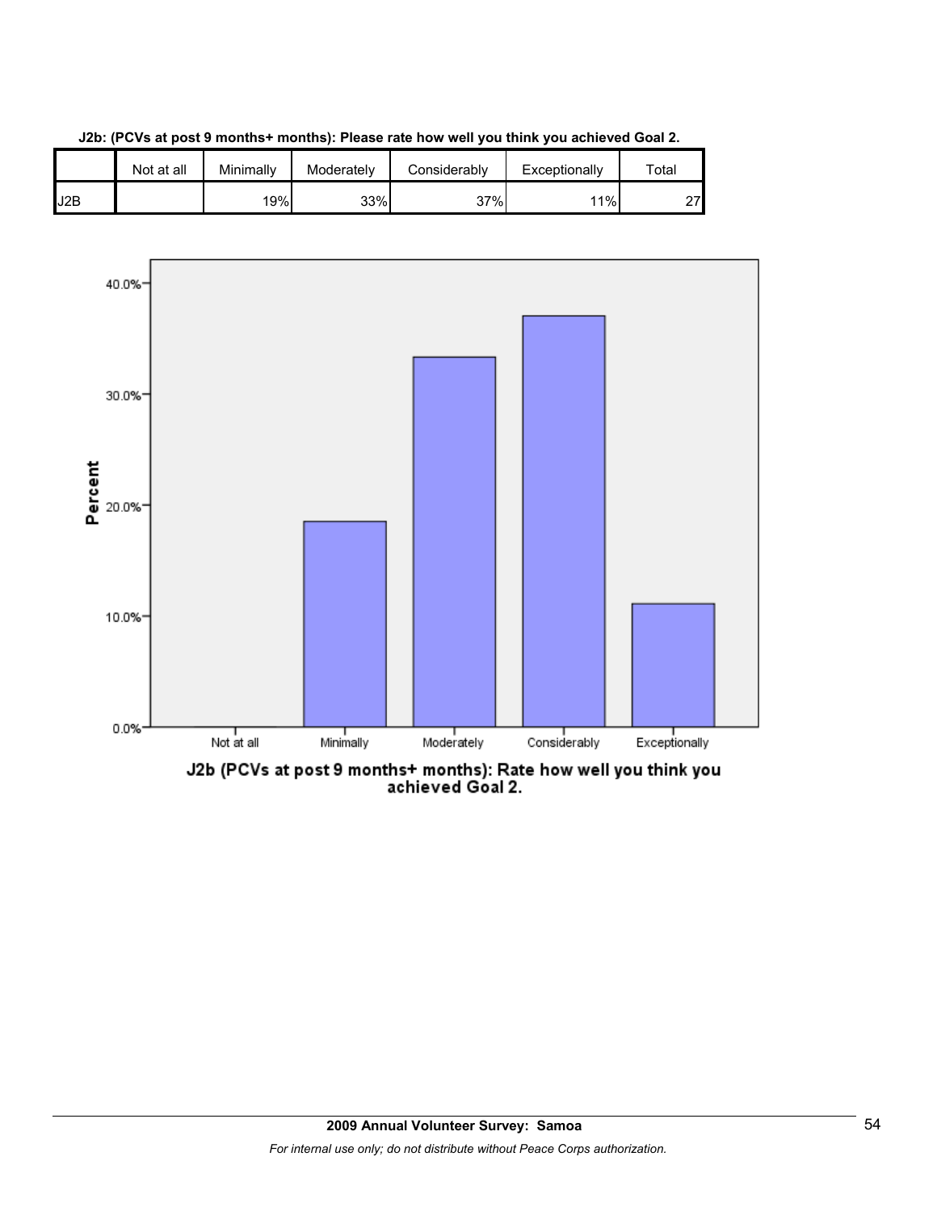**J2b: (PCVs at post 9 months+ months): Please rate how well you think you achieved Goal 2.**

| | Not at all | Minimally | Moderately | Considerably | Exceptionally | Total |
|---|---|---|---|---|---|---|
| J2B | | 19% | 33% | 37% | 11% | 27 |

J2b (PCVs at post 9 months+ months): Rate how well you think you achieved Goal 2.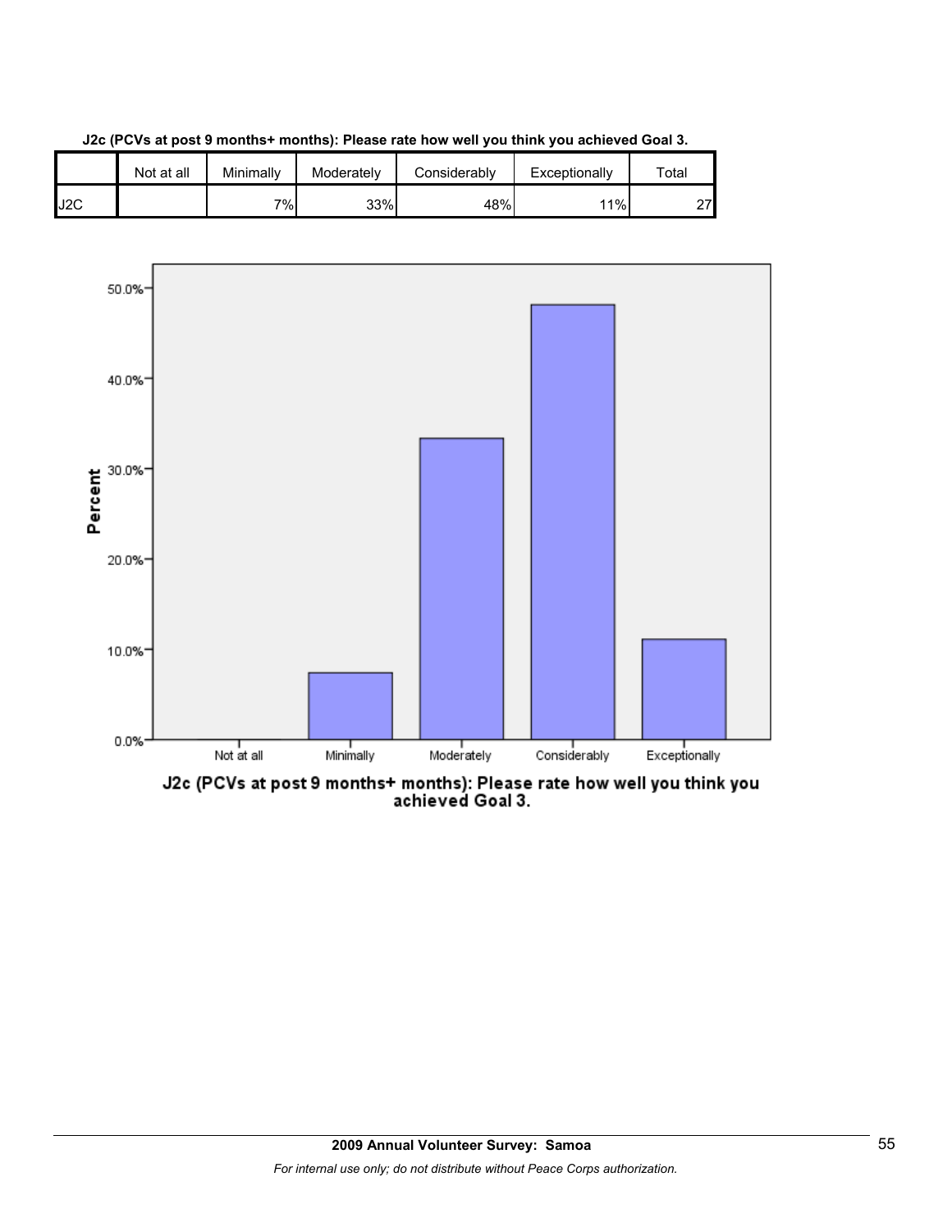**J2c (PCVs at post 9 months+ months): Please rate how well you think you achieved Goal 3.**

| | Not at all | Minimally | Moderately | Considerably | Exceptionally | Total |
|---|---|---|---|---|---|---|
| J2C | | 7% | 33% | 48% | 11% | 27 |

J2c (PCVs at post 9 months+ months): Please rate how well you think you achieved Goal 3.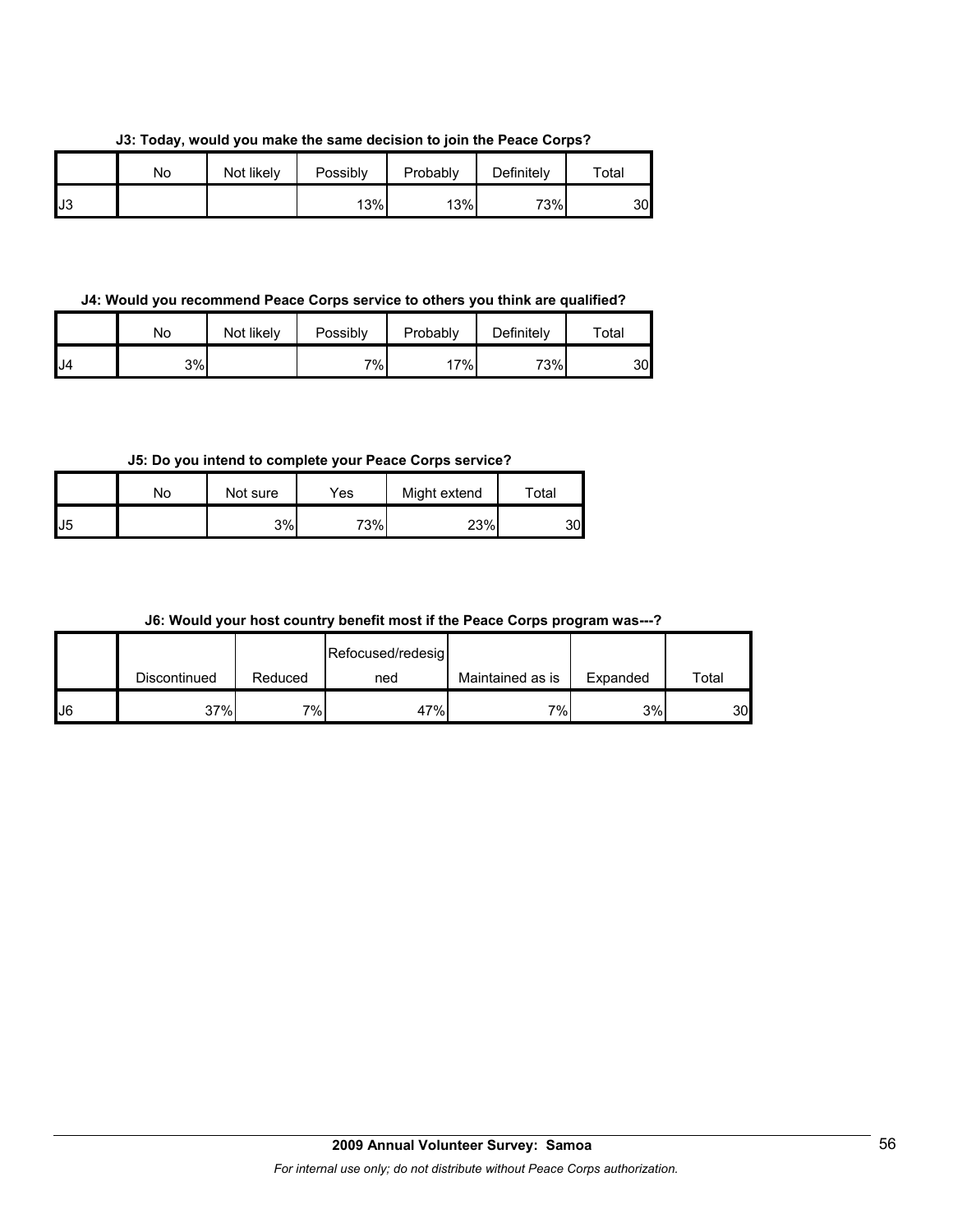**J3: Today, would you make the same decision to join the Peace Corps?**

| | No | Not likely | Possibly | Probably | Definitely | Total |
|---|---|---|---|---|---|---|
| J3 | | | 13% | 13% | 73% | 30 |

**J4: Would you recommend Peace Corps service to others you think are qualified?**

| | No | Not likely | Possibly | Probably | Definitely | Total |
|---|---|---|---|---|---|---|
| J4 | 3% | | 7% | 17% | 73% | 30 |

**J5: Do you intend to complete your Peace Corps service?**

| | No | Not sure | Yes | Might extend | Total |
|---|---|---|---|---|---|
| J5 | | 3% | 73% | 23% | 30 |

**J6: Would your host country benefit most if the Peace Corps program was---?**

| | Discontinued | Reduced | Refocused/redesigned | Maintained as is | Expanded | Total |
|---|---|---|---|---|---|---|
| J6 | 37% | 7% | 47% | 7% | 3% | 30 |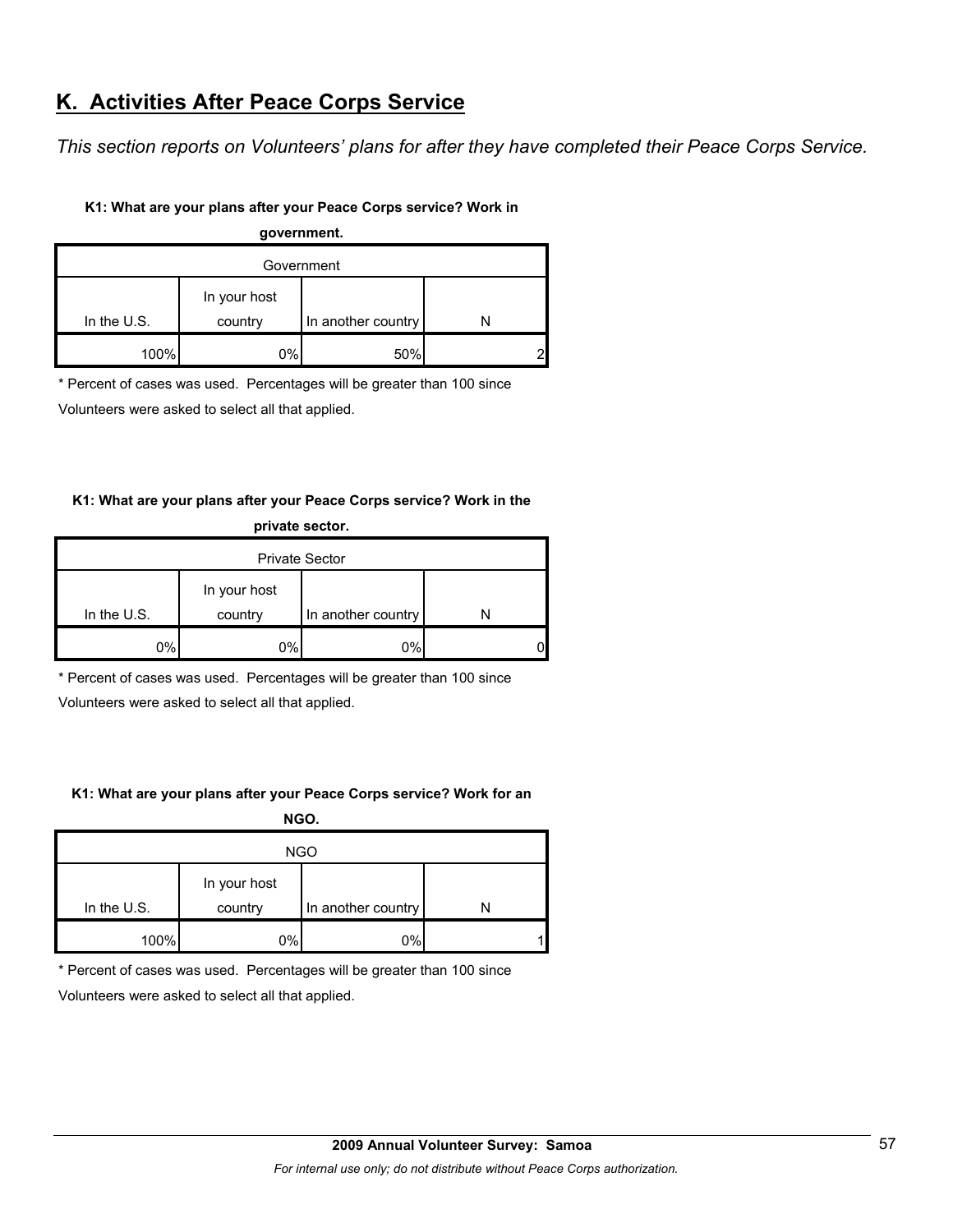## K. Activities After Peace Corps Service

*This section reports on Volunteers' plans for after they have completed their Peace Corps Service.*

**K1: What are your plans after your Peace Corps service? Work in government.**

| Government | | | |
|---|---|---|---|
| In the U.S. | In your host country | In another country | N |
| 100% | 0% | 50% | 2 |

\* Percent of cases was used. Percentages will be greater than 100 since Volunteers were asked to select all that applied.

**K1: What are your plans after your Peace Corps service? Work in the private sector.**

| Private Sector | | | |
|---|---|---|---|
| In the U.S. | In your host country | In another country | N |
| 0% | 0% | 0% | 0 |

\* Percent of cases was used. Percentages will be greater than 100 since Volunteers were asked to select all that applied.

**K1: What are your plans after your Peace Corps service? Work for an NGO.**

| NGO | | | |
|---|---|---|---|
| In the U.S. | In your host country | In another country | N |
| 100% | 0% | 0% | 1 |

\* Percent of cases was used. Percentages will be greater than 100 since Volunteers were asked to select all that applied.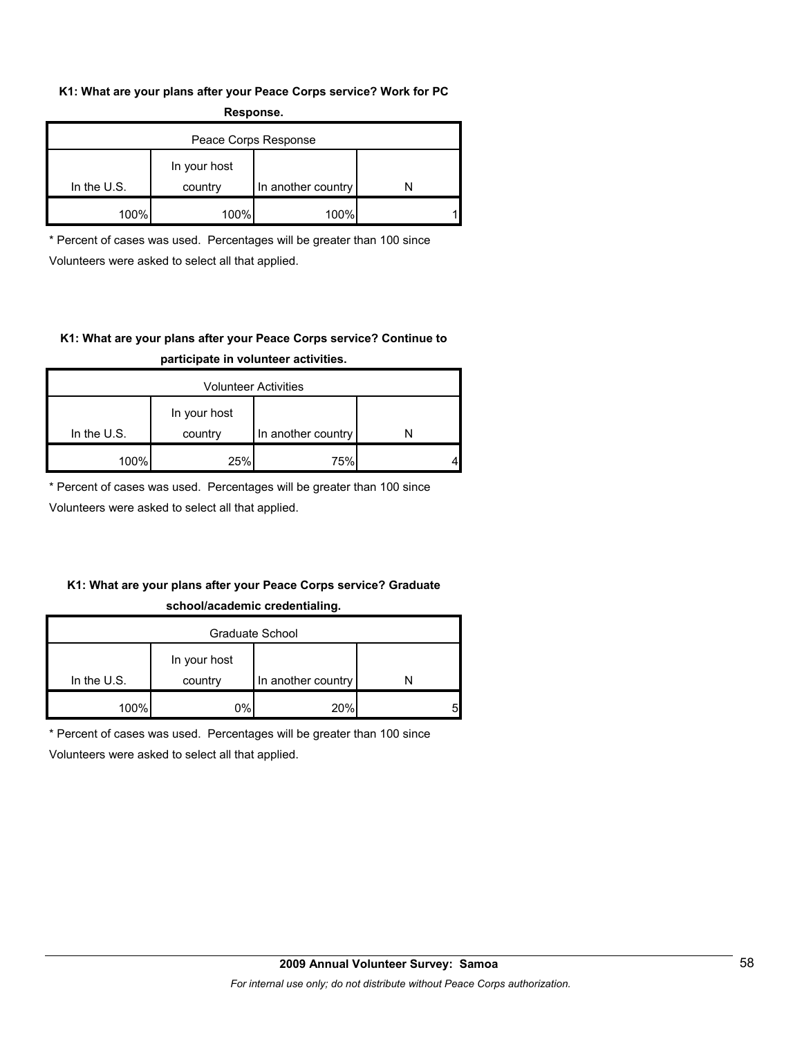**K1: What are your plans after your Peace Corps service? Work for PC Response.**

| Peace Corps Response | | | |
|---|---|---|---|
| In the U.S. | In your host country | In another country | N |
| 100% | 100% | 100% | 1 |

\* Percent of cases was used. Percentages will be greater than 100 since Volunteers were asked to select all that applied.

**K1: What are your plans after your Peace Corps service? Continue to participate in volunteer activities.**

| Volunteer Activities | | | |
|---|---|---|---|
| In the U.S. | In your host country | In another country | N |
| 100% | 25% | 75% | 4 |

\* Percent of cases was used. Percentages will be greater than 100 since Volunteers were asked to select all that applied.

**K1: What are your plans after your Peace Corps service? Graduate school/academic credentialing.**

| Graduate School | | | |
|---|---|---|---|
| In the U.S. | In your host country | In another country | N |
| 100% | 0% | 20% | 5 |

\* Percent of cases was used. Percentages will be greater than 100 since Volunteers were asked to select all that applied.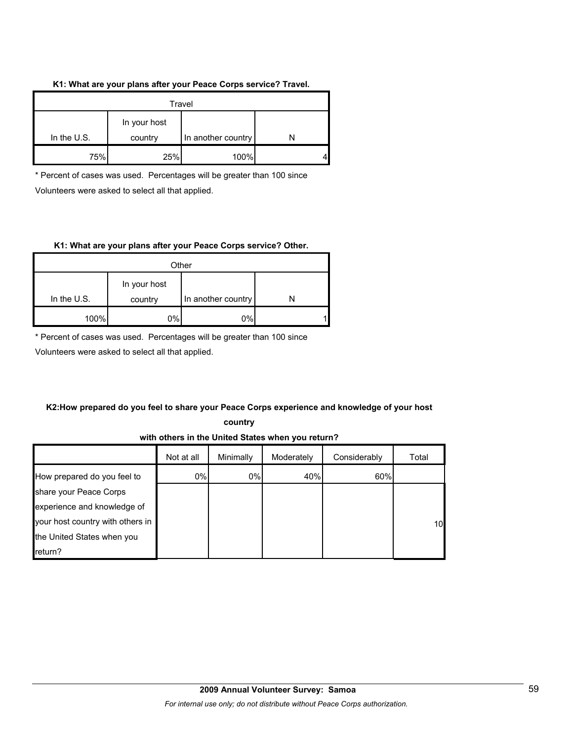**K1: What are your plans after your Peace Corps service? Travel.**

| Travel | | | |
|---|---|---|---|
| In the U.S. | In your host country | In another country | N |
| 75% | 25% | 100% | 4 |

\* Percent of cases was used. Percentages will be greater than 100 since Volunteers were asked to select all that applied.

**K1: What are your plans after your Peace Corps service? Other.**

| Other | | | |
|---|---|---|---|
| In the U.S. | In your host country | In another country | N |
| 100% | 0% | 0% | 1 |

\* Percent of cases was used. Percentages will be greater than 100 since Volunteers were asked to select all that applied.

**K2:How prepared do you feel to share your Peace Corps experience and knowledge of your host country with others in the United States when you return?**

| | Not at all | Minimally | Moderately | Considerably | Total |
|---|---|---|---|---|---|
| How prepared do you feel to share your Peace Corps experience and knowledge of your host country with others in the United States when you return? | 0% | 0% | 40% | 60% | 10 |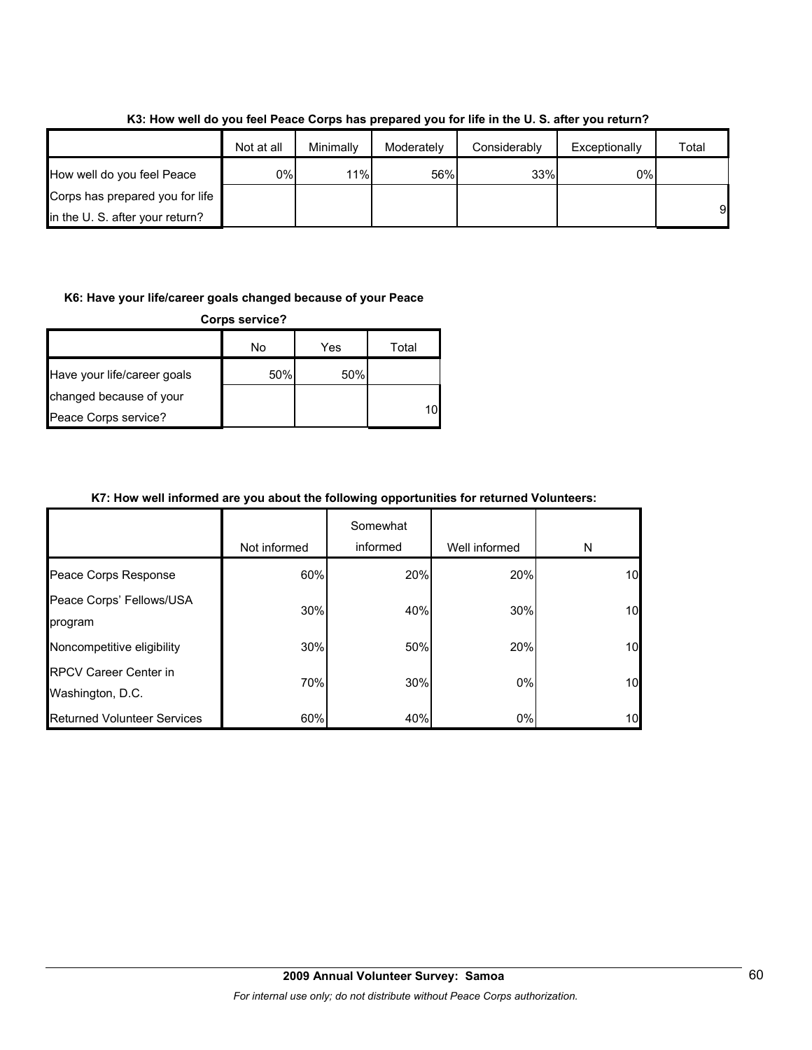**K3: How well do you feel Peace Corps has prepared you for life in the U. S. after you return?**

| | Not at all | Minimally | Moderately | Considerably | Exceptionally | Total |
|---|---|---|---|---|---|---|
| How well do you feel Peace Corps has prepared you for life in the U. S. after your return? | 0% | 11% | 56% | 33% | 0% | 9 |

**K6: Have your life/career goals changed because of your Peace Corps service?**

| | No | Yes | Total |
|---|---|---|---|
| Have your life/career goals changed because of your Peace Corps service? | 50% | 50% | 10 |

**K7: How well informed are you about the following opportunities for returned Volunteers:**

| | Not informed | Somewhat informed | Well informed | N |
|---|---|---|---|---|
| Peace Corps Response | 60% | 20% | 20% | 10 |
| Peace Corps' Fellows/USA program | 30% | 40% | 30% | 10 |
| Noncompetitive eligibility | 30% | 50% | 20% | 10 |
| RPCV Career Center in Washington, D.C. | 70% | 30% | 0% | 10 |
| Returned Volunteer Services | 60% | 40% | 0% | 10 |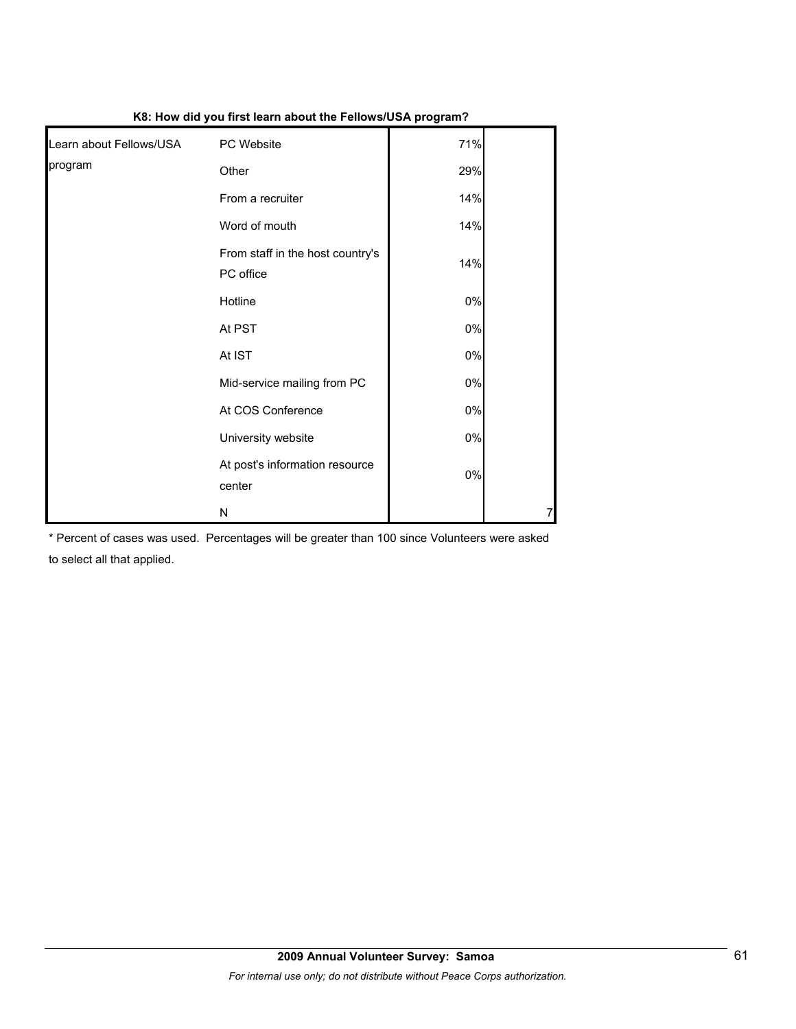**K8: How did you first learn about the Fellows/USA program?**

| | | | |
|---|---|---|---|
| Learn about Fellows/USA program | PC Website | 71% | |
| | Other | 29% | |
| | From a recruiter | 14% | |
| | Word of mouth | 14% | |
| | From staff in the host country's PC office | 14% | |
| | Hotline | 0% | |
| | At PST | 0% | |
| | At IST | 0% | |
| | Mid-service mailing from PC | 0% | |
| | At COS Conference | 0% | |
| | University website | 0% | |
| | At post's information resource center | 0% | |
| | N | | 7 |

* Percent of cases was used. Percentages will be greater than 100 since Volunteers were asked to select all that applied.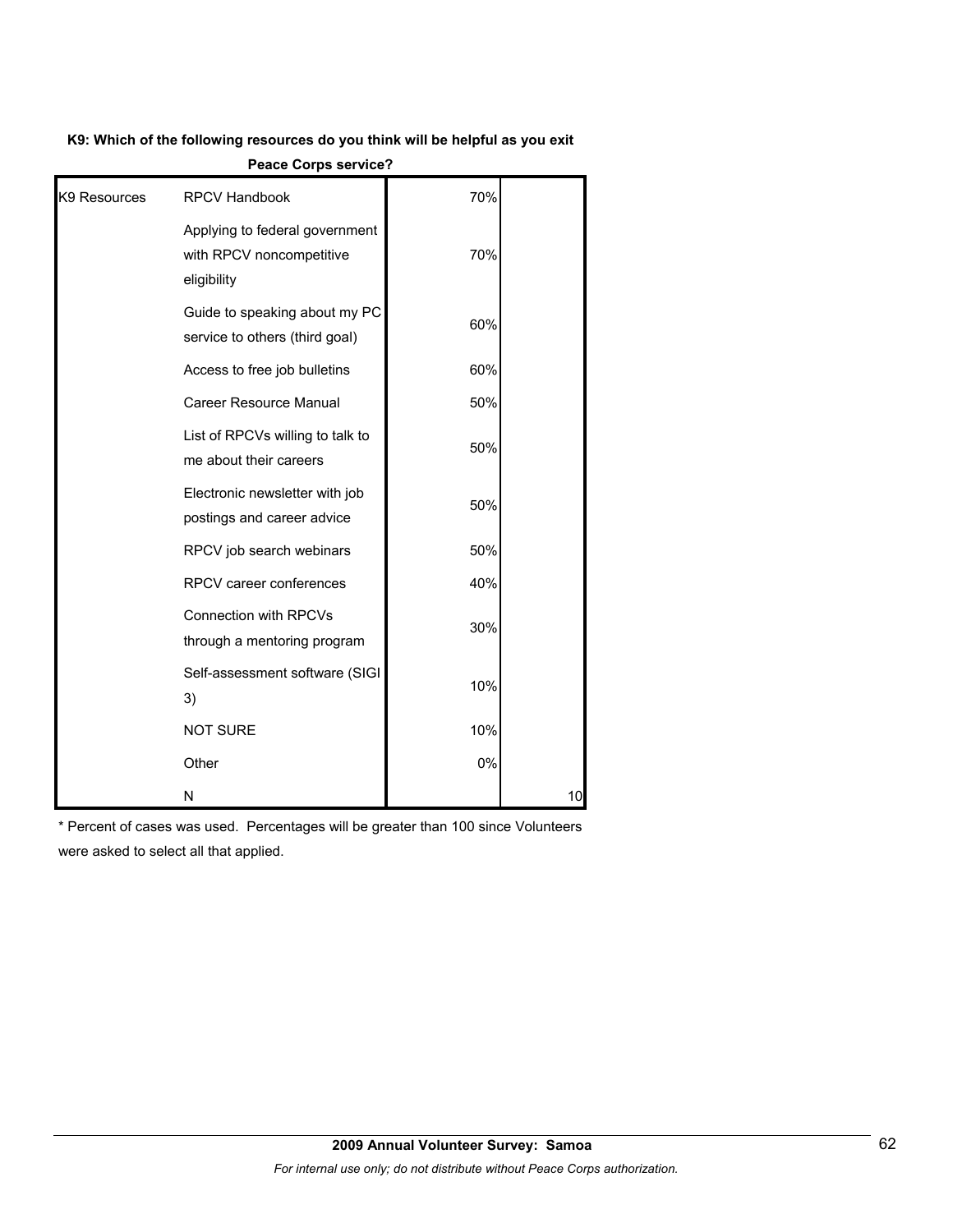**K9: Which of the following resources do you think will be helpful as you exit Peace Corps service?**

| | | | |
|---|---|---|---|
| K9 Resources | RPCV Handbook | 70% | |
| | Applying to federal government with RPCV noncompetitive eligibility | 70% | |
| | Guide to speaking about my PC service to others (third goal) | 60% | |
| | Access to free job bulletins | 60% | |
| | Career Resource Manual | 50% | |
| | List of RPCVs willing to talk to me about their careers | 50% | |
| | Electronic newsletter with job postings and career advice | 50% | |
| | RPCV job search webinars | 50% | |
| | RPCV career conferences | 40% | |
| | Connection with RPCVs through a mentoring program | 30% | |
| | Self-assessment software (SIGI 3) | 10% | |
| | NOT SURE | 10% | |
| | Other | 0% | |
| | N | | 10 |

* Percent of cases was used. Percentages will be greater than 100 since Volunteers were asked to select all that applied.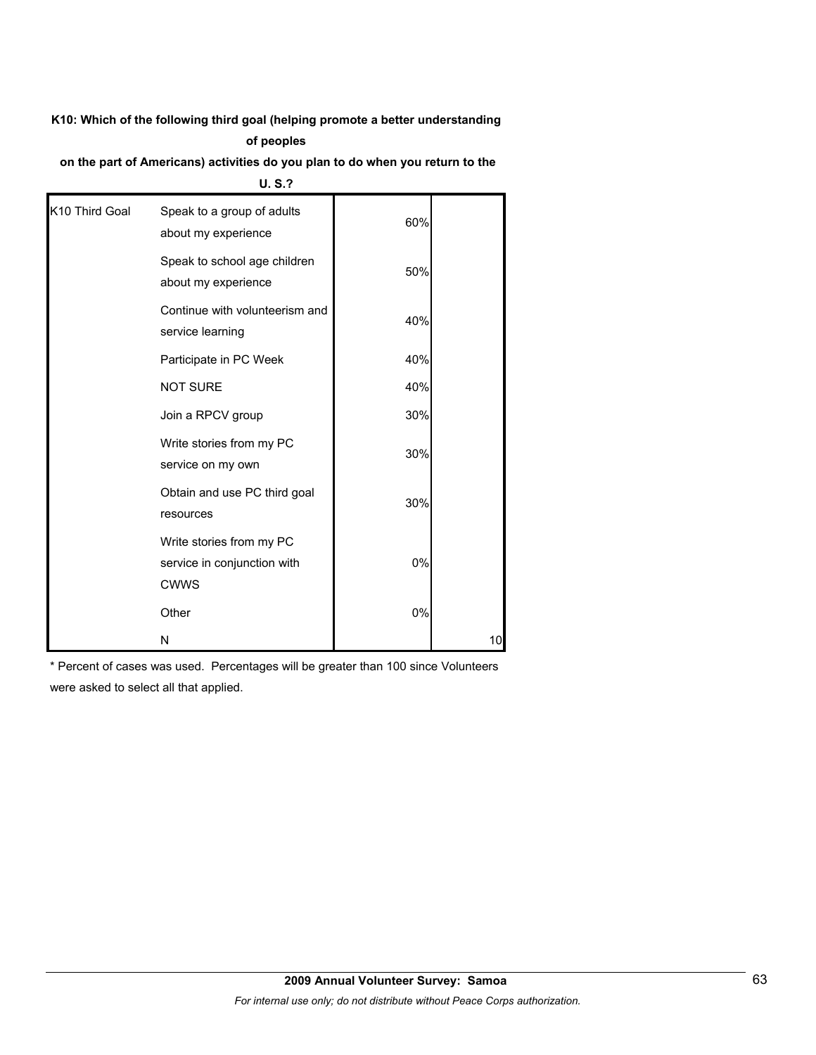**K10: Which of the following third goal (helping promote a better understanding of peoples on the part of Americans) activities do you plan to do when you return to the U. S.?**

| | | | |
|---|---|---|---|
| K10 Third Goal | Speak to a group of adults about my experience | 60% | |
| | Speak to school age children about my experience | 50% | |
| | Continue with volunteerism and service learning | 40% | |
| | Participate in PC Week | 40% | |
| | NOT SURE | 40% | |
| | Join a RPCV group | 30% | |
| | Write stories from my PC service on my own | 30% | |
| | Obtain and use PC third goal resources | 30% | |
| | Write stories from my PC service in conjunction with CWWS | 0% | |
| | Other | 0% | |
| | N | | 10 |

* Percent of cases was used. Percentages will be greater than 100 since Volunteers were asked to select all that applied.